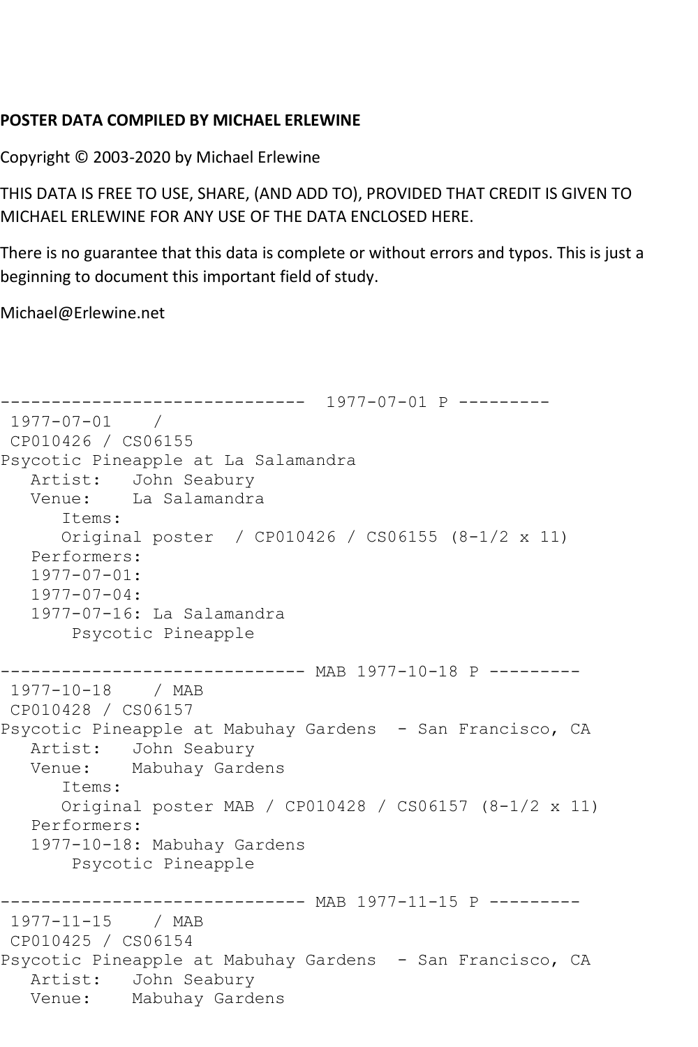**POSTER DATA COMPILED BY MICHAEL ERLEWINE**

Copyright © 2003-2020 by Michael Erlewine

THIS DATA IS FREE TO USE, SHARE, (AND ADD TO), PROVIDED THAT CREDIT IS GIVEN TO MICHAEL ERLEWINE FOR ANY USE OF THE DATA ENCLOSED HERE.

There is no guarantee that this data is complete or without errors and typos. This is just a beginning to document this important field of study.

Michael@Erlewine.net

```
------------------------------  1977-07-01 P ---------
 1977-07-01    /
 CP010426 / CS06155
Psycotic Pineapple at La Salamandra
   Artist:   John Seabury
   Venue:    La Salamandra
      Items:
      Original poster  / CP010426 / CS06155 (8-1/2 x 11)
   Performers:
   1977-07-01:
   1977-07-04:
   1977-07-16: La Salamandra
       Psycotic Pineapple

------------------------------ MAB 1977-10-18 P ---------
 1977-10-18    / MAB
 CP010428 / CS06157
Psycotic Pineapple at Mabuhay Gardens  - San Francisco, CA
   Artist:   John Seabury
   Venue:    Mabuhay Gardens
      Items:
      Original poster MAB / CP010428 / CS06157 (8-1/2 x 11)
   Performers:
   1977-10-18: Mabuhay Gardens
       Psycotic Pineapple

------------------------------ MAB 1977-11-15 P ---------
 1977-11-15    / MAB
 CP010425 / CS06154
Psycotic Pineapple at Mabuhay Gardens  - San Francisco, CA
   Artist:   John Seabury
   Venue:    Mabuhay Gardens
```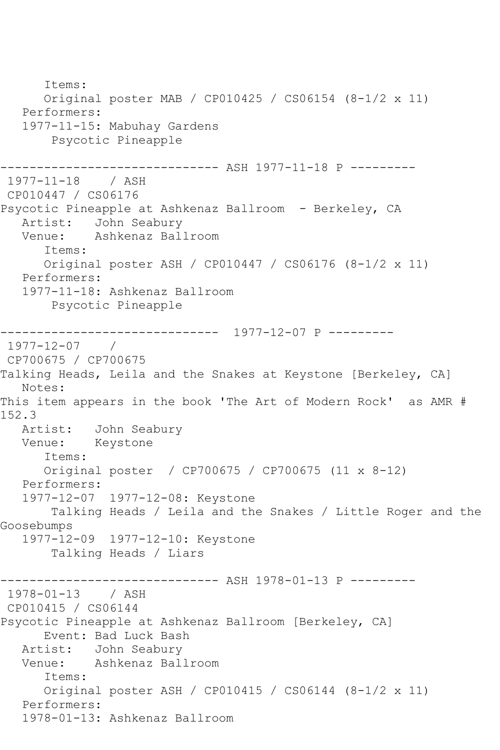```
      Items:
      Original poster MAB / CP010425 / CS06154 (8-1/2 x 11)
   Performers:
   1977-11-15: Mabuhay Gardens
       Psycotic Pineapple

------------------------------ ASH 1977-11-18 P ---------
 1977-11-18    / ASH
 CP010447 / CS06176
Psycotic Pineapple at Ashkenaz Ballroom  - Berkeley, CA
   Artist:   John Seabury
   Venue:    Ashkenaz Ballroom
      Items:
      Original poster ASH / CP010447 / CS06176 (8-1/2 x 11)
   Performers:
   1977-11-18: Ashkenaz Ballroom
       Psycotic Pineapple

------------------------------  1977-12-07 P ---------
 1977-12-07    /
 CP700675 / CP700675
Talking Heads, Leila and the Snakes at Keystone [Berkeley, CA]
   Notes:
This item appears in the book 'The Art of Modern Rock'  as AMR #
152.3
   Artist:   John Seabury
   Venue:    Keystone
      Items:
      Original poster  / CP700675 / CP700675 (11 x 8-12)
   Performers:
   1977-12-07  1977-12-08: Keystone
       Talking Heads / Leila and the Snakes / Little Roger and the
Goosebumps
   1977-12-09  1977-12-10: Keystone
       Talking Heads / Liars

------------------------------ ASH 1978-01-13 P ---------
 1978-01-13    / ASH
 CP010415 / CS06144
Psycotic Pineapple at Ashkenaz Ballroom [Berkeley, CA]
      Event: Bad Luck Bash
   Artist:   John Seabury
   Venue:    Ashkenaz Ballroom
      Items:
      Original poster ASH / CP010415 / CS06144 (8-1/2 x 11)
   Performers:
   1978-01-13: Ashkenaz Ballroom
```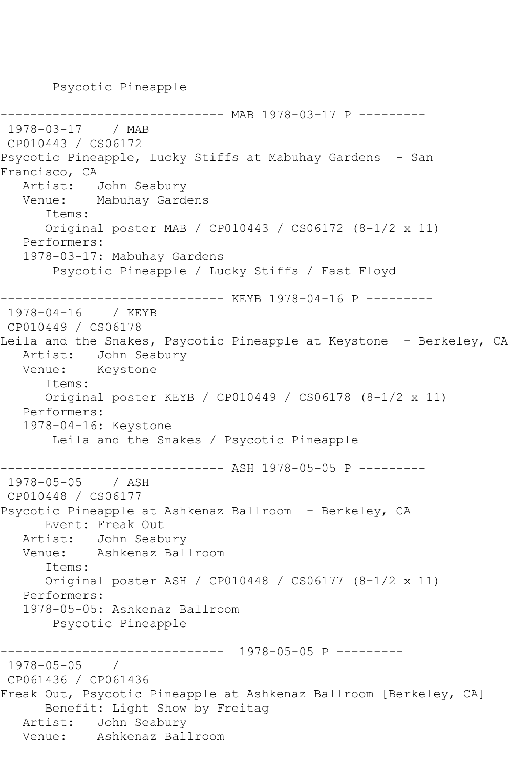Psycotic Pineapple

------------------------------ MAB 1978-03-17 P ---------
1978-03-17 / MAB
CP010443 / CS06172
Psycotic Pineapple, Lucky Stiffs at Mabuhay Gardens - San Francisco, CA
Artist: John Seabury
Venue: Mabuhay Gardens
Items:
Original poster MAB / CP010443 / CS06172 (8-1/2 x 11)
Performers:
1978-03-17: Mabuhay Gardens
Psycotic Pineapple / Lucky Stiffs / Fast Floyd

------------------------------ KEYB 1978-04-16 P ---------
1978-04-16 / KEYB
CP010449 / CS06178
Leila and the Snakes, Psycotic Pineapple at Keystone - Berkeley, CA
Artist: John Seabury
Venue: Keystone
Items:
Original poster KEYB / CP010449 / CS06178 (8-1/2 x 11)
Performers:
1978-04-16: Keystone
Leila and the Snakes / Psycotic Pineapple

------------------------------ ASH 1978-05-05 P ---------
1978-05-05 / ASH
CP010448 / CS06177
Psycotic Pineapple at Ashkenaz Ballroom - Berkeley, CA
Event: Freak Out
Artist: John Seabury
Venue: Ashkenaz Ballroom
Items:
Original poster ASH / CP010448 / CS06177 (8-1/2 x 11)
Performers:
1978-05-05: Ashkenaz Ballroom
Psycotic Pineapple

------------------------------ 1978-05-05 P ---------
1978-05-05 /
CP061436 / CP061436
Freak Out, Psycotic Pineapple at Ashkenaz Ballroom [Berkeley, CA]
Benefit: Light Show by Freitag
Artist: John Seabury
Venue: Ashkenaz Ballroom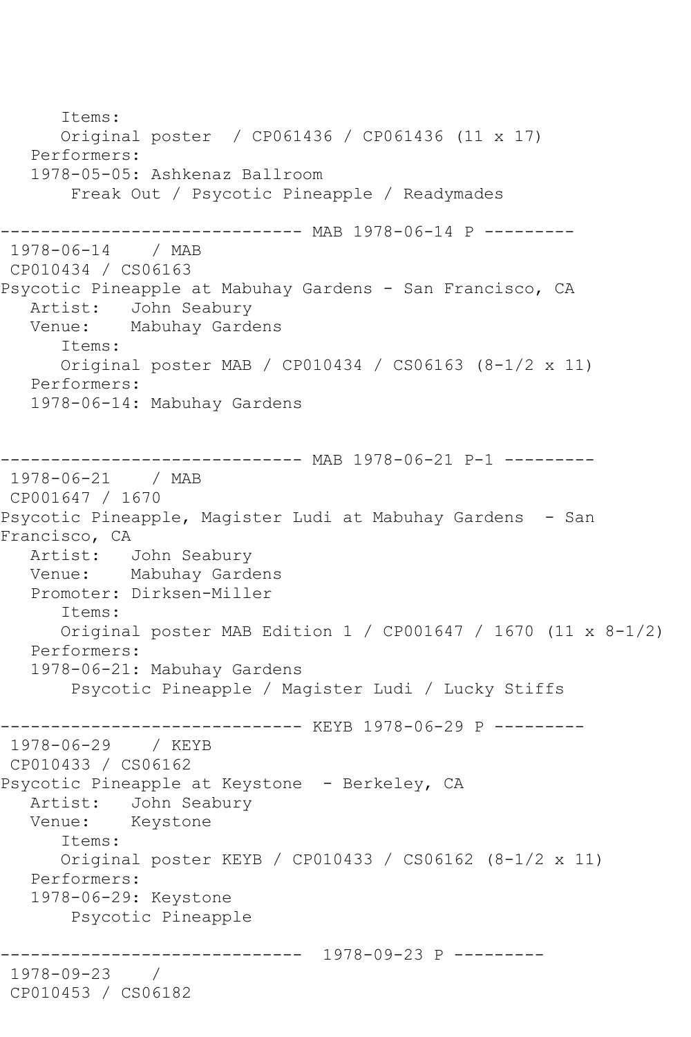Items:
Original poster / CP061436 / CP061436 (11 x 17)
Performers:
1978-05-05: Ashkenaz Ballroom
Freak Out / Psycotic Pineapple / Readymades

------------------------------ MAB 1978-06-14 P ---------

1978-06-14 / MAB
CP010434 / CS06163
Psycotic Pineapple at Mabuhay Gardens - San Francisco, CA
Artist: John Seabury
Venue: Mabuhay Gardens
Items:
Original poster MAB / CP010434 / CS06163 (8-1/2 x 11)
Performers:
1978-06-14: Mabuhay Gardens

------------------------------ MAB 1978-06-21 P-1 ---------

1978-06-21 / MAB
CP001647 / 1670
Psycotic Pineapple, Magister Ludi at Mabuhay Gardens - San Francisco, CA
Artist: John Seabury
Venue: Mabuhay Gardens
Promoter: Dirksen-Miller
Items:
Original poster MAB Edition 1 / CP001647 / 1670 (11 x 8-1/2)
Performers:
1978-06-21: Mabuhay Gardens
Psycotic Pineapple / Magister Ludi / Lucky Stiffs

------------------------------ KEYB 1978-06-29 P ---------

1978-06-29 / KEYB
CP010433 / CS06162
Psycotic Pineapple at Keystone - Berkeley, CA
Artist: John Seabury
Venue: Keystone
Items:
Original poster KEYB / CP010433 / CS06162 (8-1/2 x 11)
Performers:
1978-06-29: Keystone
Psycotic Pineapple

------------------------------ 1978-09-23 P ---------

1978-09-23 /
CP010453 / CS06182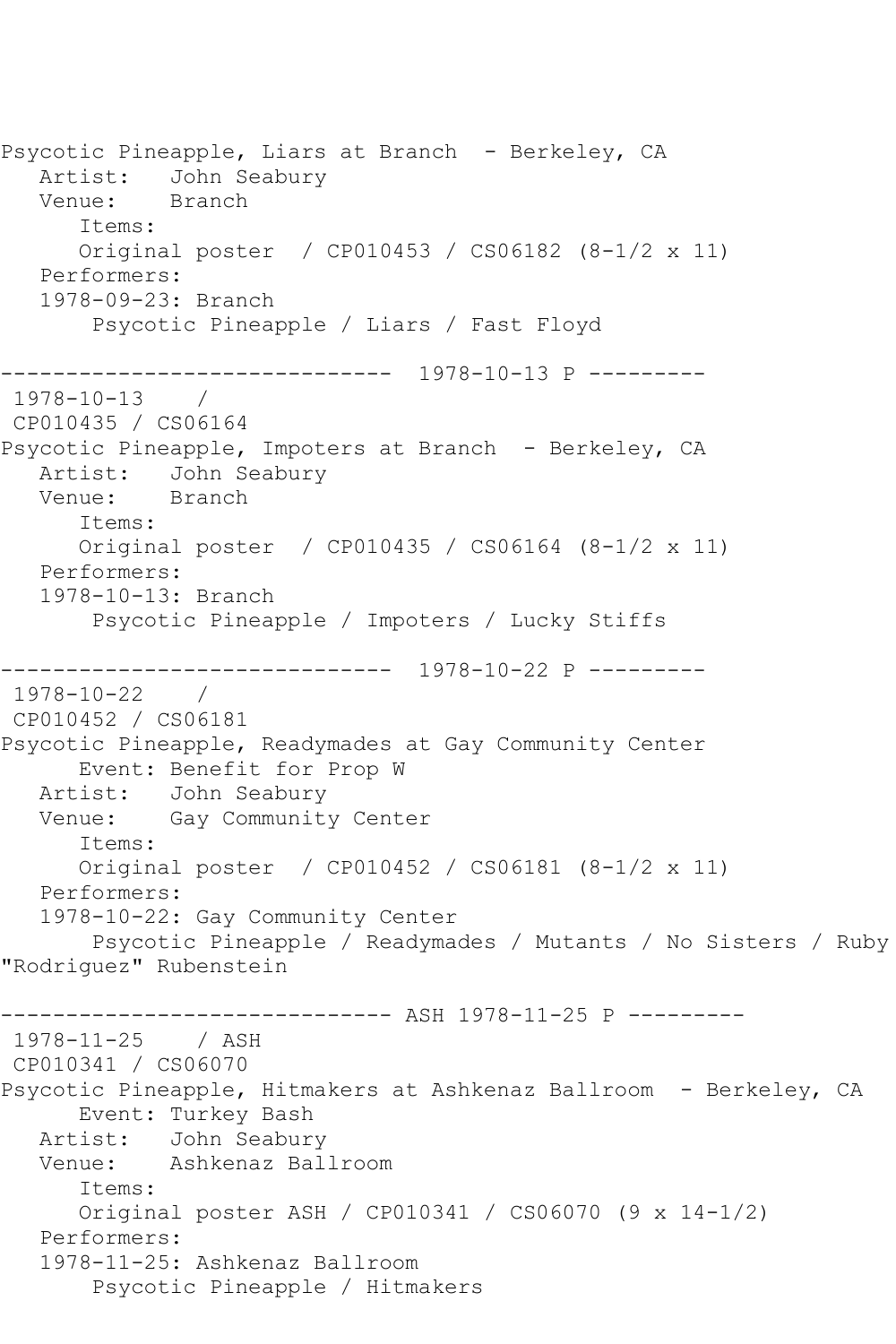Psycotic Pineapple, Liars at Branch - Berkeley, CA
   Artist:   John Seabury
   Venue:    Branch
      Items:
      Original poster / CP010453 / CS06182 (8-1/2 x 11)
   Performers:
   1978-09-23: Branch
       Psycotic Pineapple / Liars / Fast Floyd

------------------------------ 1978-10-13 P ---------
1978-10-13 /
CP010435 / CS06164
Psycotic Pineapple, Impoters at Branch - Berkeley, CA
   Artist:   John Seabury
   Venue:    Branch
      Items:
      Original poster / CP010435 / CS06164 (8-1/2 x 11)
   Performers:
   1978-10-13: Branch
       Psycotic Pineapple / Impoters / Lucky Stiffs

------------------------------ 1978-10-22 P ---------
1978-10-22 /
CP010452 / CS06181
Psycotic Pineapple, Readymades at Gay Community Center
      Event: Benefit for Prop W
   Artist:   John Seabury
   Venue:    Gay Community Center
      Items:
      Original poster / CP010452 / CS06181 (8-1/2 x 11)
   Performers:
   1978-10-22: Gay Community Center
       Psycotic Pineapple / Readymades / Mutants / No Sisters / Ruby "Rodriguez" Rubenstein

------------------------------ ASH 1978-11-25 P ---------
1978-11-25 / ASH
CP010341 / CS06070
Psycotic Pineapple, Hitmakers at Ashkenaz Ballroom - Berkeley, CA
      Event: Turkey Bash
   Artist:   John Seabury
   Venue:    Ashkenaz Ballroom
      Items:
      Original poster ASH / CP010341 / CS06070 (9 x 14-1/2)
   Performers:
   1978-11-25: Ashkenaz Ballroom
       Psycotic Pineapple / Hitmakers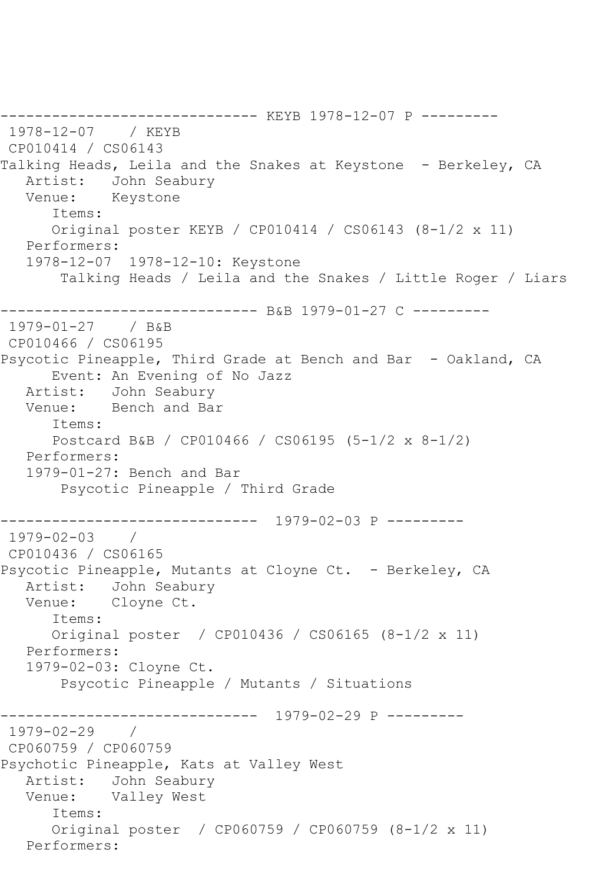```
------------------------------ KEYB 1978-12-07 P ---------
 1978-12-07    / KEYB
 CP010414 / CS06143
Talking Heads, Leila and the Snakes at Keystone  - Berkeley, CA
   Artist:   John Seabury
   Venue:    Keystone
      Items:
      Original poster KEYB / CP010414 / CS06143 (8-1/2 x 11)
   Performers:
   1978-12-07  1978-12-10: Keystone
       Talking Heads / Leila and the Snakes / Little Roger / Liars

------------------------------ B&B 1979-01-27 C ---------
 1979-01-27    / B&B
 CP010466 / CS06195
Psycotic Pineapple, Third Grade at Bench and Bar  - Oakland, CA
      Event: An Evening of No Jazz
   Artist:   John Seabury
   Venue:    Bench and Bar
      Items:
      Postcard B&B / CP010466 / CS06195 (5-1/2 x 8-1/2)
   Performers:
   1979-01-27: Bench and Bar
       Psycotic Pineapple / Third Grade

------------------------------  1979-02-03 P ---------
 1979-02-03    /
 CP010436 / CS06165
Psycotic Pineapple, Mutants at Cloyne Ct.  - Berkeley, CA
   Artist:   John Seabury
   Venue:    Cloyne Ct.
      Items:
      Original poster  / CP010436 / CS06165 (8-1/2 x 11)
   Performers:
   1979-02-03: Cloyne Ct.
       Psycotic Pineapple / Mutants / Situations

------------------------------  1979-02-29 P ---------
 1979-02-29    /
 CP060759 / CP060759
Psychotic Pineapple, Kats at Valley West
   Artist:   John Seabury
   Venue:    Valley West
      Items:
      Original poster  / CP060759 / CP060759 (8-1/2 x 11)
   Performers:
```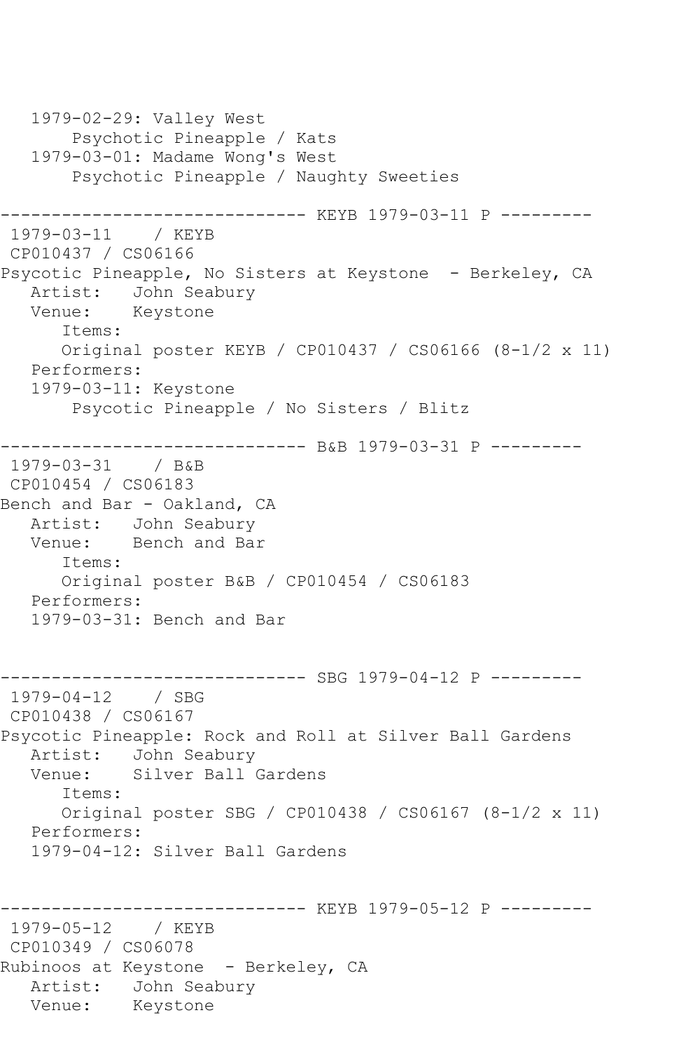1979-02-29: Valley West
    Psychotic Pineapple / Kats
1979-03-01: Madame Wong's West
    Psychotic Pineapple / Naughty Sweeties

------------------------------ KEYB 1979-03-11 P ---------

1979-03-11 / KEYB
CP010437 / CS06166
Psycotic Pineapple, No Sisters at Keystone - Berkeley, CA
Artist: John Seabury
Venue: Keystone
Items:
Original poster KEYB / CP010437 / CS06166 (8-1/2 x 11)
Performers:
1979-03-11: Keystone
    Psycotic Pineapple / No Sisters / Blitz

------------------------------ B&B 1979-03-31 P ---------

1979-03-31 / B&B
CP010454 / CS06183
Bench and Bar - Oakland, CA
Artist: John Seabury
Venue: Bench and Bar
Items:
Original poster B&B / CP010454 / CS06183
Performers:
1979-03-31: Bench and Bar

------------------------------ SBG 1979-04-12 P ---------

1979-04-12 / SBG
CP010438 / CS06167
Psycotic Pineapple: Rock and Roll at Silver Ball Gardens
Artist: John Seabury
Venue: Silver Ball Gardens
Items:
Original poster SBG / CP010438 / CS06167 (8-1/2 x 11)
Performers:
1979-04-12: Silver Ball Gardens

------------------------------ KEYB 1979-05-12 P ---------

1979-05-12 / KEYB
CP010349 / CS06078
Rubinoos at Keystone - Berkeley, CA
Artist: John Seabury
Venue: Keystone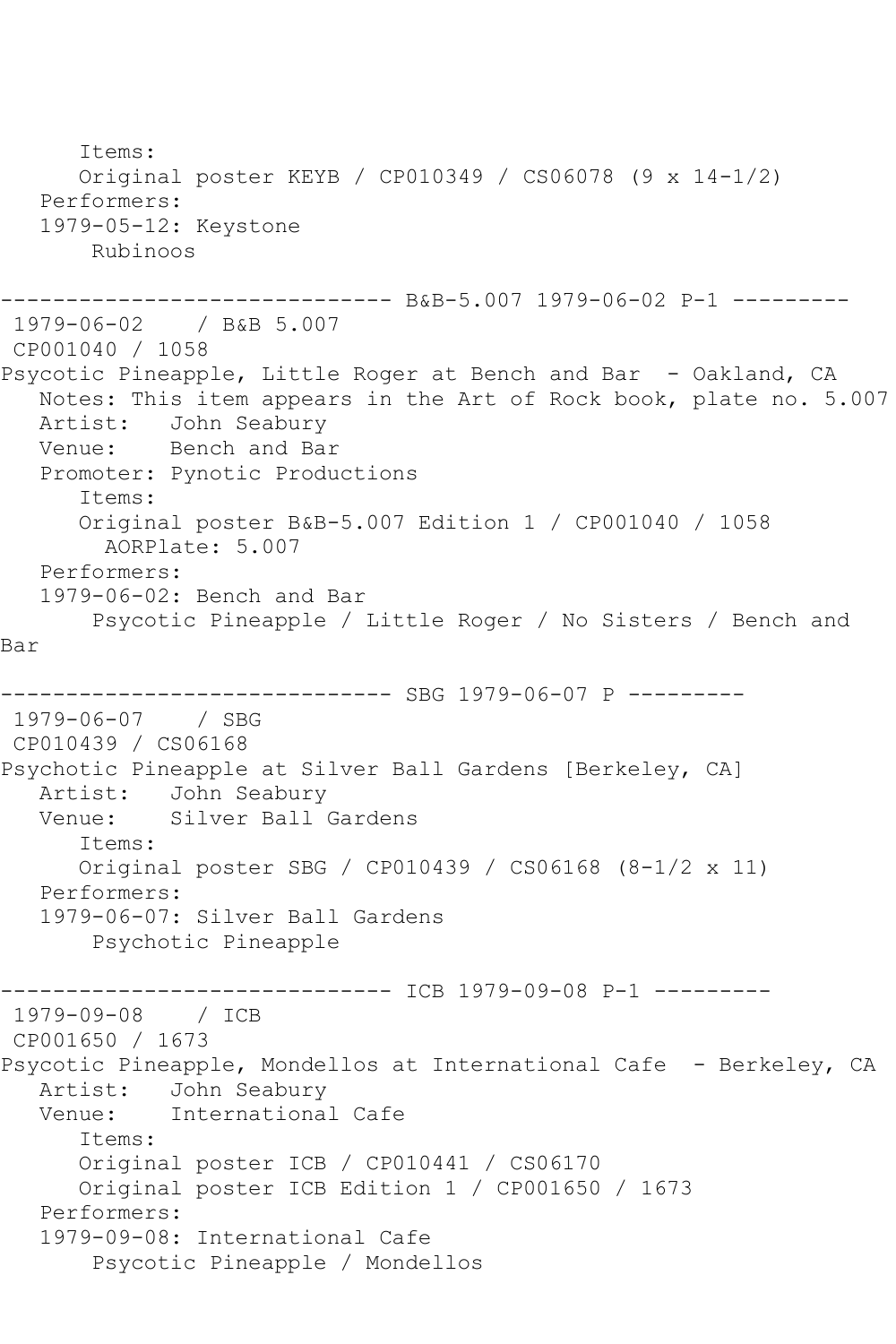Items:
Original poster KEYB / CP010349 / CS06078 (9 x 14-1/2)
Performers:
1979-05-12: Keystone
Rubinoos

------------------------------ B&B-5.007 1979-06-02 P-1 ---------

1979-06-02 / B&B 5.007
CP001040 / 1058
Psycotic Pineapple, Little Roger at Bench and Bar - Oakland, CA
Notes: This item appears in the Art of Rock book, plate no. 5.007
Artist: John Seabury
Venue: Bench and Bar
Promoter: Pynotic Productions
Items:
Original poster B&B-5.007 Edition 1 / CP001040 / 1058
AORPlate: 5.007
Performers:
1979-06-02: Bench and Bar
Psycotic Pineapple / Little Roger / No Sisters / Bench and Bar

------------------------------ SBG 1979-06-07 P ---------

1979-06-07 / SBG
CP010439 / CS06168
Psychotic Pineapple at Silver Ball Gardens [Berkeley, CA]
Artist: John Seabury
Venue: Silver Ball Gardens
Items:
Original poster SBG / CP010439 / CS06168 (8-1/2 x 11)
Performers:
1979-06-07: Silver Ball Gardens
Psychotic Pineapple

------------------------------ ICB 1979-09-08 P-1 ---------

1979-09-08 / ICB
CP001650 / 1673
Psycotic Pineapple, Mondellos at International Cafe - Berkeley, CA
Artist: John Seabury
Venue: International Cafe
Items:
Original poster ICB / CP010441 / CS06170
Original poster ICB Edition 1 / CP001650 / 1673
Performers:
1979-09-08: International Cafe
Psycotic Pineapple / Mondellos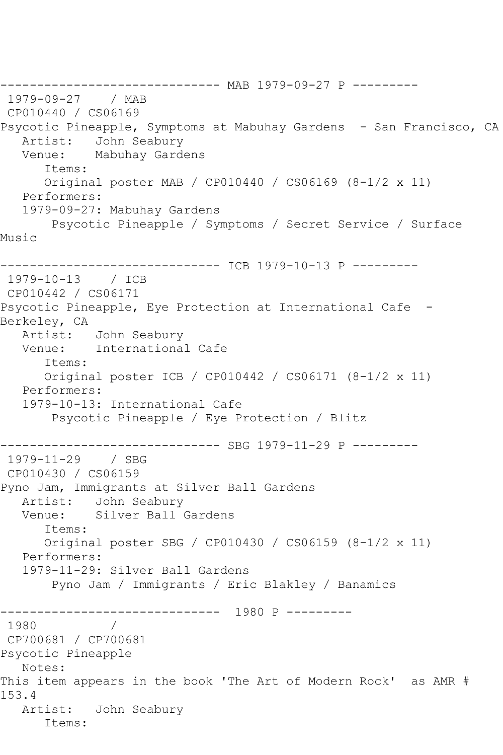------------------------------ MAB 1979-09-27 P ---------

1979-09-27 / MAB
CP010440 / CS06169
Psycotic Pineapple, Symptoms at Mabuhay Gardens - San Francisco, CA
Artist: John Seabury
Venue: Mabuhay Gardens
Items:
Original poster MAB / CP010440 / CS06169 (8-1/2 x 11)
Performers:
1979-09-27: Mabuhay Gardens
Psycotic Pineapple / Symptoms / Secret Service / Surface Music

------------------------------ ICB 1979-10-13 P ---------

1979-10-13 / ICB
CP010442 / CS06171
Psycotic Pineapple, Eye Protection at International Cafe - Berkeley, CA
Artist: John Seabury
Venue: International Cafe
Items:
Original poster ICB / CP010442 / CS06171 (8-1/2 x 11)
Performers:
1979-10-13: International Cafe
Psycotic Pineapple / Eye Protection / Blitz

------------------------------ SBG 1979-11-29 P ---------

1979-11-29 / SBG
CP010430 / CS06159
Pyno Jam, Immigrants at Silver Ball Gardens
Artist: John Seabury
Venue: Silver Ball Gardens
Items:
Original poster SBG / CP010430 / CS06159 (8-1/2 x 11)
Performers:
1979-11-29: Silver Ball Gardens
Pyno Jam / Immigrants / Eric Blakley / Banamics

------------------------------ 1980 P ---------

1980 /
CP700681 / CP700681
Psycotic Pineapple
Notes:
This item appears in the book 'The Art of Modern Rock' as AMR # 153.4
Artist: John Seabury
Items: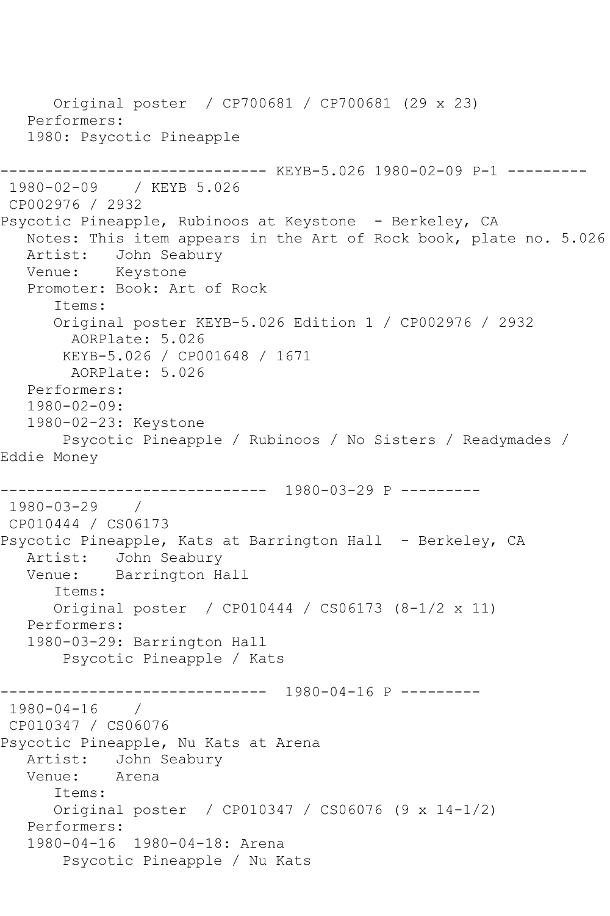Original poster / CP700681 / CP700681 (29 x 23)
Performers:
1980: Psycotic Pineapple

------------------------------ KEYB-5.026 1980-02-09 P-1 ---------
1980-02-09 / KEYB 5.026
CP002976 / 2932
Psycotic Pineapple, Rubinoos at Keystone - Berkeley, CA
Notes: This item appears in the Art of Rock book, plate no. 5.026
Artist: John Seabury
Venue: Keystone
Promoter: Book: Art of Rock
Items:
Original poster KEYB-5.026 Edition 1 / CP002976 / 2932
AORPlate: 5.026
KEYB-5.026 / CP001648 / 1671
AORPlate: 5.026
Performers:
1980-02-09:
1980-02-23: Keystone
Psycotic Pineapple / Rubinoos / No Sisters / Readymades / Eddie Money

------------------------------ 1980-03-29 P ---------
1980-03-29 /
CP010444 / CS06173
Psycotic Pineapple, Kats at Barrington Hall - Berkeley, CA
Artist: John Seabury
Venue: Barrington Hall
Items:
Original poster / CP010444 / CS06173 (8-1/2 x 11)
Performers:
1980-03-29: Barrington Hall
Psycotic Pineapple / Kats

------------------------------ 1980-04-16 P ---------
1980-04-16 /
CP010347 / CS06076
Psycotic Pineapple, Nu Kats at Arena
Artist: John Seabury
Venue: Arena
Items:
Original poster / CP010347 / CS06076 (9 x 14-1/2)
Performers:
1980-04-16 1980-04-18: Arena
Psycotic Pineapple / Nu Kats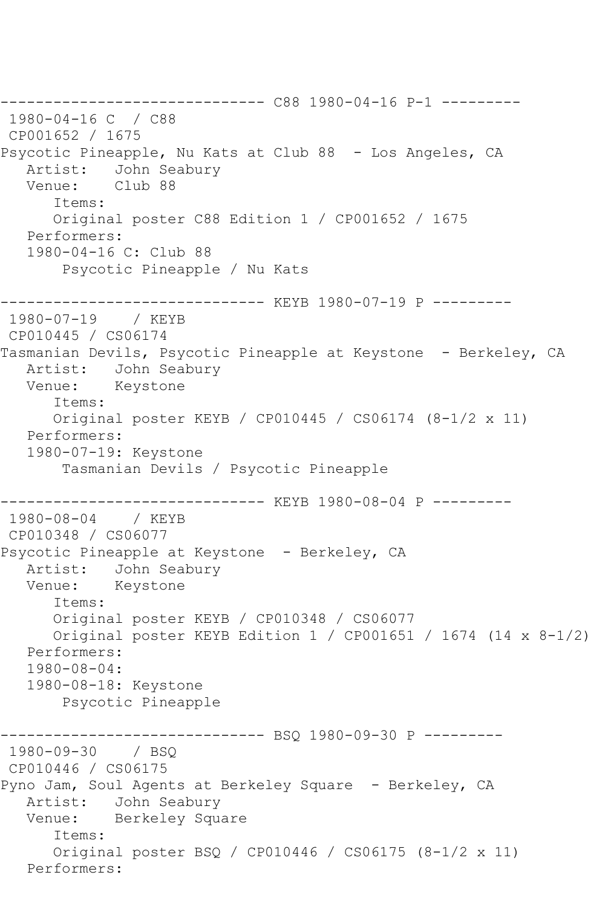------------------------------ C88 1980-04-16 P-1 ---------
1980-04-16 C  / C88
CP001652 / 1675
Psycotic Pineapple, Nu Kats at Club 88  - Los Angeles, CA
   Artist:   John Seabury
   Venue:    Club 88
      Items:
      Original poster C88 Edition 1 / CP001652 / 1675
   Performers:
   1980-04-16 C: Club 88
       Psycotic Pineapple / Nu Kats

------------------------------ KEYB 1980-07-19 P ---------
1980-07-19    / KEYB
CP010445 / CS06174
Tasmanian Devils, Psycotic Pineapple at Keystone  - Berkeley, CA
   Artist:   John Seabury
   Venue:    Keystone
      Items:
      Original poster KEYB / CP010445 / CS06174 (8-1/2 x 11)
   Performers:
   1980-07-19: Keystone
       Tasmanian Devils / Psycotic Pineapple

------------------------------ KEYB 1980-08-04 P ---------
1980-08-04    / KEYB
CP010348 / CS06077
Psycotic Pineapple at Keystone  - Berkeley, CA
   Artist:   John Seabury
   Venue:    Keystone
      Items:
      Original poster KEYB / CP010348 / CS06077
      Original poster KEYB Edition 1 / CP001651 / 1674 (14 x 8-1/2)
   Performers:
   1980-08-04:
   1980-08-18: Keystone
       Psycotic Pineapple

------------------------------ BSQ 1980-09-30 P ---------
1980-09-30    / BSQ
CP010446 / CS06175
Pyno Jam, Soul Agents at Berkeley Square  - Berkeley, CA
   Artist:   John Seabury
   Venue:    Berkeley Square
      Items:
      Original poster BSQ / CP010446 / CS06175 (8-1/2 x 11)
   Performers: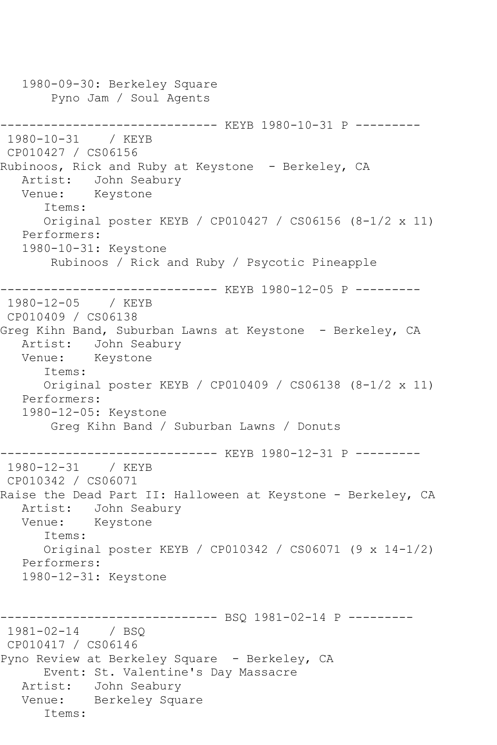```
   1980-09-30: Berkeley Square
       Pyno Jam / Soul Agents

------------------------------ KEYB 1980-10-31 P ---------
 1980-10-31    / KEYB
 CP010427 / CS06156
Rubinoos, Rick and Ruby at Keystone  - Berkeley, CA
   Artist:   John Seabury
   Venue:    Keystone
      Items:
      Original poster KEYB / CP010427 / CS06156 (8-1/2 x 11)
   Performers:
   1980-10-31: Keystone
       Rubinoos / Rick and Ruby / Psycotic Pineapple

------------------------------ KEYB 1980-12-05 P ---------
 1980-12-05    / KEYB
 CP010409 / CS06138
Greg Kihn Band, Suburban Lawns at Keystone  - Berkeley, CA
   Artist:   John Seabury
   Venue:    Keystone
      Items:
      Original poster KEYB / CP010409 / CS06138 (8-1/2 x 11)
   Performers:
   1980-12-05: Keystone
       Greg Kihn Band / Suburban Lawns / Donuts

------------------------------ KEYB 1980-12-31 P ---------
 1980-12-31    / KEYB
 CP010342 / CS06071
Raise the Dead Part II: Halloween at Keystone - Berkeley, CA
   Artist:   John Seabury
   Venue:    Keystone
      Items:
      Original poster KEYB / CP010342 / CS06071 (9 x 14-1/2)
   Performers:
   1980-12-31: Keystone


------------------------------ BSQ 1981-02-14 P ---------
 1981-02-14    / BSQ
 CP010417 / CS06146
Pyno Review at Berkeley Square  - Berkeley, CA
      Event: St. Valentine's Day Massacre
   Artist:   John Seabury
   Venue:    Berkeley Square
      Items:
```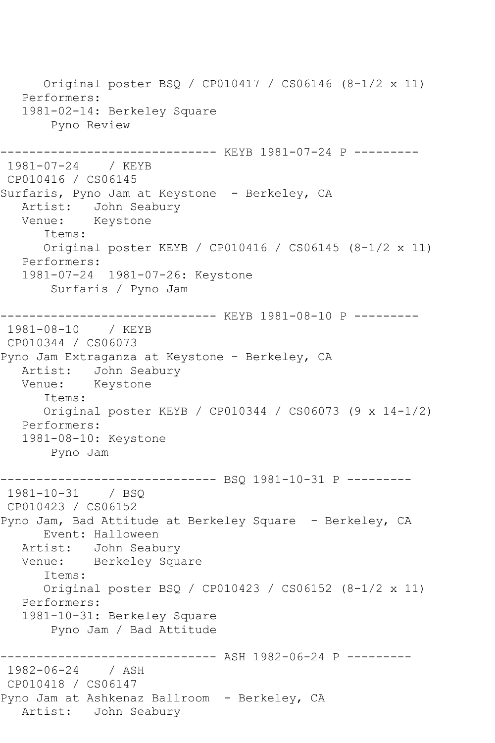Original poster BSQ / CP010417 / CS06146 (8-1/2 x 11)
Performers:
1981-02-14: Berkeley Square
Pyno Review

------------------------------ KEYB 1981-07-24 P ---------

1981-07-24 / KEYB
CP010416 / CS06145
Surfaris, Pyno Jam at Keystone - Berkeley, CA
Artist: John Seabury
Venue: Keystone
Items:
Original poster KEYB / CP010416 / CS06145 (8-1/2 x 11)
Performers:
1981-07-24 1981-07-26: Keystone
Surfaris / Pyno Jam

------------------------------ KEYB 1981-08-10 P ---------

1981-08-10 / KEYB
CP010344 / CS06073
Pyno Jam Extraganza at Keystone - Berkeley, CA
Artist: John Seabury
Venue: Keystone
Items:
Original poster KEYB / CP010344 / CS06073 (9 x 14-1/2)
Performers:
1981-08-10: Keystone
Pyno Jam

------------------------------ BSQ 1981-10-31 P ---------

1981-10-31 / BSQ
CP010423 / CS06152
Pyno Jam, Bad Attitude at Berkeley Square - Berkeley, CA
Event: Halloween
Artist: John Seabury
Venue: Berkeley Square
Items:
Original poster BSQ / CP010423 / CS06152 (8-1/2 x 11)
Performers:
1981-10-31: Berkeley Square
Pyno Jam / Bad Attitude

------------------------------ ASH 1982-06-24 P ---------

1982-06-24 / ASH
CP010418 / CS06147
Pyno Jam at Ashkenaz Ballroom - Berkeley, CA
Artist: John Seabury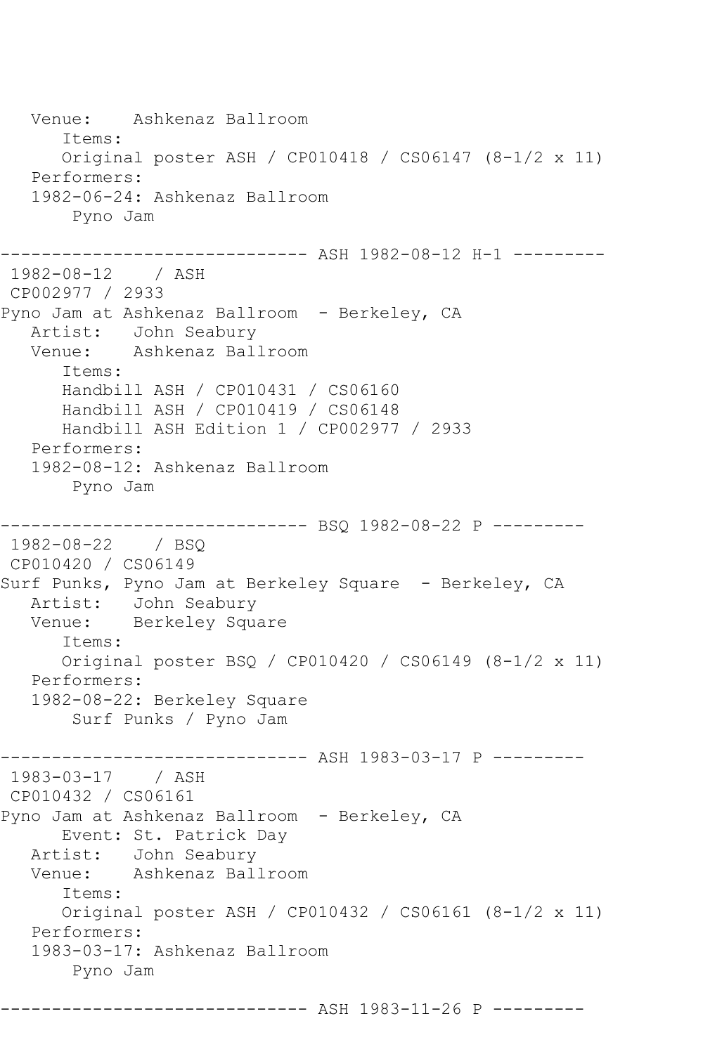```
   Venue:    Ashkenaz Ballroom
      Items:
      Original poster ASH / CP010418 / CS06147 (8-1/2 x 11)
   Performers:
   1982-06-24: Ashkenaz Ballroom
       Pyno Jam

------------------------------ ASH 1982-08-12 H-1 ---------
 1982-08-12    / ASH
 CP002977 / 2933
Pyno Jam at Ashkenaz Ballroom  - Berkeley, CA
   Artist:   John Seabury
   Venue:    Ashkenaz Ballroom
      Items:
      Handbill ASH / CP010431 / CS06160
      Handbill ASH / CP010419 / CS06148
      Handbill ASH Edition 1 / CP002977 / 2933
   Performers:
   1982-08-12: Ashkenaz Ballroom
       Pyno Jam

------------------------------ BSQ 1982-08-22 P ---------
 1982-08-22    / BSQ
 CP010420 / CS06149
Surf Punks, Pyno Jam at Berkeley Square  - Berkeley, CA
   Artist:   John Seabury
   Venue:    Berkeley Square
      Items:
      Original poster BSQ / CP010420 / CS06149 (8-1/2 x 11)
   Performers:
   1982-08-22: Berkeley Square
       Surf Punks / Pyno Jam

------------------------------ ASH 1983-03-17 P ---------
 1983-03-17    / ASH
 CP010432 / CS06161
Pyno Jam at Ashkenaz Ballroom  - Berkeley, CA
      Event: St. Patrick Day
   Artist:   John Seabury
   Venue:    Ashkenaz Ballroom
      Items:
      Original poster ASH / CP010432 / CS06161 (8-1/2 x 11)
   Performers:
   1983-03-17: Ashkenaz Ballroom
       Pyno Jam

------------------------------ ASH 1983-11-26 P ---------
```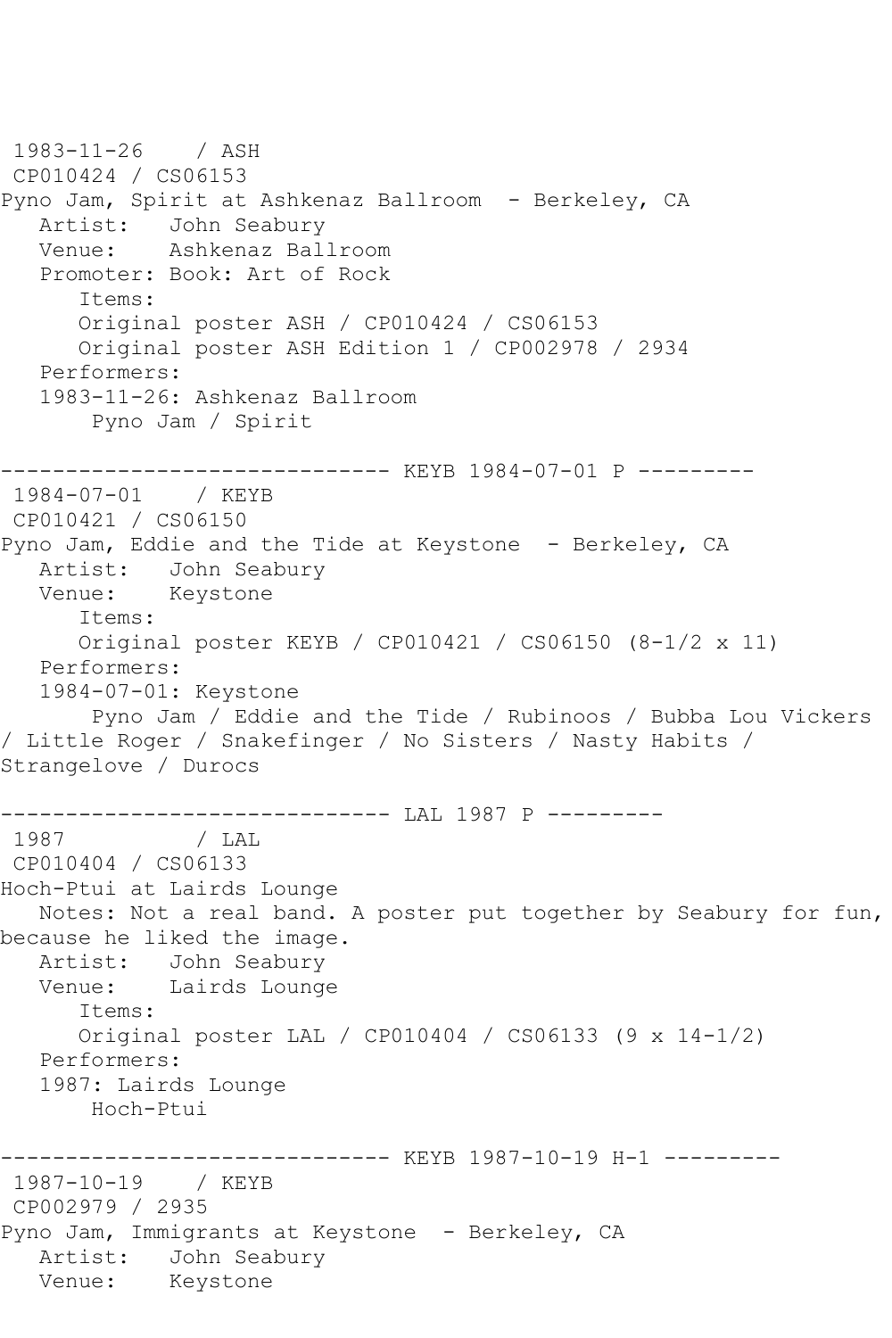1983-11-26 / ASH
CP010424 / CS06153
Pyno Jam, Spirit at Ashkenaz Ballroom - Berkeley, CA
   Artist: John Seabury
   Venue: Ashkenaz Ballroom
   Promoter: Book: Art of Rock
      Items:
      Original poster ASH / CP010424 / CS06153
      Original poster ASH Edition 1 / CP002978 / 2934
   Performers:
   1983-11-26: Ashkenaz Ballroom
       Pyno Jam / Spirit

------------------------------ KEYB 1984-07-01 P ---------
1984-07-01 / KEYB
CP010421 / CS06150
Pyno Jam, Eddie and the Tide at Keystone - Berkeley, CA
   Artist: John Seabury
   Venue: Keystone
      Items:
      Original poster KEYB / CP010421 / CS06150 (8-1/2 x 11)
   Performers:
   1984-07-01: Keystone
       Pyno Jam / Eddie and the Tide / Rubinoos / Bubba Lou Vickers / Little Roger / Snakefinger / No Sisters / Nasty Habits / Strangelove / Durocs

------------------------------ LAL 1987 P ---------
1987 / LAL
CP010404 / CS06133
Hoch-Ptui at Lairds Lounge
   Notes: Not a real band. A poster put together by Seabury for fun, because he liked the image.
   Artist: John Seabury
   Venue: Lairds Lounge
      Items:
      Original poster LAL / CP010404 / CS06133 (9 x 14-1/2)
   Performers:
   1987: Lairds Lounge
       Hoch-Ptui

------------------------------ KEYB 1987-10-19 H-1 ---------
1987-10-19 / KEYB
CP002979 / 2935
Pyno Jam, Immigrants at Keystone - Berkeley, CA
   Artist: John Seabury
   Venue: Keystone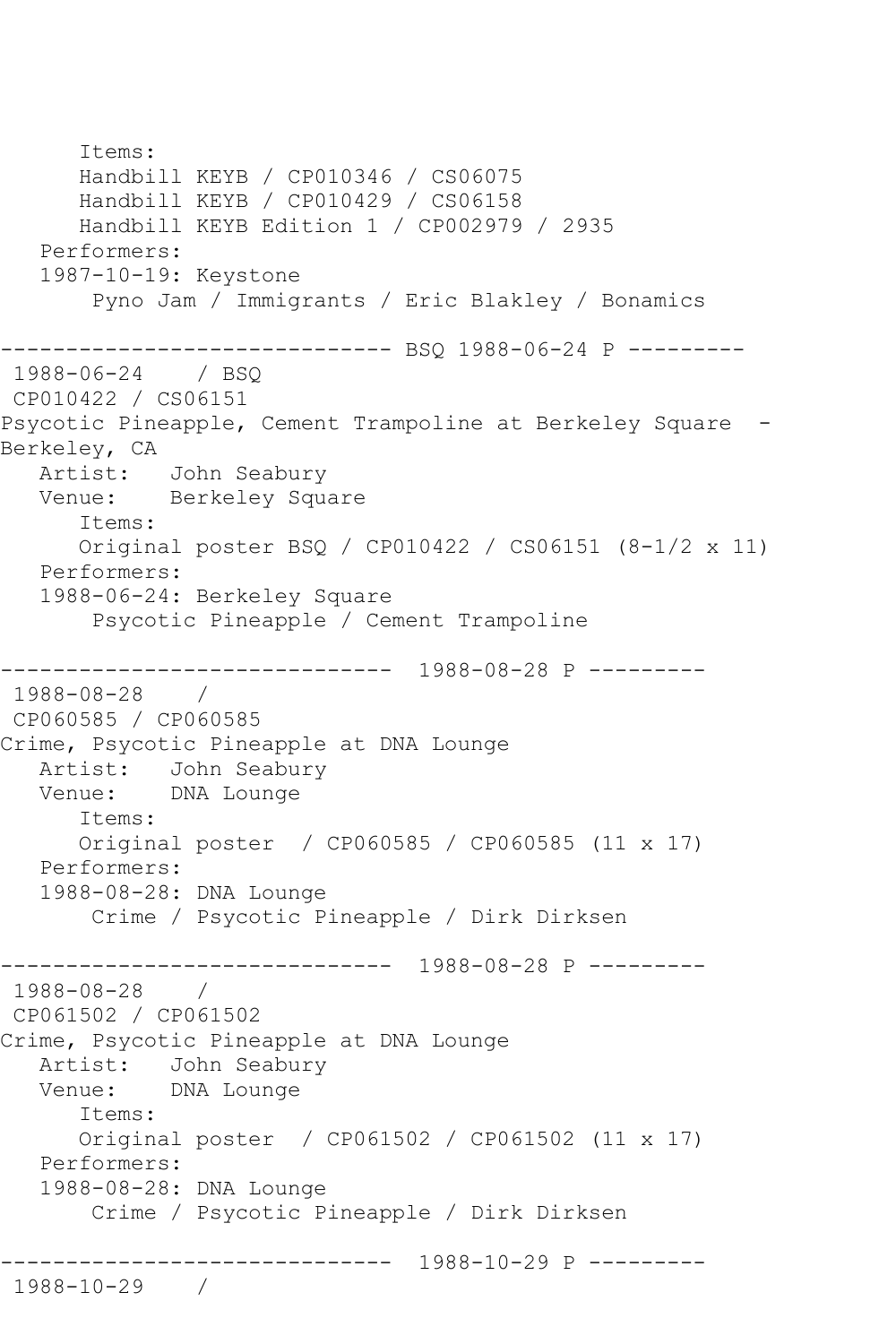```
      Items:
      Handbill KEYB / CP010346 / CS06075
      Handbill KEYB / CP010429 / CS06158
      Handbill KEYB Edition 1 / CP002979 / 2935
   Performers:
   1987-10-19: Keystone
       Pyno Jam / Immigrants / Eric Blakley / Bonamics

------------------------------ BSQ 1988-06-24 P ---------
 1988-06-24    / BSQ
 CP010422 / CS06151
Psycotic Pineapple, Cement Trampoline at Berkeley Square  -
Berkeley, CA
   Artist:   John Seabury
   Venue:    Berkeley Square
      Items:
      Original poster BSQ / CP010422 / CS06151 (8-1/2 x 11)
   Performers:
   1988-06-24: Berkeley Square
       Psycotic Pineapple / Cement Trampoline

------------------------------  1988-08-28 P ---------
 1988-08-28    /
 CP060585 / CP060585
Crime, Psycotic Pineapple at DNA Lounge
   Artist:   John Seabury
   Venue:    DNA Lounge
      Items:
      Original poster  / CP060585 / CP060585 (11 x 17)
   Performers:
   1988-08-28: DNA Lounge
       Crime / Psycotic Pineapple / Dirk Dirksen

------------------------------  1988-08-28 P ---------
 1988-08-28    /
 CP061502 / CP061502
Crime, Psycotic Pineapple at DNA Lounge
   Artist:   John Seabury
   Venue:    DNA Lounge
      Items:
      Original poster  / CP061502 / CP061502 (11 x 17)
   Performers:
   1988-08-28: DNA Lounge
       Crime / Psycotic Pineapple / Dirk Dirksen

------------------------------  1988-10-29 P ---------
 1988-10-29    /
```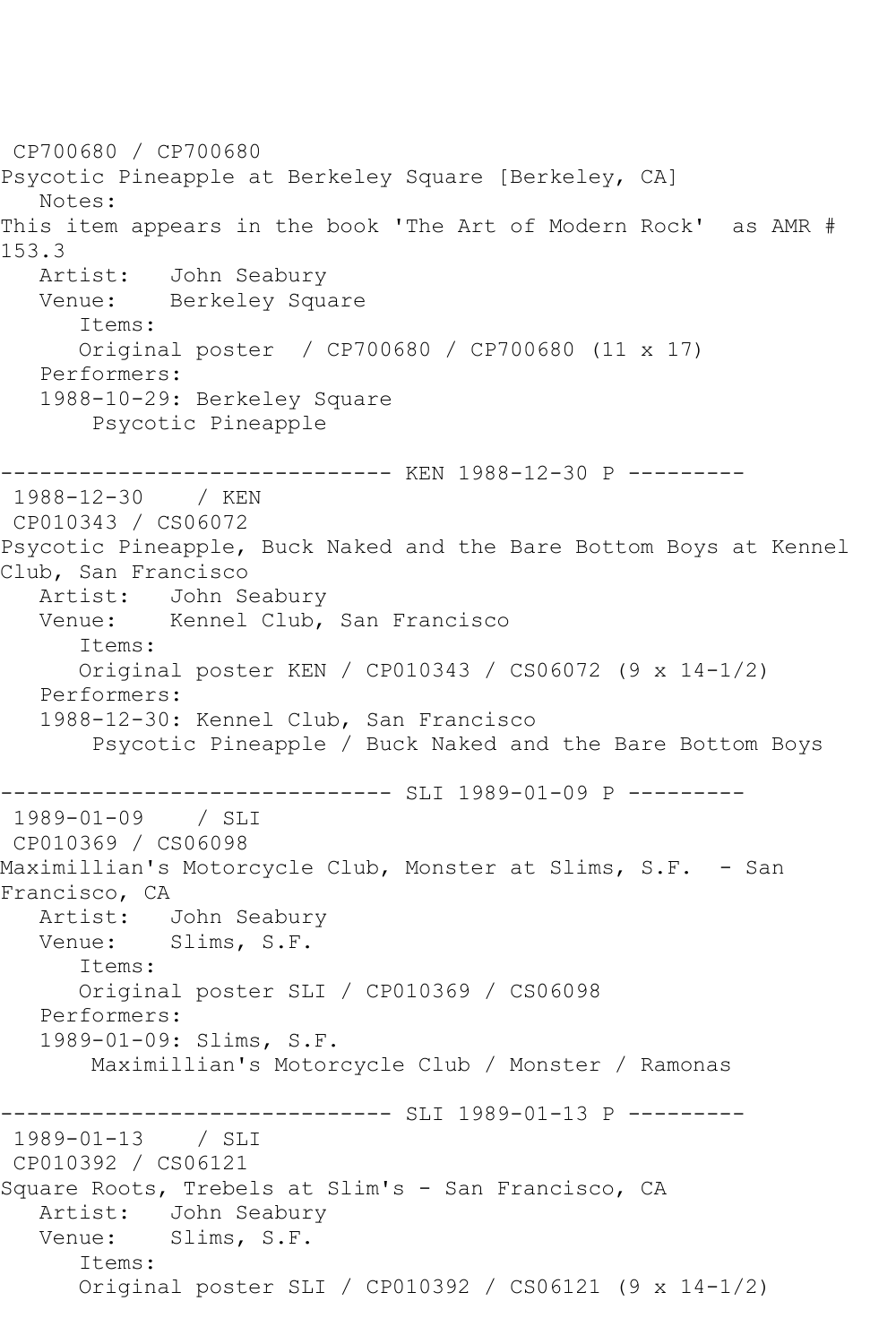CP700680 / CP700680
Psycotic Pineapple at Berkeley Square [Berkeley, CA]
   Notes:
This item appears in the book 'The Art of Modern Rock'  as AMR # 153.3
   Artist:   John Seabury
   Venue:    Berkeley Square
      Items:
      Original poster  / CP700680 / CP700680 (11 x 17)
   Performers:
   1988-10-29: Berkeley Square
       Psycotic Pineapple

------------------------------ KEN 1988-12-30 P ---------
 1988-12-30    / KEN
 CP010343 / CS06072
Psycotic Pineapple, Buck Naked and the Bare Bottom Boys at Kennel Club, San Francisco
   Artist:   John Seabury
   Venue:    Kennel Club, San Francisco
      Items:
      Original poster KEN / CP010343 / CS06072 (9 x 14-1/2)
   Performers:
   1988-12-30: Kennel Club, San Francisco
       Psycotic Pineapple / Buck Naked and the Bare Bottom Boys

------------------------------ SLI 1989-01-09 P ---------
 1989-01-09    / SLI
 CP010369 / CS06098
Maximillian's Motorcycle Club, Monster at Slims, S.F.  - San Francisco, CA
   Artist:   John Seabury
   Venue:    Slims, S.F.
      Items:
      Original poster SLI / CP010369 / CS06098
   Performers:
   1989-01-09: Slims, S.F.
       Maximillian's Motorcycle Club / Monster / Ramonas

------------------------------ SLI 1989-01-13 P ---------
 1989-01-13    / SLI
 CP010392 / CS06121
Square Roots, Trebels at Slim's - San Francisco, CA
   Artist:   John Seabury
   Venue:    Slims, S.F.
      Items:
      Original poster SLI / CP010392 / CS06121 (9 x 14-1/2)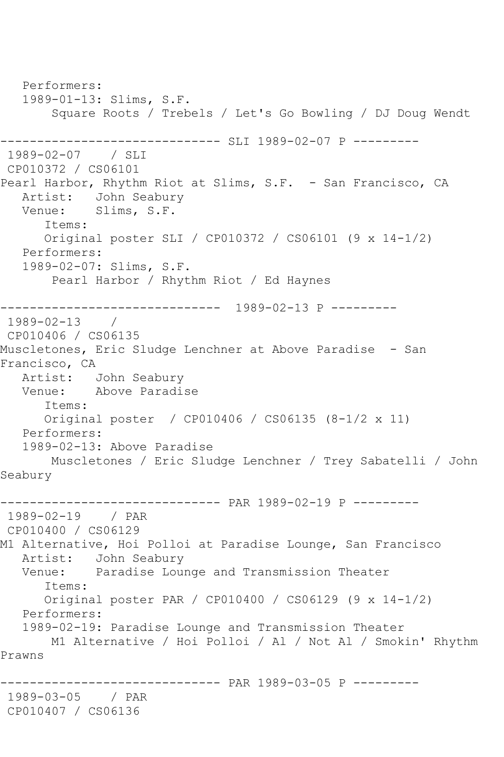Performers:
   1989-01-13: Slims, S.F.
       Square Roots / Trebels / Let's Go Bowling / DJ Doug Wendt

------------------------------ SLI 1989-02-07 P ---------
 1989-02-07    / SLI
 CP010372 / CS06101
Pearl Harbor, Rhythm Riot at Slims, S.F.  - San Francisco, CA
   Artist:   John Seabury
   Venue:    Slims, S.F.
      Items:
      Original poster SLI / CP010372 / CS06101 (9 x 14-1/2)
   Performers:
   1989-02-07: Slims, S.F.
       Pearl Harbor / Rhythm Riot / Ed Haynes

------------------------------  1989-02-13 P ---------
 1989-02-13    /
 CP010406 / CS06135
Muscletones, Eric Sludge Lenchner at Above Paradise  - San Francisco, CA
   Artist:   John Seabury
   Venue:    Above Paradise
      Items:
      Original poster  / CP010406 / CS06135 (8-1/2 x 11)
   Performers:
   1989-02-13: Above Paradise
       Muscletones / Eric Sludge Lenchner / Trey Sabatelli / John Seabury

------------------------------ PAR 1989-02-19 P ---------
 1989-02-19    / PAR
 CP010400 / CS06129
M1 Alternative, Hoi Polloi at Paradise Lounge, San Francisco
   Artist:   John Seabury
   Venue:    Paradise Lounge and Transmission Theater
      Items:
      Original poster PAR / CP010400 / CS06129 (9 x 14-1/2)
   Performers:
   1989-02-19: Paradise Lounge and Transmission Theater
       M1 Alternative / Hoi Polloi / Al / Not Al / Smokin' Rhythm Prawns

------------------------------ PAR 1989-03-05 P ---------
 1989-03-05    / PAR
 CP010407 / CS06136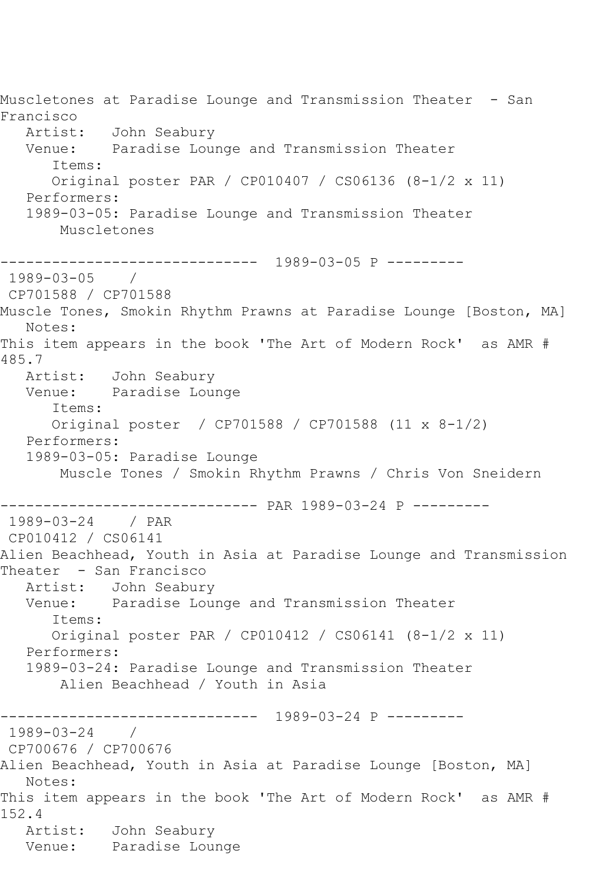Muscletones at Paradise Lounge and Transmission Theater - San Francisco
Artist: John Seabury
Venue: Paradise Lounge and Transmission Theater
Items:
Original poster PAR / CP010407 / CS06136 (8-1/2 x 11)
Performers:
1989-03-05: Paradise Lounge and Transmission Theater
Muscletones

------------------------------ 1989-03-05 P ---------
1989-03-05 /
CP701588 / CP701588
Muscle Tones, Smokin Rhythm Prawns at Paradise Lounge [Boston, MA]
Notes:
This item appears in the book 'The Art of Modern Rock' as AMR # 485.7
Artist: John Seabury
Venue: Paradise Lounge
Items:
Original poster / CP701588 / CP701588 (11 x 8-1/2)
Performers:
1989-03-05: Paradise Lounge
Muscle Tones / Smokin Rhythm Prawns / Chris Von Sneidern

------------------------------ PAR 1989-03-24 P ---------
1989-03-24 / PAR
CP010412 / CS06141
Alien Beachhead, Youth in Asia at Paradise Lounge and Transmission Theater - San Francisco
Artist: John Seabury
Venue: Paradise Lounge and Transmission Theater
Items:
Original poster PAR / CP010412 / CS06141 (8-1/2 x 11)
Performers:
1989-03-24: Paradise Lounge and Transmission Theater
Alien Beachhead / Youth in Asia

------------------------------ 1989-03-24 P ---------
1989-03-24 /
CP700676 / CP700676
Alien Beachhead, Youth in Asia at Paradise Lounge [Boston, MA]
Notes:
This item appears in the book 'The Art of Modern Rock' as AMR # 152.4
Artist: John Seabury
Venue: Paradise Lounge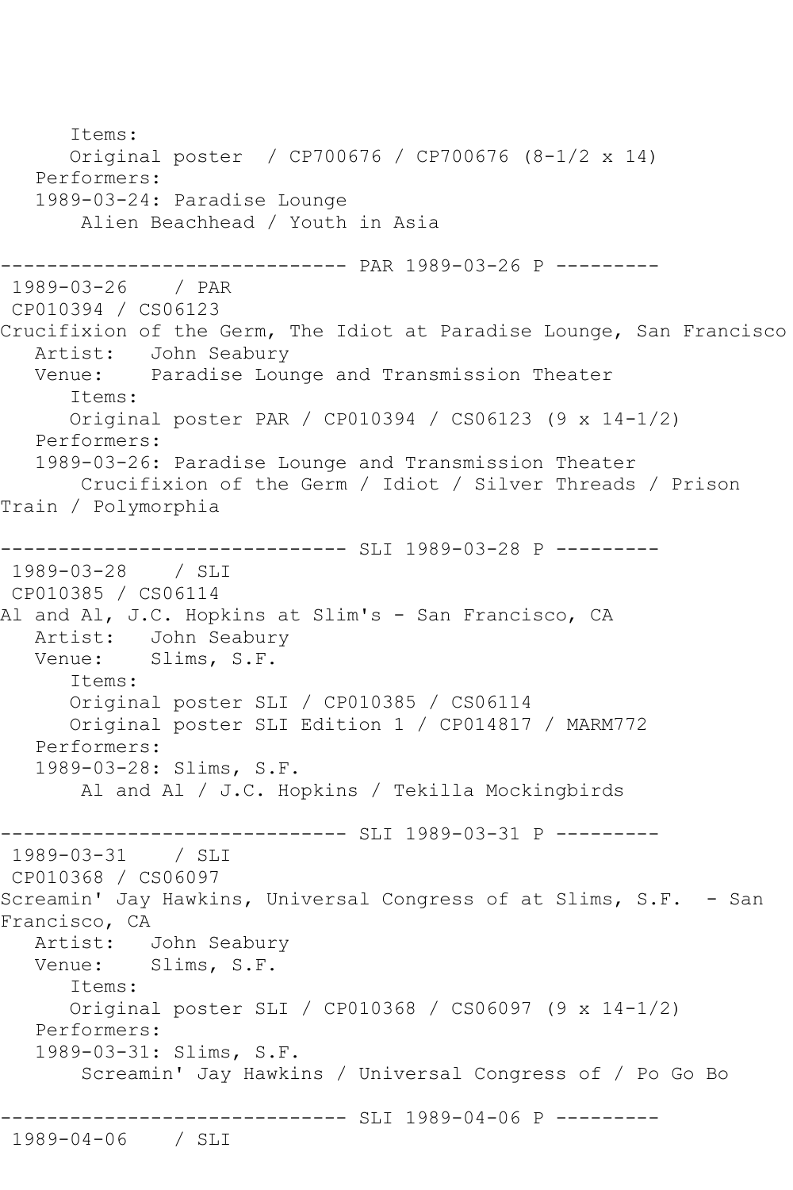Items:
Original poster  / CP700676 / CP700676 (8-1/2 x 14)
Performers:
1989-03-24: Paradise Lounge
Alien Beachhead / Youth in Asia

------------------------------ PAR 1989-03-26 P ---------
1989-03-26    / PAR
CP010394 / CS06123
Crucifixion of the Germ, The Idiot at Paradise Lounge, San Francisco
Artist:   John Seabury
Venue:    Paradise Lounge and Transmission Theater
Items:
Original poster PAR / CP010394 / CS06123 (9 x 14-1/2)
Performers:
1989-03-26: Paradise Lounge and Transmission Theater
Crucifixion of the Germ / Idiot / Silver Threads / Prison Train / Polymorphia

------------------------------ SLI 1989-03-28 P ---------
1989-03-28    / SLI
CP010385 / CS06114
Al and Al, J.C. Hopkins at Slim's - San Francisco, CA
Artist:   John Seabury
Venue:    Slims, S.F.
Items:
Original poster SLI / CP010385 / CS06114
Original poster SLI Edition 1 / CP014817 / MARM772
Performers:
1989-03-28: Slims, S.F.
Al and Al / J.C. Hopkins / Tekilla Mockingbirds

------------------------------ SLI 1989-03-31 P ---------
1989-03-31    / SLI
CP010368 / CS06097
Screamin' Jay Hawkins, Universal Congress of at Slims, S.F.  - San Francisco, CA
Artist:   John Seabury
Venue:    Slims, S.F.
Items:
Original poster SLI / CP010368 / CS06097 (9 x 14-1/2)
Performers:
1989-03-31: Slims, S.F.
Screamin' Jay Hawkins / Universal Congress of / Po Go Bo

------------------------------ SLI 1989-04-06 P ---------
1989-04-06    / SLI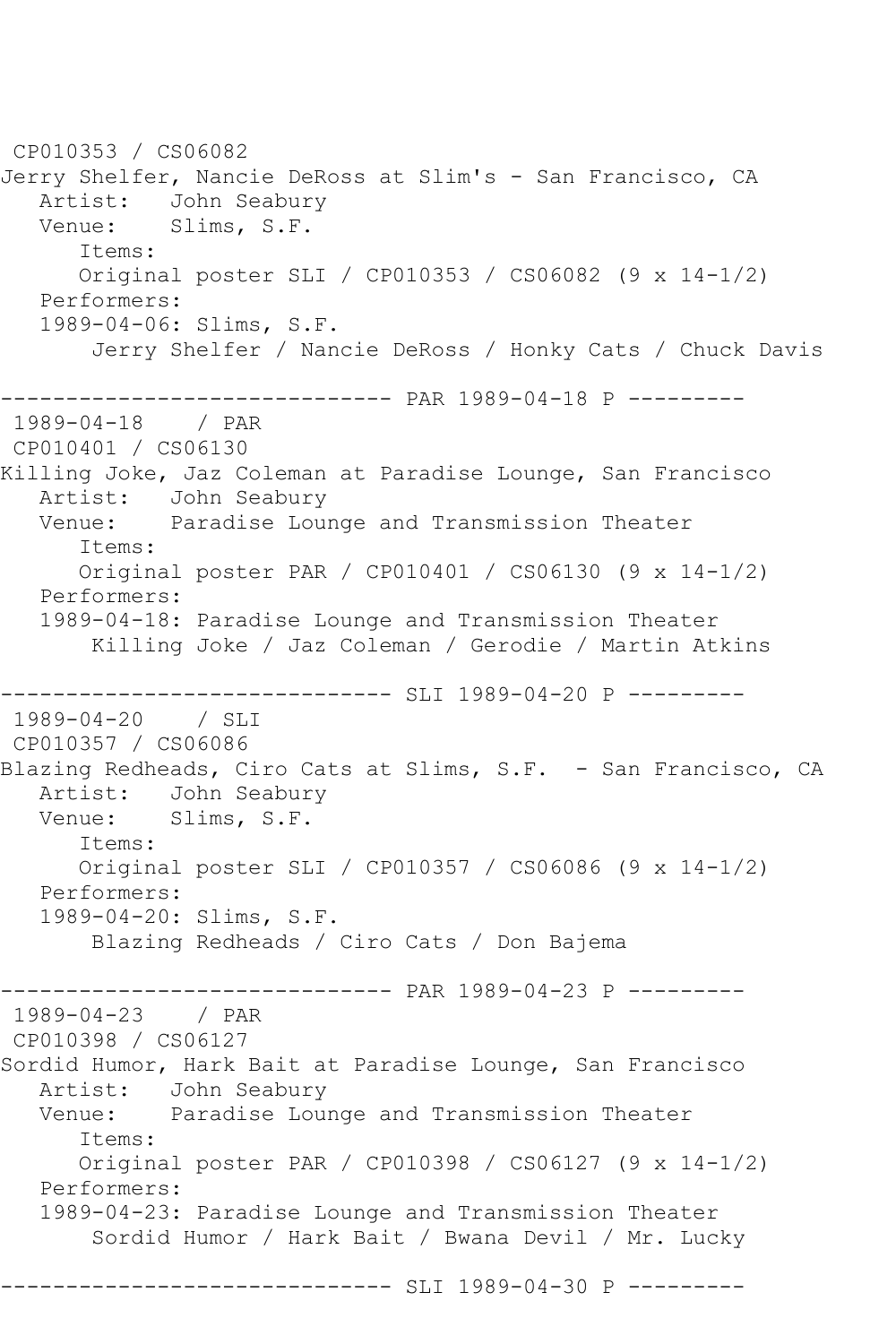CP010353 / CS06082
Jerry Shelfer, Nancie DeRoss at Slim's - San Francisco, CA
   Artist:   John Seabury
   Venue:    Slims, S.F.
      Items:
      Original poster SLI / CP010353 / CS06082 (9 x 14-1/2)
   Performers:
   1989-04-06: Slims, S.F.
       Jerry Shelfer / Nancie DeRoss / Honky Cats / Chuck Davis

------------------------------ PAR 1989-04-18 P ---------
1989-04-18    / PAR
CP010401 / CS06130
Killing Joke, Jaz Coleman at Paradise Lounge, San Francisco
   Artist:   John Seabury
   Venue:    Paradise Lounge and Transmission Theater
      Items:
      Original poster PAR / CP010401 / CS06130 (9 x 14-1/2)
   Performers:
   1989-04-18: Paradise Lounge and Transmission Theater
       Killing Joke / Jaz Coleman / Gerodie / Martin Atkins

------------------------------ SLI 1989-04-20 P ---------
1989-04-20    / SLI
CP010357 / CS06086
Blazing Redheads, Ciro Cats at Slims, S.F.  - San Francisco, CA
   Artist:   John Seabury
   Venue:    Slims, S.F.
      Items:
      Original poster SLI / CP010357 / CS06086 (9 x 14-1/2)
   Performers:
   1989-04-20: Slims, S.F.
       Blazing Redheads / Ciro Cats / Don Bajema

------------------------------ PAR 1989-04-23 P ---------
1989-04-23    / PAR
CP010398 / CS06127
Sordid Humor, Hark Bait at Paradise Lounge, San Francisco
   Artist:   John Seabury
   Venue:    Paradise Lounge and Transmission Theater
      Items:
      Original poster PAR / CP010398 / CS06127 (9 x 14-1/2)
   Performers:
   1989-04-23: Paradise Lounge and Transmission Theater
       Sordid Humor / Hark Bait / Bwana Devil / Mr. Lucky

------------------------------ SLI 1989-04-30 P ---------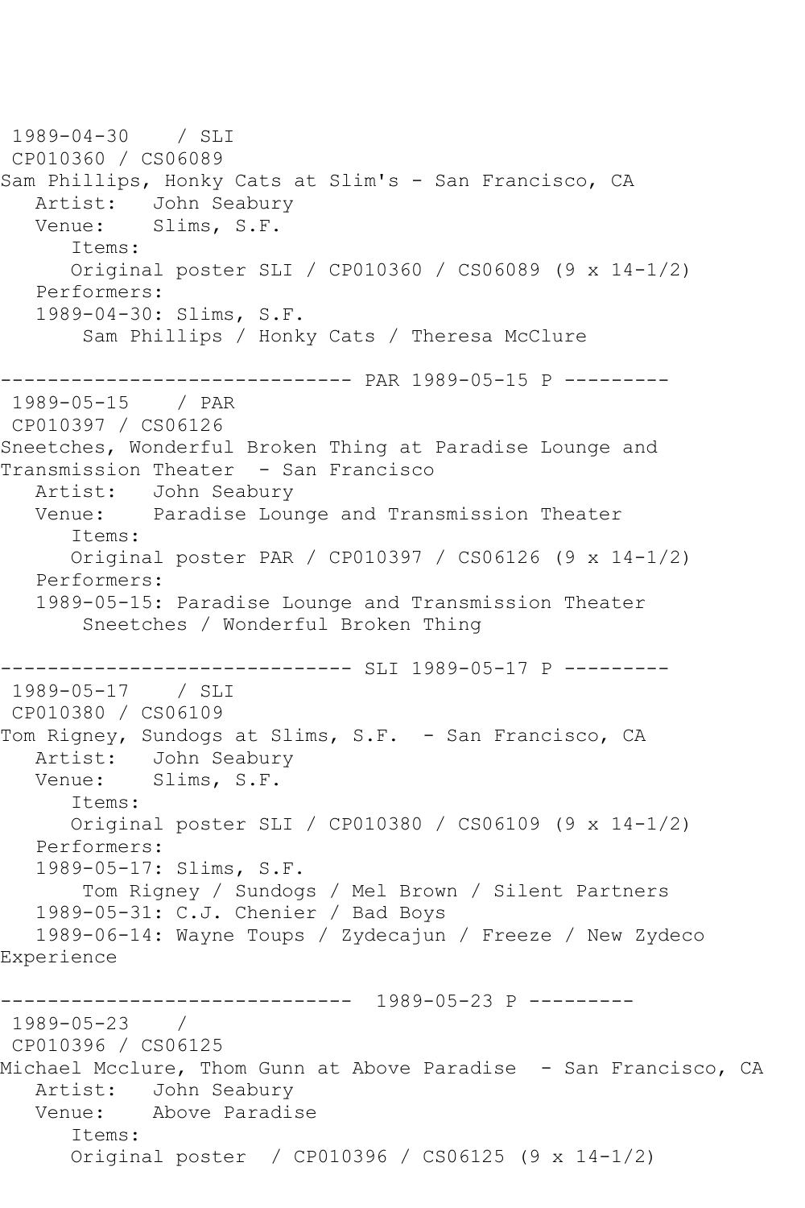1989-04-30 / SLI
CP010360 / CS06089
Sam Phillips, Honky Cats at Slim's - San Francisco, CA
Artist: John Seabury
Venue: Slims, S.F.
Items:
Original poster SLI / CP010360 / CS06089 (9 x 14-1/2)
Performers:
1989-04-30: Slims, S.F.
Sam Phillips / Honky Cats / Theresa McClure

------------------------------ PAR 1989-05-15 P ---------

1989-05-15 / PAR
CP010397 / CS06126
Sneetches, Wonderful Broken Thing at Paradise Lounge and Transmission Theater - San Francisco
Artist: John Seabury
Venue: Paradise Lounge and Transmission Theater
Items:
Original poster PAR / CP010397 / CS06126 (9 x 14-1/2)
Performers:
1989-05-15: Paradise Lounge and Transmission Theater
Sneetches / Wonderful Broken Thing

------------------------------ SLI 1989-05-17 P ---------

1989-05-17 / SLI
CP010380 / CS06109
Tom Rigney, Sundogs at Slims, S.F. - San Francisco, CA
Artist: John Seabury
Venue: Slims, S.F.
Items:
Original poster SLI / CP010380 / CS06109 (9 x 14-1/2)
Performers:
1989-05-17: Slims, S.F.
Tom Rigney / Sundogs / Mel Brown / Silent Partners
1989-05-31: C.J. Chenier / Bad Boys
1989-06-14: Wayne Toups / Zydecajun / Freeze / New Zydeco Experience

------------------------------ 1989-05-23 P ---------

1989-05-23 /
CP010396 / CS06125
Michael Mcclure, Thom Gunn at Above Paradise - San Francisco, CA
Artist: John Seabury
Venue: Above Paradise
Items:
Original poster / CP010396 / CS06125 (9 x 14-1/2)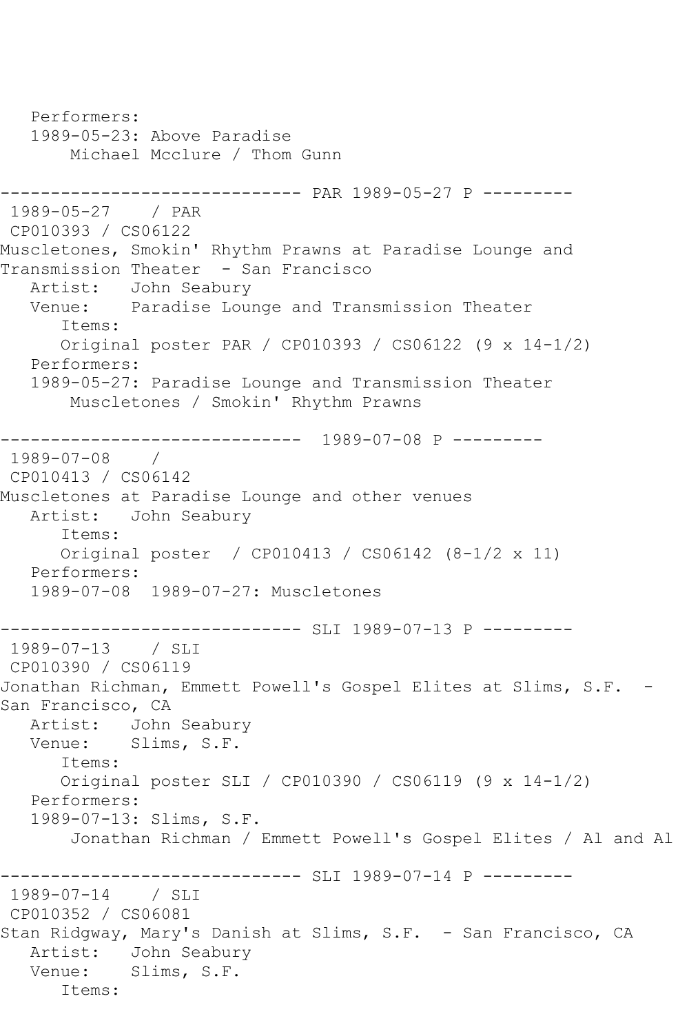```
   Performers:
   1989-05-23: Above Paradise
       Michael Mcclure / Thom Gunn

------------------------------ PAR 1989-05-27 P ---------
 1989-05-27    / PAR
 CP010393 / CS06122
Muscletones, Smokin' Rhythm Prawns at Paradise Lounge and 
Transmission Theater  - San Francisco
   Artist:   John Seabury
   Venue:    Paradise Lounge and Transmission Theater
      Items:
      Original poster PAR / CP010393 / CS06122 (9 x 14-1/2)
   Performers:
   1989-05-27: Paradise Lounge and Transmission Theater
       Muscletones / Smokin' Rhythm Prawns

------------------------------  1989-07-08 P ---------
 1989-07-08    / 
 CP010413 / CS06142
Muscletones at Paradise Lounge and other venues
   Artist:   John Seabury
      Items:
      Original poster  / CP010413 / CS06142 (8-1/2 x 11)
   Performers:
   1989-07-08  1989-07-27: Muscletones

------------------------------ SLI 1989-07-13 P ---------
 1989-07-13    / SLI
 CP010390 / CS06119
Jonathan Richman, Emmett Powell's Gospel Elites at Slims, S.F.  - 
San Francisco, CA
   Artist:   John Seabury
   Venue:    Slims, S.F.
      Items:
      Original poster SLI / CP010390 / CS06119 (9 x 14-1/2)
   Performers:
   1989-07-13: Slims, S.F.
       Jonathan Richman / Emmett Powell's Gospel Elites / Al and Al

------------------------------ SLI 1989-07-14 P ---------
 1989-07-14    / SLI
 CP010352 / CS06081
Stan Ridgway, Mary's Danish at Slims, S.F.  - San Francisco, CA
   Artist:   John Seabury
   Venue:    Slims, S.F.
      Items:
```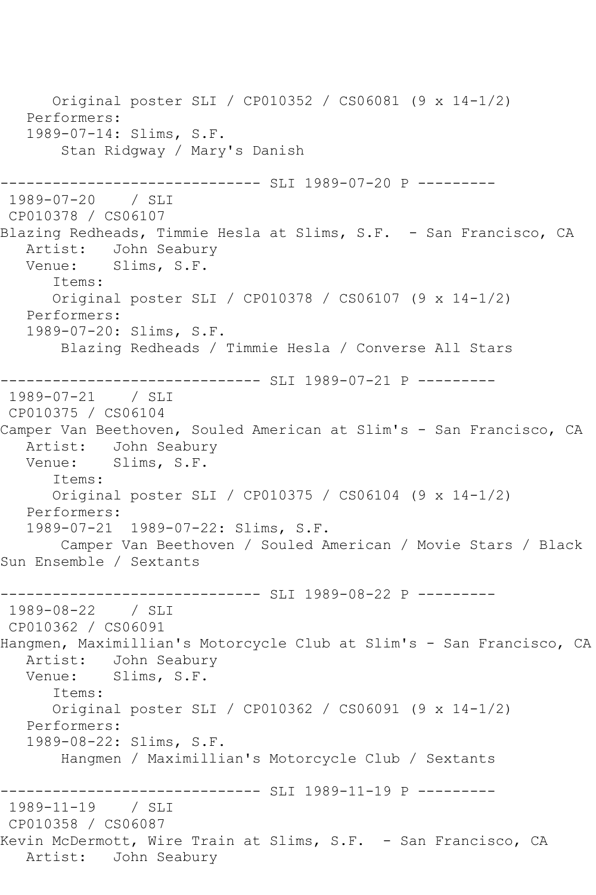Original poster SLI / CP010352 / CS06081 (9 x 14-1/2)
Performers:
1989-07-14: Slims, S.F.
Stan Ridgway / Mary's Danish

------------------------------ SLI 1989-07-20 P ---------

1989-07-20 / SLI
CP010378 / CS06107
Blazing Redheads, Timmie Hesla at Slims, S.F. - San Francisco, CA
Artist: John Seabury
Venue: Slims, S.F.
Items:
Original poster SLI / CP010378 / CS06107 (9 x 14-1/2)
Performers:
1989-07-20: Slims, S.F.
Blazing Redheads / Timmie Hesla / Converse All Stars

------------------------------ SLI 1989-07-21 P ---------

1989-07-21 / SLI
CP010375 / CS06104
Camper Van Beethoven, Souled American at Slim's - San Francisco, CA
Artist: John Seabury
Venue: Slims, S.F.
Items:
Original poster SLI / CP010375 / CS06104 (9 x 14-1/2)
Performers:
1989-07-21 1989-07-22: Slims, S.F.
Camper Van Beethoven / Souled American / Movie Stars / Black Sun Ensemble / Sextants

------------------------------ SLI 1989-08-22 P ---------

1989-08-22 / SLI
CP010362 / CS06091
Hangmen, Maximillian's Motorcycle Club at Slim's - San Francisco, CA
Artist: John Seabury
Venue: Slims, S.F.
Items:
Original poster SLI / CP010362 / CS06091 (9 x 14-1/2)
Performers:
1989-08-22: Slims, S.F.
Hangmen / Maximillian's Motorcycle Club / Sextants

------------------------------ SLI 1989-11-19 P ---------

1989-11-19 / SLI
CP010358 / CS06087
Kevin McDermott, Wire Train at Slims, S.F. - San Francisco, CA
Artist: John Seabury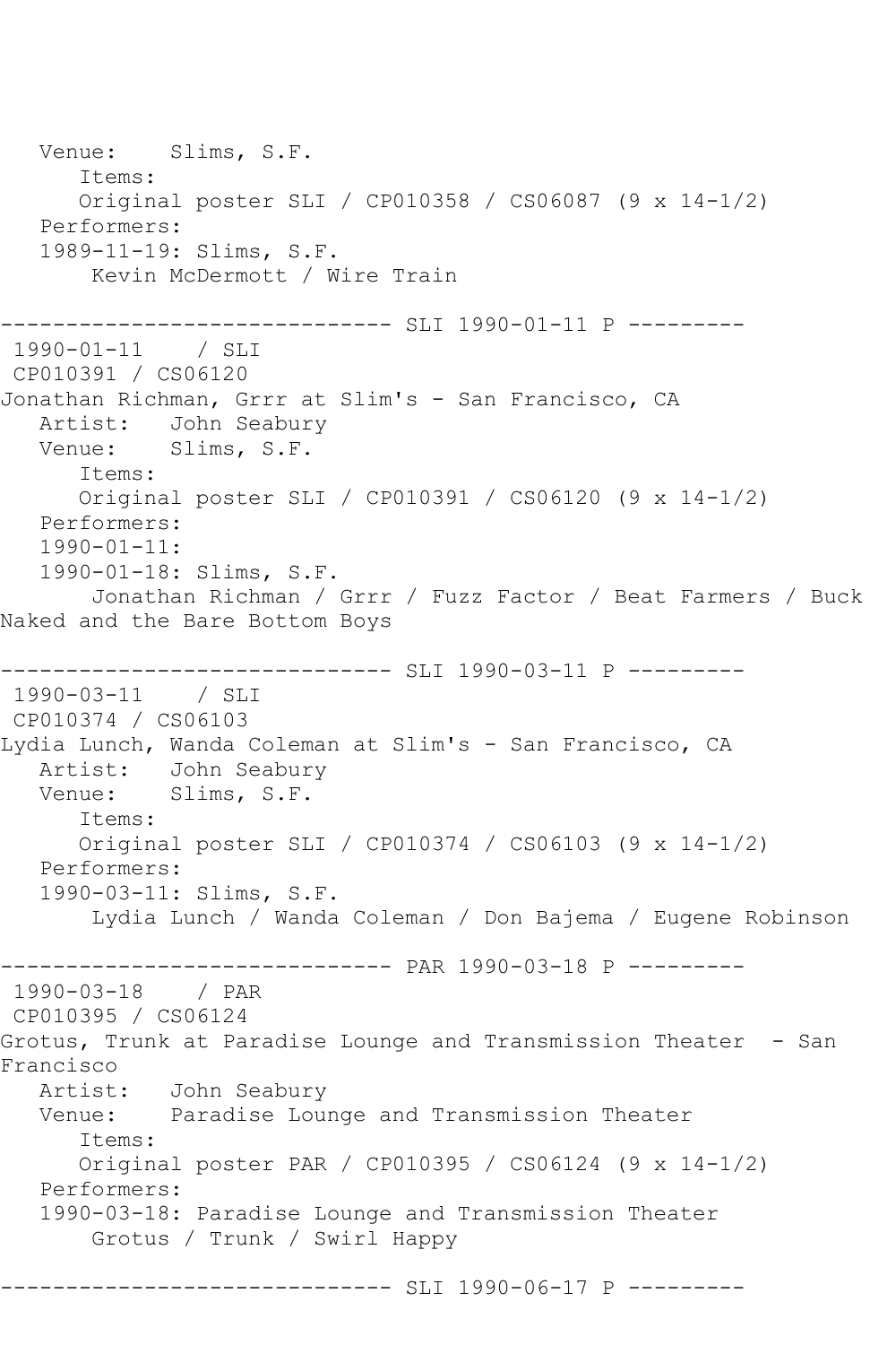```
   Venue:    Slims, S.F.
      Items:
      Original poster SLI / CP010358 / CS06087 (9 x 14-1/2)
   Performers:
   1989-11-19: Slims, S.F.
       Kevin McDermott / Wire Train

------------------------------ SLI 1990-01-11 P ---------
 1990-01-11    / SLI
 CP010391 / CS06120
Jonathan Richman, Grrr at Slim's - San Francisco, CA
   Artist:   John Seabury
   Venue:    Slims, S.F.
      Items:
      Original poster SLI / CP010391 / CS06120 (9 x 14-1/2)
   Performers:
   1990-01-11:
   1990-01-18: Slims, S.F.
       Jonathan Richman / Grrr / Fuzz Factor / Beat Farmers / Buck
Naked and the Bare Bottom Boys

------------------------------ SLI 1990-03-11 P ---------
 1990-03-11    / SLI
 CP010374 / CS06103
Lydia Lunch, Wanda Coleman at Slim's - San Francisco, CA
   Artist:   John Seabury
   Venue:    Slims, S.F.
      Items:
      Original poster SLI / CP010374 / CS06103 (9 x 14-1/2)
   Performers:
   1990-03-11: Slims, S.F.
       Lydia Lunch / Wanda Coleman / Don Bajema / Eugene Robinson

------------------------------ PAR 1990-03-18 P ---------
 1990-03-18    / PAR
 CP010395 / CS06124
Grotus, Trunk at Paradise Lounge and Transmission Theater  - San
Francisco
   Artist:   John Seabury
   Venue:    Paradise Lounge and Transmission Theater
      Items:
      Original poster PAR / CP010395 / CS06124 (9 x 14-1/2)
   Performers:
   1990-03-18: Paradise Lounge and Transmission Theater
       Grotus / Trunk / Swirl Happy

------------------------------ SLI 1990-06-17 P ---------
```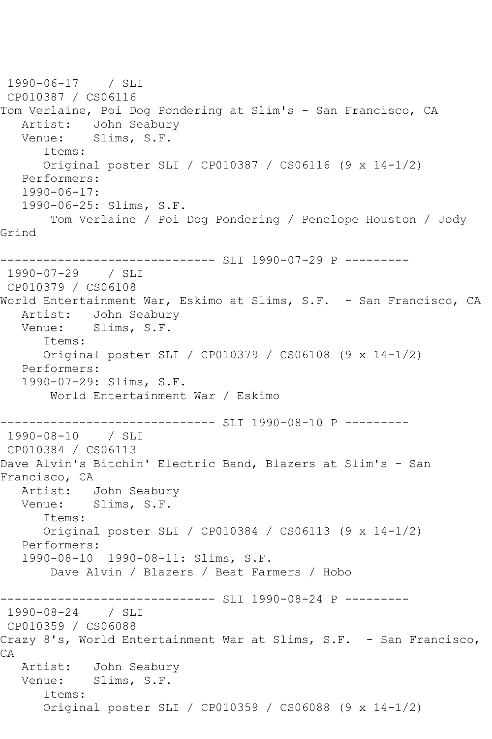1990-06-17 / SLI
CP010387 / CS06116
Tom Verlaine, Poi Dog Pondering at Slim's - San Francisco, CA
Artist: John Seabury
Venue: Slims, S.F.
Items:
Original poster SLI / CP010387 / CS06116 (9 x 14-1/2)
Performers:
1990-06-17:
1990-06-25: Slims, S.F.
Tom Verlaine / Poi Dog Pondering / Penelope Houston / Jody Grind

------------------------------ SLI 1990-07-29 P ---------
1990-07-29 / SLI
CP010379 / CS06108
World Entertainment War, Eskimo at Slims, S.F. - San Francisco, CA
Artist: John Seabury
Venue: Slims, S.F.
Items:
Original poster SLI / CP010379 / CS06108 (9 x 14-1/2)
Performers:
1990-07-29: Slims, S.F.
World Entertainment War / Eskimo

------------------------------ SLI 1990-08-10 P ---------
1990-08-10 / SLI
CP010384 / CS06113
Dave Alvin's Bitchin' Electric Band, Blazers at Slim's - San Francisco, CA
Artist: John Seabury
Venue: Slims, S.F.
Items:
Original poster SLI / CP010384 / CS06113 (9 x 14-1/2)
Performers:
1990-08-10 1990-08-11: Slims, S.F.
Dave Alvin / Blazers / Beat Farmers / Hobo

------------------------------ SLI 1990-08-24 P ---------
1990-08-24 / SLI
CP010359 / CS06088
Crazy 8's, World Entertainment War at Slims, S.F. - San Francisco, CA
Artist: John Seabury
Venue: Slims, S.F.
Items:
Original poster SLI / CP010359 / CS06088 (9 x 14-1/2)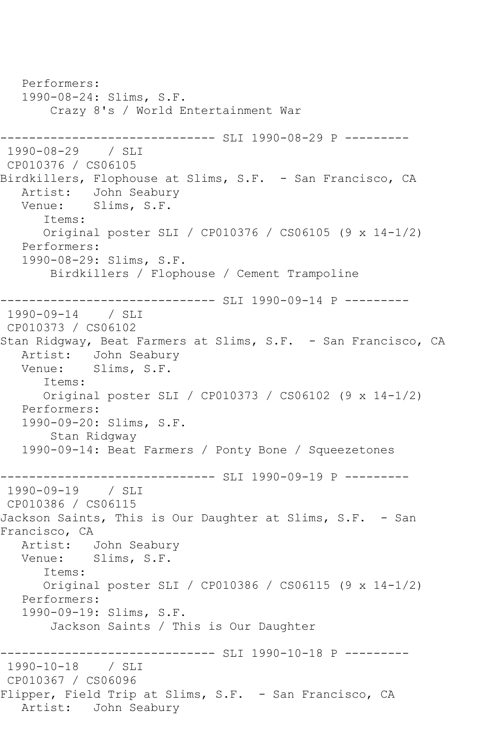Performers:
1990-08-24: Slims, S.F.
Crazy 8's / World Entertainment War

------------------------------ SLI 1990-08-29 P ---------

1990-08-29 / SLI
CP010376 / CS06105
Birdkillers, Flophouse at Slims, S.F. - San Francisco, CA
Artist: John Seabury
Venue: Slims, S.F.
Items:
Original poster SLI / CP010376 / CS06105 (9 x 14-1/2)
Performers:
1990-08-29: Slims, S.F.
Birdkillers / Flophouse / Cement Trampoline

------------------------------ SLI 1990-09-14 P ---------

1990-09-14 / SLI
CP010373 / CS06102
Stan Ridgway, Beat Farmers at Slims, S.F. - San Francisco, CA
Artist: John Seabury
Venue: Slims, S.F.
Items:
Original poster SLI / CP010373 / CS06102 (9 x 14-1/2)
Performers:
1990-09-20: Slims, S.F.
Stan Ridgway
1990-09-14: Beat Farmers / Ponty Bone / Squeezetones

------------------------------ SLI 1990-09-19 P ---------

1990-09-19 / SLI
CP010386 / CS06115
Jackson Saints, This is Our Daughter at Slims, S.F. - San Francisco, CA
Artist: John Seabury
Venue: Slims, S.F.
Items:
Original poster SLI / CP010386 / CS06115 (9 x 14-1/2)
Performers:
1990-09-19: Slims, S.F.
Jackson Saints / This is Our Daughter

------------------------------ SLI 1990-10-18 P ---------

1990-10-18 / SLI
CP010367 / CS06096
Flipper, Field Trip at Slims, S.F. - San Francisco, CA
Artist: John Seabury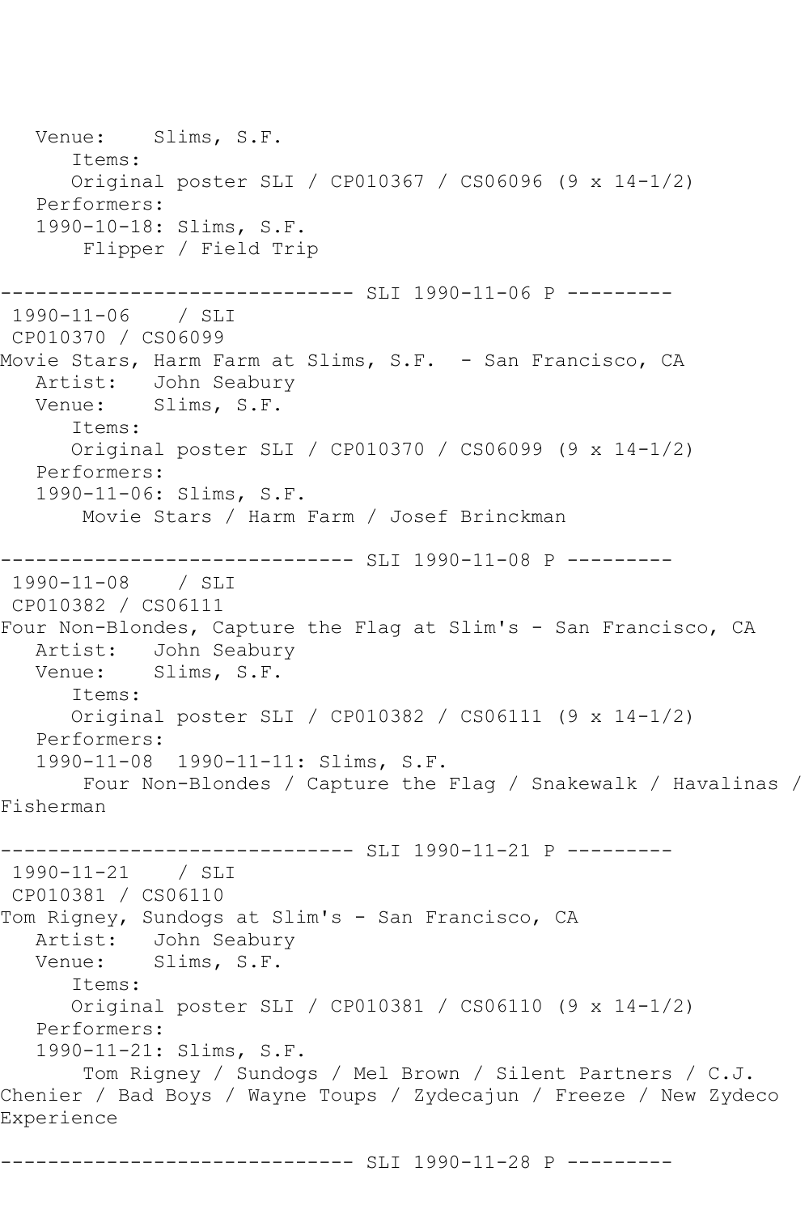Venue:    Slims, S.F.
   Items:
   Original poster SLI / CP010367 / CS06096 (9 x 14-1/2)
Performers:
1990-10-18: Slims, S.F.
    Flipper / Field Trip

------------------------------ SLI 1990-11-06 P ---------

1990-11-06    / SLI
CP010370 / CS06099
Movie Stars, Harm Farm at Slims, S.F.  - San Francisco, CA
Artist:   John Seabury
Venue:    Slims, S.F.
   Items:
   Original poster SLI / CP010370 / CS06099 (9 x 14-1/2)
Performers:
1990-11-06: Slims, S.F.
    Movie Stars / Harm Farm / Josef Brinckman

------------------------------ SLI 1990-11-08 P ---------

1990-11-08    / SLI
CP010382 / CS06111
Four Non-Blondes, Capture the Flag at Slim's - San Francisco, CA
Artist:   John Seabury
Venue:    Slims, S.F.
   Items:
   Original poster SLI / CP010382 / CS06111 (9 x 14-1/2)
Performers:
1990-11-08  1990-11-11: Slims, S.F.
    Four Non-Blondes / Capture the Flag / Snakewalk / Havalinas / Fisherman

------------------------------ SLI 1990-11-21 P ---------

1990-11-21    / SLI
CP010381 / CS06110
Tom Rigney, Sundogs at Slim's - San Francisco, CA
Artist:   John Seabury
Venue:    Slims, S.F.
   Items:
   Original poster SLI / CP010381 / CS06110 (9 x 14-1/2)
Performers:
1990-11-21: Slims, S.F.
    Tom Rigney / Sundogs / Mel Brown / Silent Partners / C.J. Chenier / Bad Boys / Wayne Toups / Zydecajun / Freeze / New Zydeco Experience

------------------------------ SLI 1990-11-28 P ---------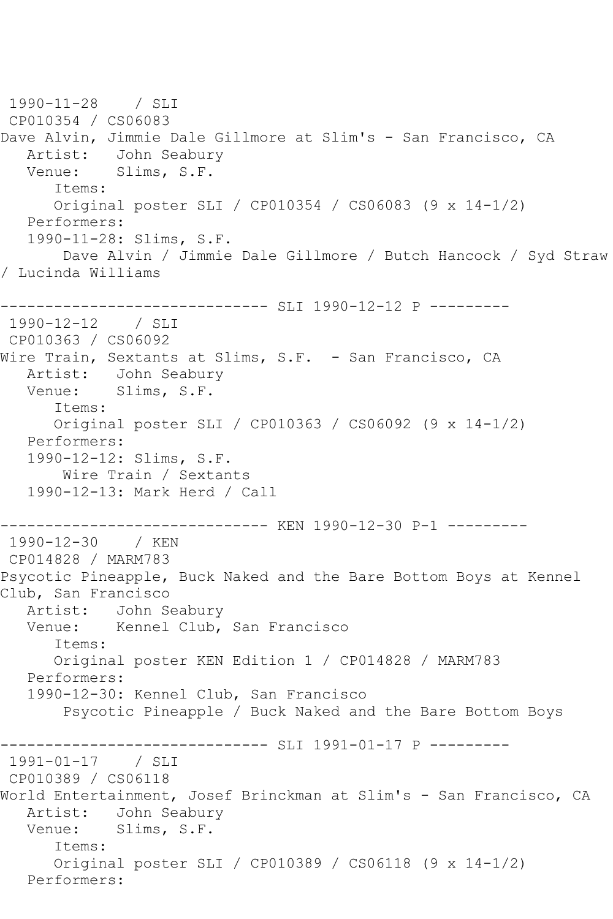```
 1990-11-28    / SLI
 CP010354 / CS06083
Dave Alvin, Jimmie Dale Gillmore at Slim's - San Francisco, CA
   Artist:   John Seabury
   Venue:    Slims, S.F.
      Items:
      Original poster SLI / CP010354 / CS06083 (9 x 14-1/2)
   Performers:
   1990-11-28: Slims, S.F.
       Dave Alvin / Jimmie Dale Gillmore / Butch Hancock / Syd Straw
/ Lucinda Williams

------------------------------ SLI 1990-12-12 P ---------
 1990-12-12    / SLI
 CP010363 / CS06092
Wire Train, Sextants at Slims, S.F.  - San Francisco, CA
   Artist:   John Seabury
   Venue:    Slims, S.F.
      Items:
      Original poster SLI / CP010363 / CS06092 (9 x 14-1/2)
   Performers:
   1990-12-12: Slims, S.F.
       Wire Train / Sextants
   1990-12-13: Mark Herd / Call

------------------------------ KEN 1990-12-30 P-1 ---------
 1990-12-30    / KEN
 CP014828 / MARM783
Psycotic Pineapple, Buck Naked and the Bare Bottom Boys at Kennel
Club, San Francisco
   Artist:   John Seabury
   Venue:    Kennel Club, San Francisco
      Items:
      Original poster KEN Edition 1 / CP014828 / MARM783
   Performers:
   1990-12-30: Kennel Club, San Francisco
       Psycotic Pineapple / Buck Naked and the Bare Bottom Boys

------------------------------ SLI 1991-01-17 P ---------
 1991-01-17    / SLI
 CP010389 / CS06118
World Entertainment, Josef Brinckman at Slim's - San Francisco, CA
   Artist:   John Seabury
   Venue:    Slims, S.F.
      Items:
      Original poster SLI / CP010389 / CS06118 (9 x 14-1/2)
   Performers:
```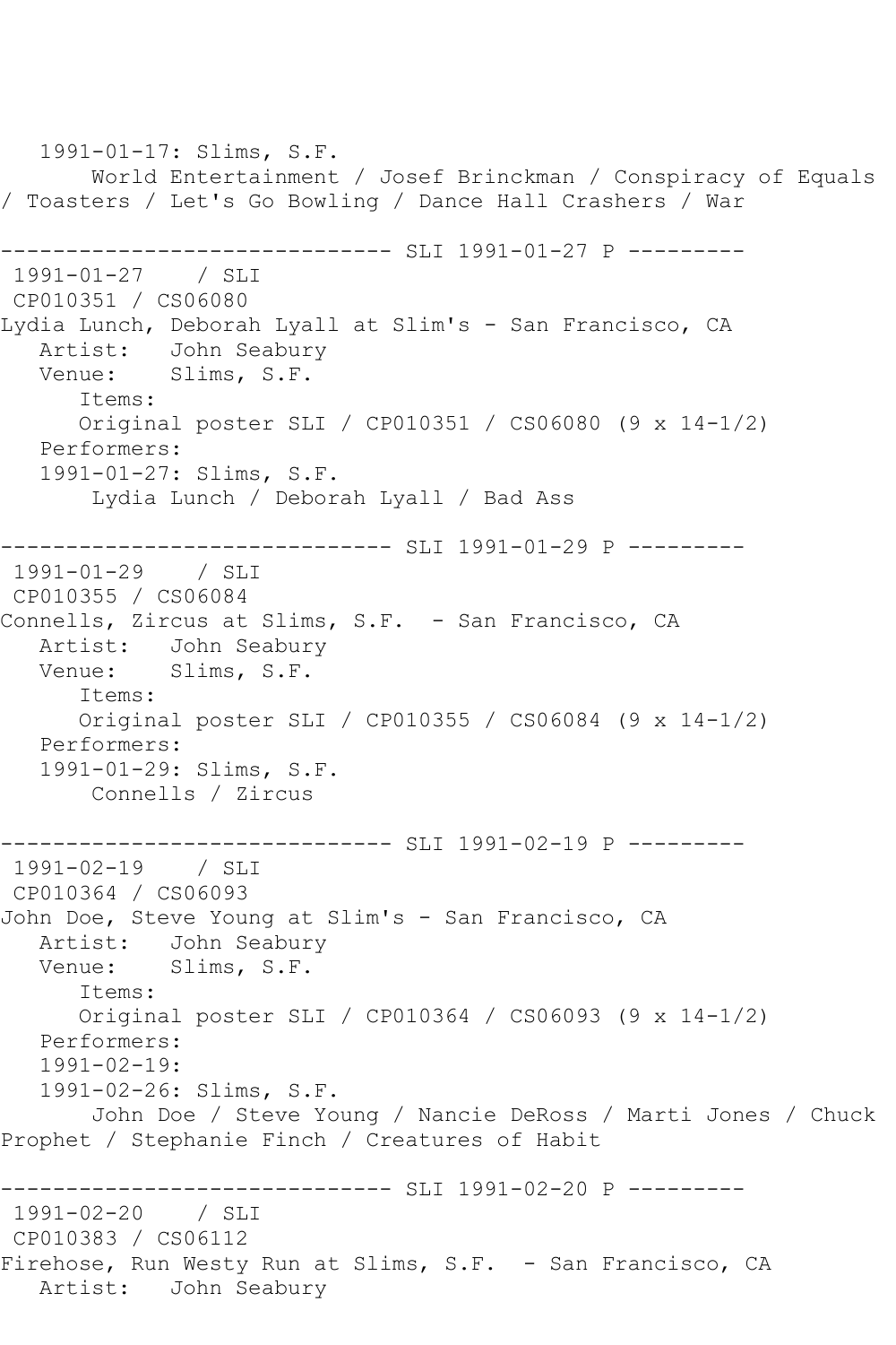1991-01-17: Slims, S.F.
World Entertainment / Josef Brinckman / Conspiracy of Equals / Toasters / Let's Go Bowling / Dance Hall Crashers / War

------------------------------ SLI 1991-01-27 P ---------
1991-01-27 / SLI
CP010351 / CS06080
Lydia Lunch, Deborah Lyall at Slim's - San Francisco, CA
Artist: John Seabury
Venue: Slims, S.F.
Items:
Original poster SLI / CP010351 / CS06080 (9 x 14-1/2)
Performers:
1991-01-27: Slims, S.F.
Lydia Lunch / Deborah Lyall / Bad Ass

------------------------------ SLI 1991-01-29 P ---------
1991-01-29 / SLI
CP010355 / CS06084
Connells, Zircus at Slims, S.F. - San Francisco, CA
Artist: John Seabury
Venue: Slims, S.F.
Items:
Original poster SLI / CP010355 / CS06084 (9 x 14-1/2)
Performers:
1991-01-29: Slims, S.F.
Connells / Zircus

------------------------------ SLI 1991-02-19 P ---------
1991-02-19 / SLI
CP010364 / CS06093
John Doe, Steve Young at Slim's - San Francisco, CA
Artist: John Seabury
Venue: Slims, S.F.
Items:
Original poster SLI / CP010364 / CS06093 (9 x 14-1/2)
Performers:
1991-02-19:
1991-02-26: Slims, S.F.
John Doe / Steve Young / Nancie DeRoss / Marti Jones / Chuck Prophet / Stephanie Finch / Creatures of Habit

------------------------------ SLI 1991-02-20 P ---------
1991-02-20 / SLI
CP010383 / CS06112
Firehose, Run Westy Run at Slims, S.F. - San Francisco, CA
Artist: John Seabury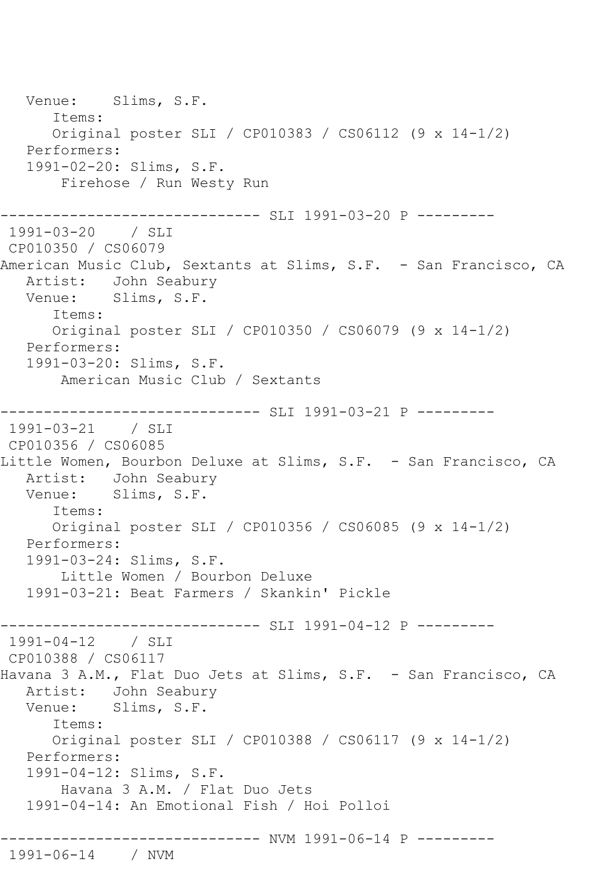```
   Venue:    Slims, S.F.
      Items:
      Original poster SLI / CP010383 / CS06112 (9 x 14-1/2)
   Performers:
   1991-02-20: Slims, S.F.
       Firehose / Run Westy Run

------------------------------ SLI 1991-03-20 P ---------
 1991-03-20    / SLI
 CP010350 / CS06079
American Music Club, Sextants at Slims, S.F.  - San Francisco, CA
   Artist:   John Seabury
   Venue:    Slims, S.F.
      Items:
      Original poster SLI / CP010350 / CS06079 (9 x 14-1/2)
   Performers:
   1991-03-20: Slims, S.F.
       American Music Club / Sextants

------------------------------ SLI 1991-03-21 P ---------
 1991-03-21    / SLI
 CP010356 / CS06085
Little Women, Bourbon Deluxe at Slims, S.F.  - San Francisco, CA
   Artist:   John Seabury
   Venue:    Slims, S.F.
      Items:
      Original poster SLI / CP010356 / CS06085 (9 x 14-1/2)
   Performers:
   1991-03-24: Slims, S.F.
       Little Women / Bourbon Deluxe
   1991-03-21: Beat Farmers / Skankin' Pickle

------------------------------ SLI 1991-04-12 P ---------
 1991-04-12    / SLI
 CP010388 / CS06117
Havana 3 A.M., Flat Duo Jets at Slims, S.F.  - San Francisco, CA
   Artist:   John Seabury
   Venue:    Slims, S.F.
      Items:
      Original poster SLI / CP010388 / CS06117 (9 x 14-1/2)
   Performers:
   1991-04-12: Slims, S.F.
       Havana 3 A.M. / Flat Duo Jets
   1991-04-14: An Emotional Fish / Hoi Polloi

------------------------------ NVM 1991-06-14 P ---------
 1991-06-14    / NVM
```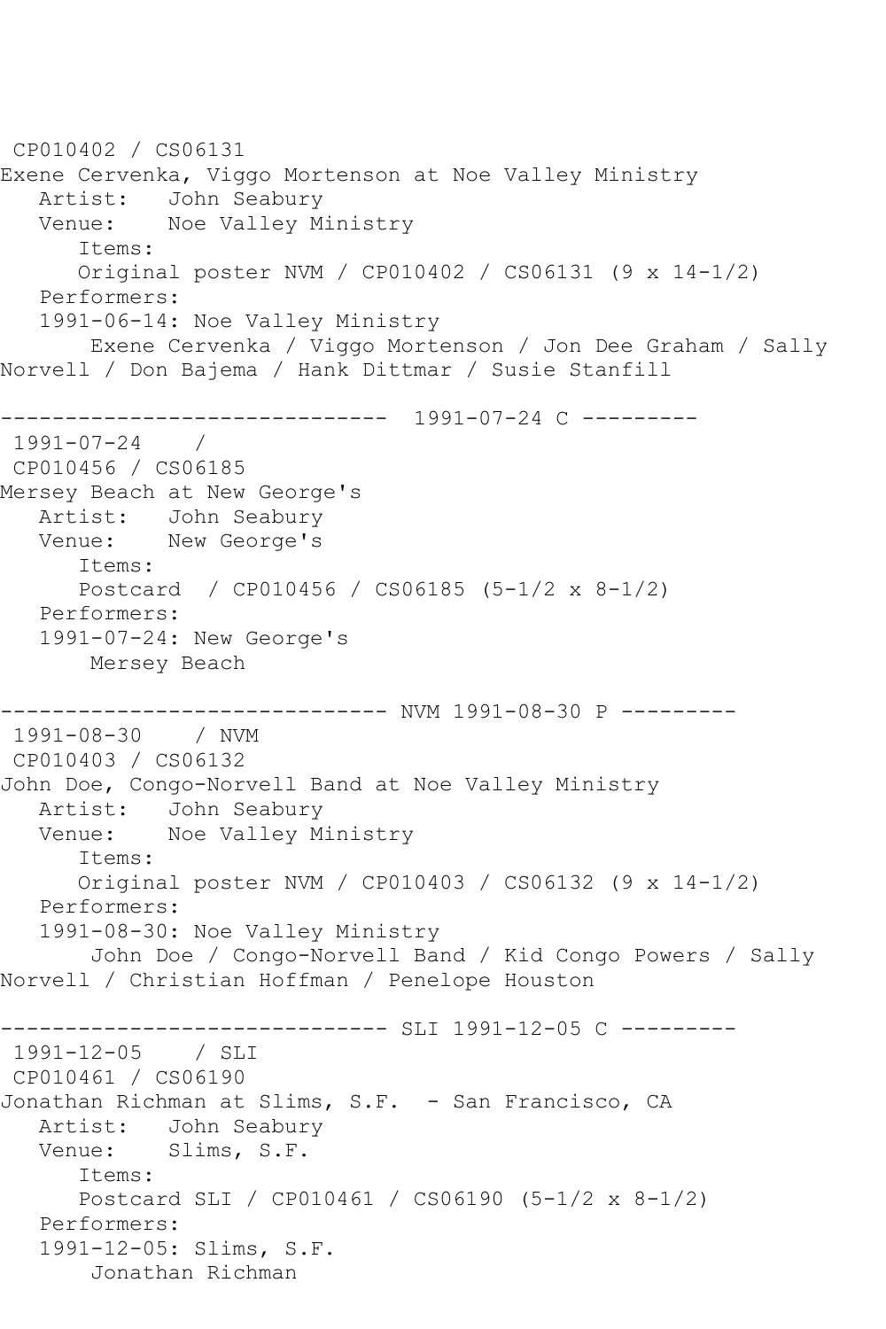CP010402 / CS06131
Exene Cervenka, Viggo Mortenson at Noe Valley Ministry
Artist: John Seabury
Venue: Noe Valley Ministry
Items:
Original poster NVM / CP010402 / CS06131 (9 x 14-1/2)
Performers:
1991-06-14: Noe Valley Ministry
Exene Cervenka / Viggo Mortenson / Jon Dee Graham / Sally Norvell / Don Bajema / Hank Dittmar / Susie Stanfill

------------------------------ 1991-07-24 C ---------

1991-07-24 /
CP010456 / CS06185
Mersey Beach at New George's
Artist: John Seabury
Venue: New George's
Items:
Postcard / CP010456 / CS06185 (5-1/2 x 8-1/2)
Performers:
1991-07-24: New George's
Mersey Beach

------------------------------ NVM 1991-08-30 P ---------

1991-08-30 / NVM
CP010403 / CS06132
John Doe, Congo-Norvell Band at Noe Valley Ministry
Artist: John Seabury
Venue: Noe Valley Ministry
Items:
Original poster NVM / CP010403 / CS06132 (9 x 14-1/2)
Performers:
1991-08-30: Noe Valley Ministry
John Doe / Congo-Norvell Band / Kid Congo Powers / Sally Norvell / Christian Hoffman / Penelope Houston

------------------------------ SLI 1991-12-05 C ---------

1991-12-05 / SLI
CP010461 / CS06190
Jonathan Richman at Slims, S.F. - San Francisco, CA
Artist: John Seabury
Venue: Slims, S.F.
Items:
Postcard SLI / CP010461 / CS06190 (5-1/2 x 8-1/2)
Performers:
1991-12-05: Slims, S.F.
Jonathan Richman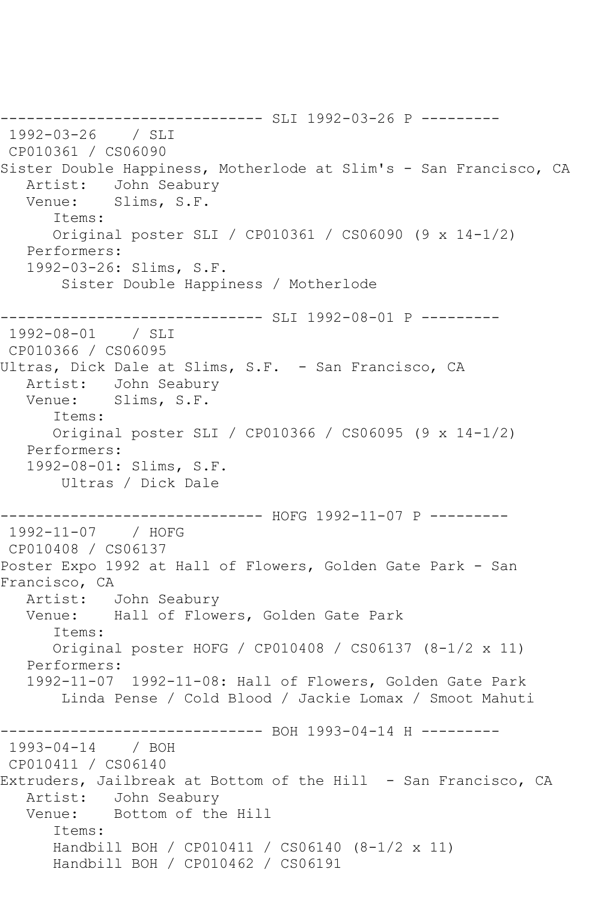------------------------------ SLI 1992-03-26 P ---------
1992-03-26 / SLI
CP010361 / CS06090
Sister Double Happiness, Motherlode at Slim's - San Francisco, CA
Artist: John Seabury
Venue: Slims, S.F.
Items:
Original poster SLI / CP010361 / CS06090 (9 x 14-1/2)
Performers:
1992-03-26: Slims, S.F.
Sister Double Happiness / Motherlode

------------------------------ SLI 1992-08-01 P ---------
1992-08-01 / SLI
CP010366 / CS06095
Ultras, Dick Dale at Slims, S.F. - San Francisco, CA
Artist: John Seabury
Venue: Slims, S.F.
Items:
Original poster SLI / CP010366 / CS06095 (9 x 14-1/2)
Performers:
1992-08-01: Slims, S.F.
Ultras / Dick Dale

------------------------------ HOFG 1992-11-07 P ---------
1992-11-07 / HOFG
CP010408 / CS06137
Poster Expo 1992 at Hall of Flowers, Golden Gate Park - San Francisco, CA
Artist: John Seabury
Venue: Hall of Flowers, Golden Gate Park
Items:
Original poster HOFG / CP010408 / CS06137 (8-1/2 x 11)
Performers:
1992-11-07 1992-11-08: Hall of Flowers, Golden Gate Park
Linda Pense / Cold Blood / Jackie Lomax / Smoot Mahuti

------------------------------ BOH 1993-04-14 H ---------
1993-04-14 / BOH
CP010411 / CS06140
Extruders, Jailbreak at Bottom of the Hill - San Francisco, CA
Artist: John Seabury
Venue: Bottom of the Hill
Items:
Handbill BOH / CP010411 / CS06140 (8-1/2 x 11)
Handbill BOH / CP010462 / CS06191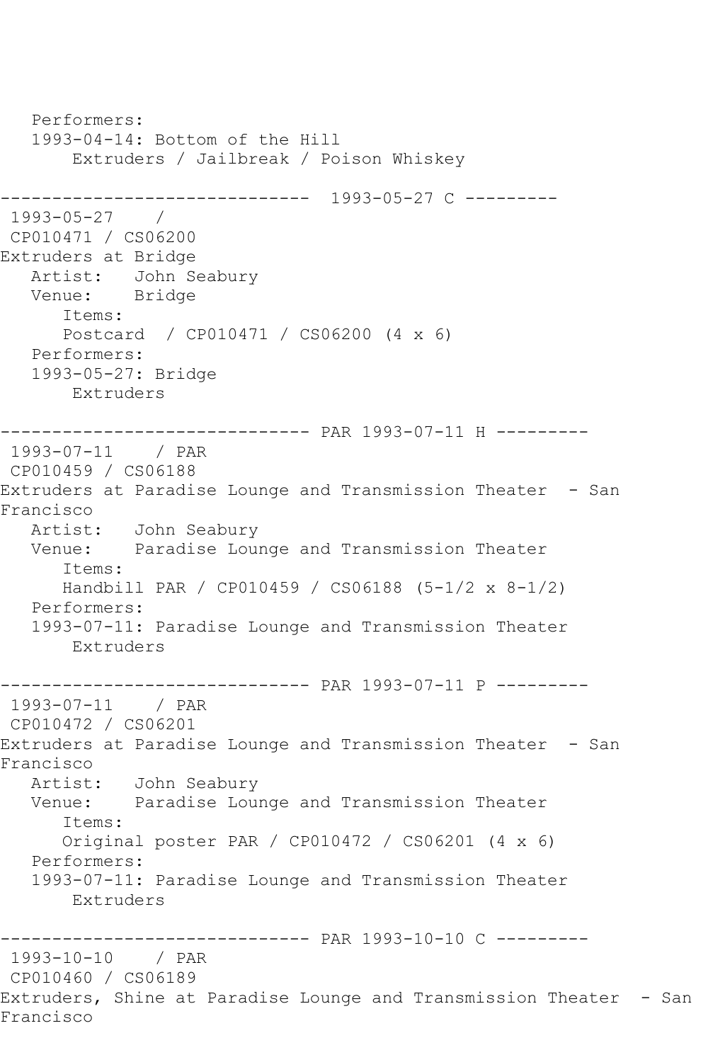Performers:
   1993-04-14: Bottom of the Hill
       Extruders / Jailbreak / Poison Whiskey

------------------------------  1993-05-27 C ---------
 1993-05-27    /
 CP010471 / CS06200
Extruders at Bridge
   Artist:   John Seabury
   Venue:    Bridge
      Items:
      Postcard  / CP010471 / CS06200 (4 x 6)
   Performers:
   1993-05-27: Bridge
       Extruders

------------------------------ PAR 1993-07-11 H ---------
 1993-07-11    / PAR
 CP010459 / CS06188
Extruders at Paradise Lounge and Transmission Theater  - San Francisco
   Artist:   John Seabury
   Venue:    Paradise Lounge and Transmission Theater
      Items:
      Handbill PAR / CP010459 / CS06188 (5-1/2 x 8-1/2)
   Performers:
   1993-07-11: Paradise Lounge and Transmission Theater
       Extruders

------------------------------ PAR 1993-07-11 P ---------
 1993-07-11    / PAR
 CP010472 / CS06201
Extruders at Paradise Lounge and Transmission Theater  - San Francisco
   Artist:   John Seabury
   Venue:    Paradise Lounge and Transmission Theater
      Items:
      Original poster PAR / CP010472 / CS06201 (4 x 6)
   Performers:
   1993-07-11: Paradise Lounge and Transmission Theater
       Extruders

------------------------------ PAR 1993-10-10 C ---------
 1993-10-10    / PAR
 CP010460 / CS06189
Extruders, Shine at Paradise Lounge and Transmission Theater  - San Francisco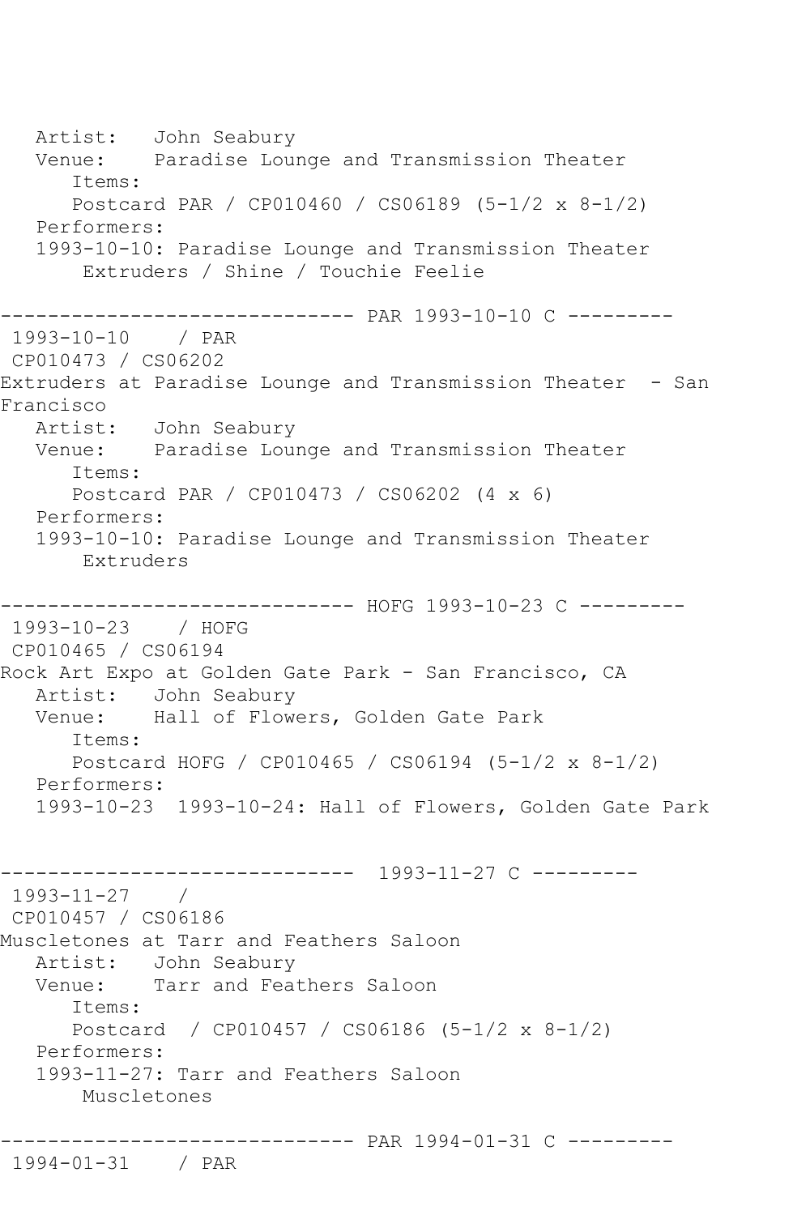```
   Artist:   John Seabury
   Venue:    Paradise Lounge and Transmission Theater
      Items:
      Postcard PAR / CP010460 / CS06189 (5-1/2 x 8-1/2)
   Performers:
   1993-10-10: Paradise Lounge and Transmission Theater
       Extruders / Shine / Touchie Feelie

------------------------------ PAR 1993-10-10 C ---------
 1993-10-10    / PAR
 CP010473 / CS06202
Extruders at Paradise Lounge and Transmission Theater  - San 
Francisco
   Artist:   John Seabury
   Venue:    Paradise Lounge and Transmission Theater
      Items:
      Postcard PAR / CP010473 / CS06202 (4 x 6)
   Performers:
   1993-10-10: Paradise Lounge and Transmission Theater
       Extruders

------------------------------ HOFG 1993-10-23 C ---------
 1993-10-23    / HOFG
 CP010465 / CS06194
Rock Art Expo at Golden Gate Park - San Francisco, CA
   Artist:   John Seabury
   Venue:    Hall of Flowers, Golden Gate Park
      Items:
      Postcard HOFG / CP010465 / CS06194 (5-1/2 x 8-1/2)
   Performers:
   1993-10-23  1993-10-24: Hall of Flowers, Golden Gate Park


------------------------------  1993-11-27 C ---------
 1993-11-27    / 
 CP010457 / CS06186
Muscletones at Tarr and Feathers Saloon
   Artist:   John Seabury
   Venue:    Tarr and Feathers Saloon
      Items:
      Postcard  / CP010457 / CS06186 (5-1/2 x 8-1/2)
   Performers:
   1993-11-27: Tarr and Feathers Saloon
       Muscletones

------------------------------ PAR 1994-01-31 C ---------
 1994-01-31    / PAR
```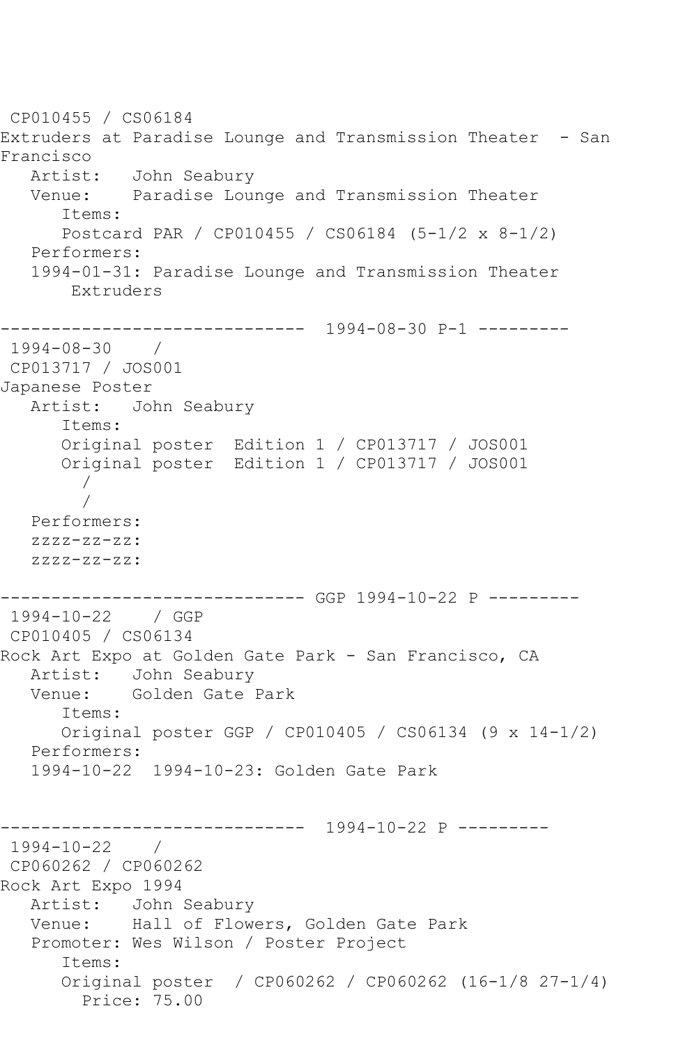CP010455 / CS06184
Extruders at Paradise Lounge and Transmission Theater - San Francisco

Artist: John Seabury
Venue: Paradise Lounge and Transmission Theater
Items:
Postcard PAR / CP010455 / CS06184 (5-1/2 x 8-1/2)
Performers:
1994-01-31: Paradise Lounge and Transmission Theater
Extruders

------------------------------ 1994-08-30 P-1 ---------

1994-08-30 /
CP013717 / JOS001
Japanese Poster

Artist: John Seabury
Items:
Original poster Edition 1 / CP013717 / JOS001
Original poster Edition 1 / CP013717 / JOS001
/
/
Performers:
zzzz-zz-zz:
zzzz-zz-zz:

------------------------------ GGP 1994-10-22 P ---------

1994-10-22 / GGP
CP010405 / CS06134
Rock Art Expo at Golden Gate Park - San Francisco, CA

Artist: John Seabury
Venue: Golden Gate Park
Items:
Original poster GGP / CP010405 / CS06134 (9 x 14-1/2)
Performers:
1994-10-22 1994-10-23: Golden Gate Park

------------------------------ 1994-10-22 P ---------

1994-10-22 /
CP060262 / CP060262
Rock Art Expo 1994

Artist: John Seabury
Venue: Hall of Flowers, Golden Gate Park
Promoter: Wes Wilson / Poster Project
Items:
Original poster / CP060262 / CP060262 (16-1/8 27-1/4)
Price: 75.00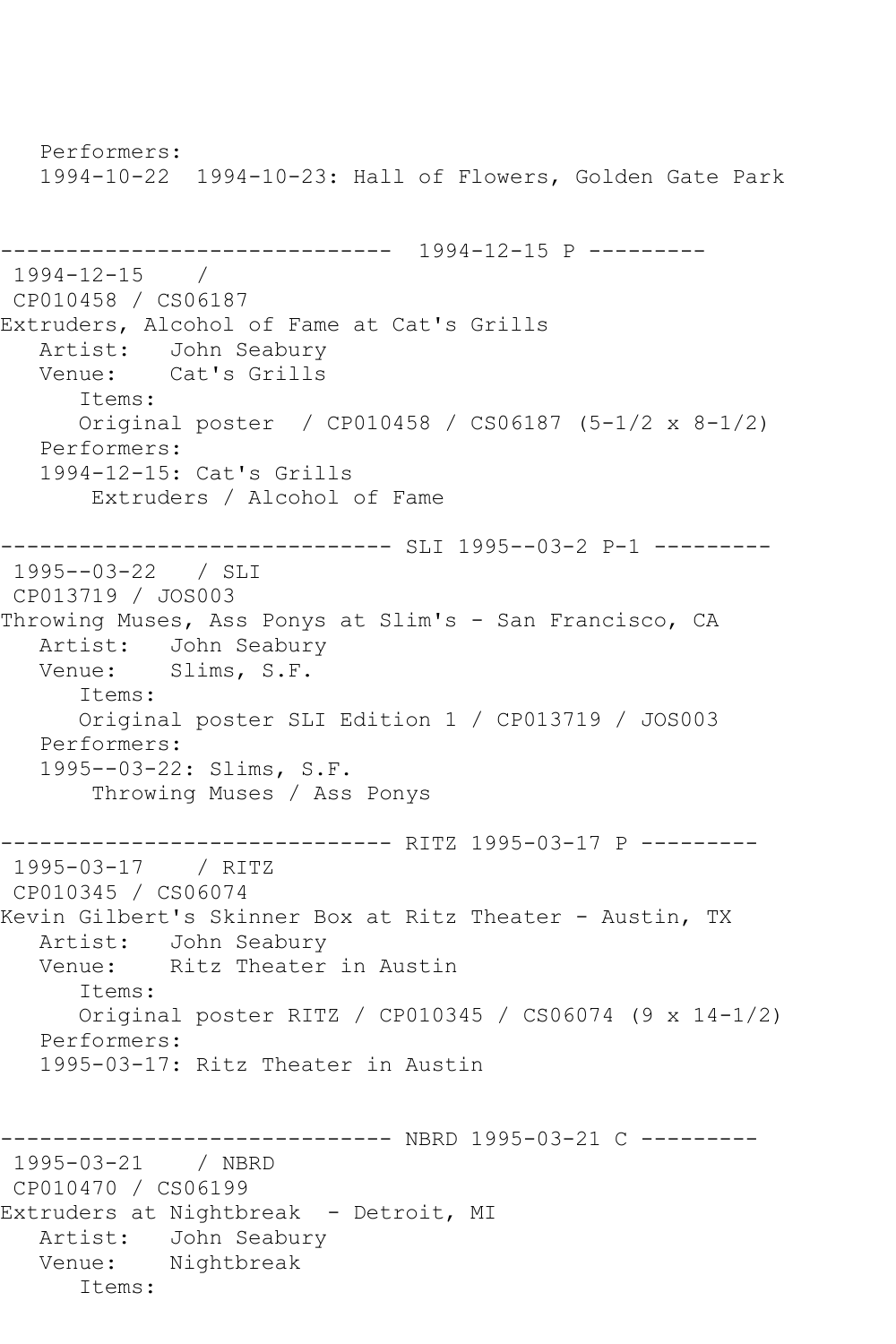```
   Performers:
   1994-10-22  1994-10-23: Hall of Flowers, Golden Gate Park


------------------------------  1994-12-15 P ---------
 1994-12-15    /
 CP010458 / CS06187
Extruders, Alcohol of Fame at Cat's Grills
   Artist:   John Seabury
   Venue:    Cat's Grills
      Items:
      Original poster  / CP010458 / CS06187 (5-1/2 x 8-1/2)
   Performers:
   1994-12-15: Cat's Grills
       Extruders / Alcohol of Fame

------------------------------ SLI 1995--03-2 P-1 ---------
 1995--03-22   / SLI
 CP013719 / JOS003
Throwing Muses, Ass Ponys at Slim's - San Francisco, CA
   Artist:   John Seabury
   Venue:    Slims, S.F.
      Items:
      Original poster SLI Edition 1 / CP013719 / JOS003
   Performers:
   1995--03-22: Slims, S.F.
       Throwing Muses / Ass Ponys

------------------------------ RITZ 1995-03-17 P ---------
 1995-03-17    / RITZ
 CP010345 / CS06074
Kevin Gilbert's Skinner Box at Ritz Theater - Austin, TX
   Artist:   John Seabury
   Venue:    Ritz Theater in Austin
      Items:
      Original poster RITZ / CP010345 / CS06074 (9 x 14-1/2)
   Performers:
   1995-03-17: Ritz Theater in Austin


------------------------------ NBRD 1995-03-21 C ---------
 1995-03-21    / NBRD
 CP010470 / CS06199
Extruders at Nightbreak  - Detroit, MI
   Artist:   John Seabury
   Venue:    Nightbreak
      Items:
```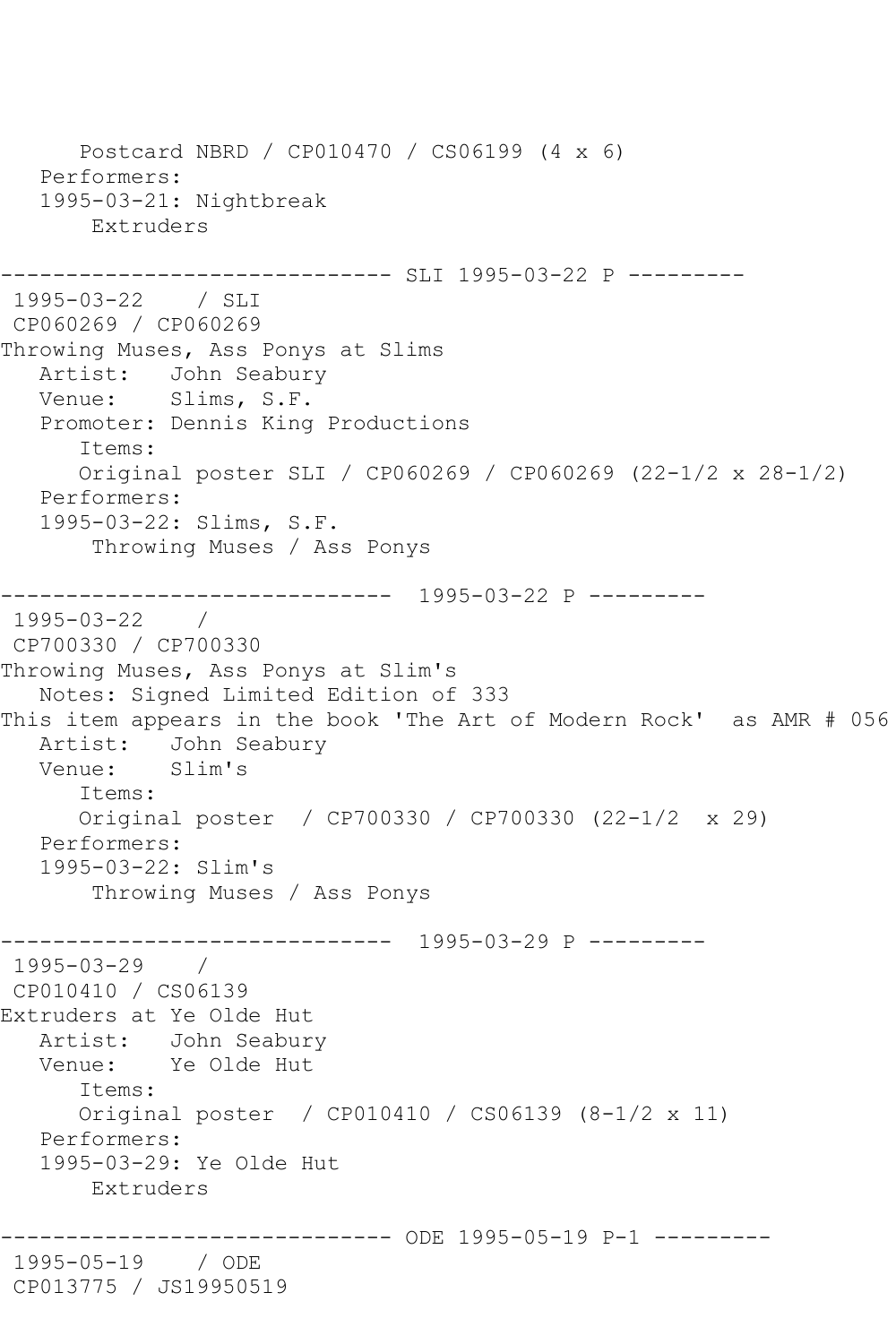```
      Postcard NBRD / CP010470 / CS06199 (4 x 6)
   Performers:
   1995-03-21: Nightbreak
       Extruders

------------------------------ SLI 1995-03-22 P ---------
 1995-03-22    / SLI
 CP060269 / CP060269
Throwing Muses, Ass Ponys at Slims
   Artist:   John Seabury
   Venue:    Slims, S.F.
   Promoter: Dennis King Productions
      Items:
      Original poster SLI / CP060269 / CP060269 (22-1/2 x 28-1/2)
   Performers:
   1995-03-22: Slims, S.F.
       Throwing Muses / Ass Ponys

------------------------------  1995-03-22 P ---------
 1995-03-22    /
 CP700330 / CP700330
Throwing Muses, Ass Ponys at Slim's
   Notes: Signed Limited Edition of 333
This item appears in the book 'The Art of Modern Rock'  as AMR # 056
   Artist:   John Seabury
   Venue:    Slim's
      Items:
      Original poster  / CP700330 / CP700330 (22-1/2  x 29)
   Performers:
   1995-03-22: Slim's
       Throwing Muses / Ass Ponys

------------------------------  1995-03-29 P ---------
 1995-03-29    /
 CP010410 / CS06139
Extruders at Ye Olde Hut
   Artist:   John Seabury
   Venue:    Ye Olde Hut
      Items:
      Original poster  / CP010410 / CS06139 (8-1/2 x 11)
   Performers:
   1995-03-29: Ye Olde Hut
       Extruders

------------------------------ ODE 1995-05-19 P-1 ---------
 1995-05-19    / ODE
 CP013775 / JS19950519
```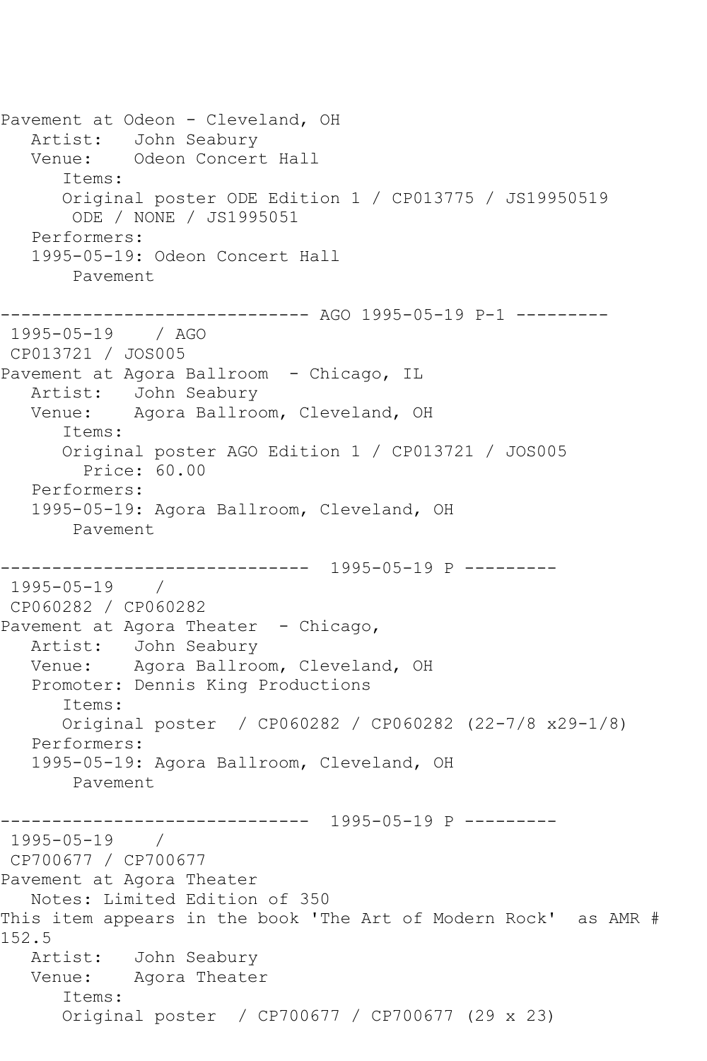Pavement at Odeon - Cleveland, OH
   Artist:   John Seabury
   Venue:    Odeon Concert Hall
      Items:
      Original poster ODE Edition 1 / CP013775 / JS19950519
       ODE / NONE / JS1995051
   Performers:
   1995-05-19: Odeon Concert Hall
       Pavement

------------------------------ AGO 1995-05-19 P-1 ---------
 1995-05-19    / AGO
 CP013721 / JOS005
Pavement at Agora Ballroom  - Chicago, IL
   Artist:   John Seabury
   Venue:    Agora Ballroom, Cleveland, OH
      Items:
      Original poster AGO Edition 1 / CP013721 / JOS005
        Price: 60.00
   Performers:
   1995-05-19: Agora Ballroom, Cleveland, OH
       Pavement

------------------------------  1995-05-19 P ---------
 1995-05-19    /
 CP060282 / CP060282
Pavement at Agora Theater  - Chicago,
   Artist:   John Seabury
   Venue:    Agora Ballroom, Cleveland, OH
   Promoter: Dennis King Productions
      Items:
      Original poster  / CP060282 / CP060282 (22-7/8 x29-1/8)
   Performers:
   1995-05-19: Agora Ballroom, Cleveland, OH
       Pavement

------------------------------  1995-05-19 P ---------
 1995-05-19    /
 CP700677 / CP700677
Pavement at Agora Theater
   Notes: Limited Edition of 350
This item appears in the book 'The Art of Modern Rock'  as AMR # 152.5
   Artist:   John Seabury
   Venue:    Agora Theater
      Items:
      Original poster  / CP700677 / CP700677 (29 x 23)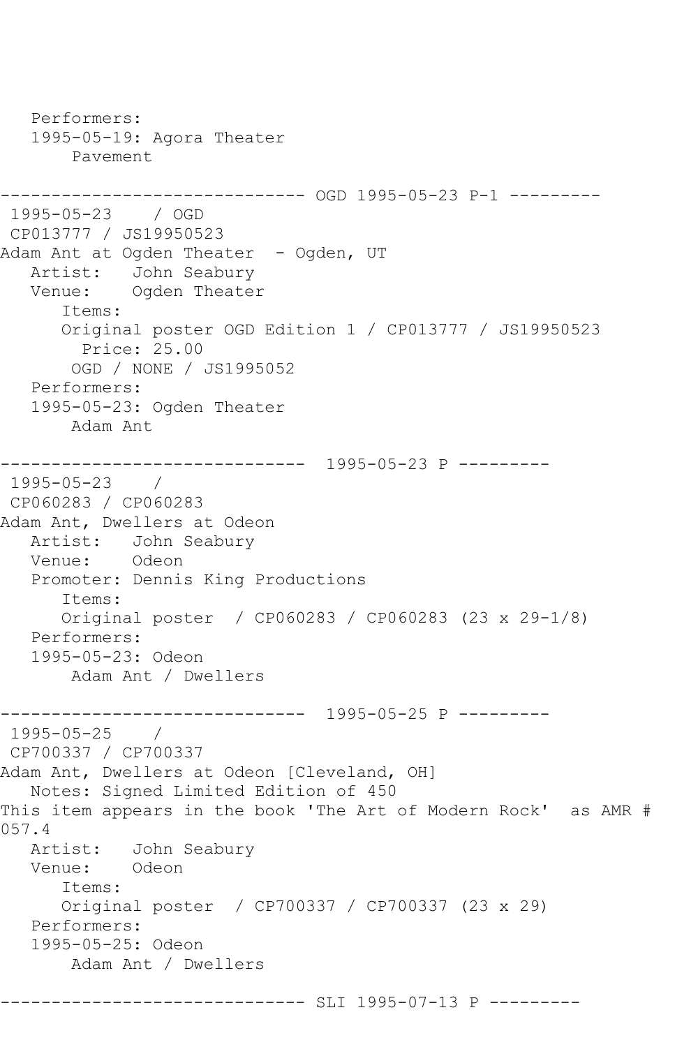```
   Performers:
   1995-05-19: Agora Theater
       Pavement

------------------------------ OGD 1995-05-23 P-1 ---------
 1995-05-23    / OGD
 CP013777 / JS19950523
Adam Ant at Ogden Theater  - Ogden, UT
   Artist:   John Seabury
   Venue:    Ogden Theater
      Items:
      Original poster OGD Edition 1 / CP013777 / JS19950523
        Price: 25.00
       OGD / NONE / JS1995052
   Performers:
   1995-05-23: Ogden Theater
       Adam Ant

------------------------------  1995-05-23 P ---------
 1995-05-23    /
 CP060283 / CP060283
Adam Ant, Dwellers at Odeon
   Artist:   John Seabury
   Venue:    Odeon
   Promoter: Dennis King Productions
      Items:
      Original poster  / CP060283 / CP060283 (23 x 29-1/8)
   Performers:
   1995-05-23: Odeon
       Adam Ant / Dwellers

------------------------------  1995-05-25 P ---------
 1995-05-25    /
 CP700337 / CP700337
Adam Ant, Dwellers at Odeon [Cleveland, OH]
   Notes: Signed Limited Edition of 450
This item appears in the book 'The Art of Modern Rock'  as AMR #
057.4
   Artist:   John Seabury
   Venue:    Odeon
      Items:
      Original poster  / CP700337 / CP700337 (23 x 29)
   Performers:
   1995-05-25: Odeon
       Adam Ant / Dwellers

------------------------------ SLI 1995-07-13 P ---------
```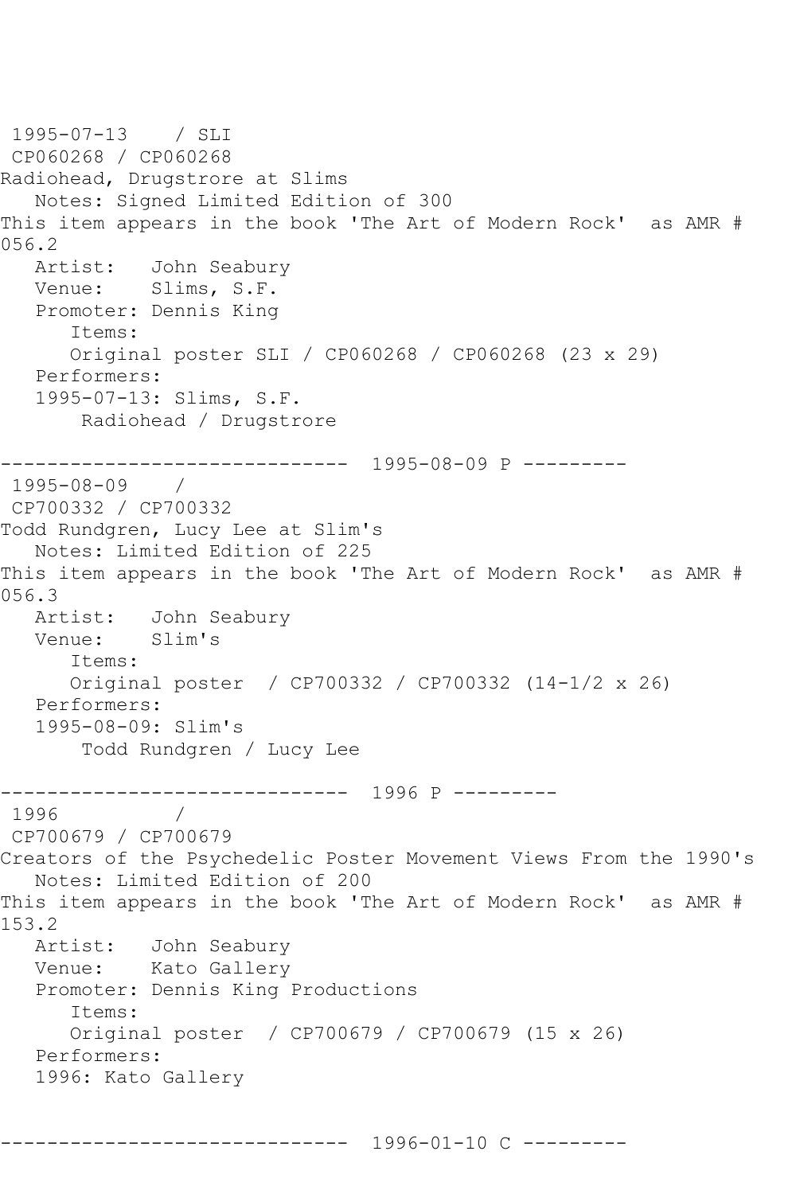1995-07-13 / SLI
CP060268 / CP060268
Radiohead, Drugstrore at Slims
   Notes: Signed Limited Edition of 300
This item appears in the book 'The Art of Modern Rock' as AMR # 056.2
   Artist: John Seabury
   Venue: Slims, S.F.
   Promoter: Dennis King
      Items:
      Original poster SLI / CP060268 / CP060268 (23 x 29)
   Performers:
   1995-07-13: Slims, S.F.
       Radiohead / Drugstrore

------------------------------ 1995-08-09 P ---------
1995-08-09 /
CP700332 / CP700332
Todd Rundgren, Lucy Lee at Slim's
   Notes: Limited Edition of 225
This item appears in the book 'The Art of Modern Rock' as AMR # 056.3
   Artist: John Seabury
   Venue: Slim's
      Items:
      Original poster / CP700332 / CP700332 (14-1/2 x 26)
   Performers:
   1995-08-09: Slim's
       Todd Rundgren / Lucy Lee

------------------------------ 1996 P ---------
1996 /
CP700679 / CP700679
Creators of the Psychedelic Poster Movement Views From the 1990's
   Notes: Limited Edition of 200
This item appears in the book 'The Art of Modern Rock' as AMR # 153.2
   Artist: John Seabury
   Venue: Kato Gallery
   Promoter: Dennis King Productions
      Items:
      Original poster / CP700679 / CP700679 (15 x 26)
   Performers:
   1996: Kato Gallery

------------------------------ 1996-01-10 C ---------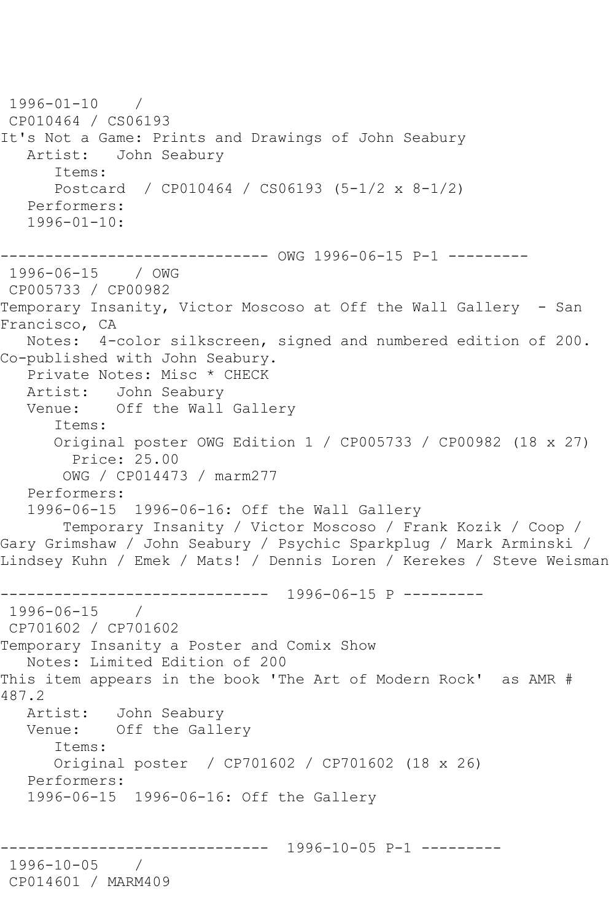1996-01-10 /
CP010464 / CS06193
It's Not a Game: Prints and Drawings of John Seabury
   Artist: John Seabury
      Items:
      Postcard / CP010464 / CS06193 (5-1/2 x 8-1/2)
   Performers:
   1996-01-10:

------------------------------ OWG 1996-06-15 P-1 ---------
1996-06-15 / OWG
CP005733 / CP00982
Temporary Insanity, Victor Moscoso at Off the Wall Gallery - San Francisco, CA
   Notes: 4-color silkscreen, signed and numbered edition of 200. Co-published with John Seabury.
   Private Notes: Misc * CHECK
   Artist: John Seabury
   Venue: Off the Wall Gallery
      Items:
      Original poster OWG Edition 1 / CP005733 / CP00982 (18 x 27)
        Price: 25.00
       OWG / CP014473 / marm277
   Performers:
   1996-06-15 1996-06-16: Off the Wall Gallery
       Temporary Insanity / Victor Moscoso / Frank Kozik / Coop / Gary Grimshaw / John Seabury / Psychic Sparkplug / Mark Arminski / Lindsey Kuhn / Emek / Mats! / Dennis Loren / Kerekes / Steve Weisman

------------------------------ 1996-06-15 P ---------
1996-06-15 /
CP701602 / CP701602
Temporary Insanity a Poster and Comix Show
   Notes: Limited Edition of 200
This item appears in the book 'The Art of Modern Rock' as AMR # 487.2
   Artist: John Seabury
   Venue: Off the Gallery
      Items:
      Original poster / CP701602 / CP701602 (18 x 26)
   Performers:
   1996-06-15 1996-06-16: Off the Gallery

------------------------------ 1996-10-05 P-1 ---------
1996-10-05 /
CP014601 / MARM409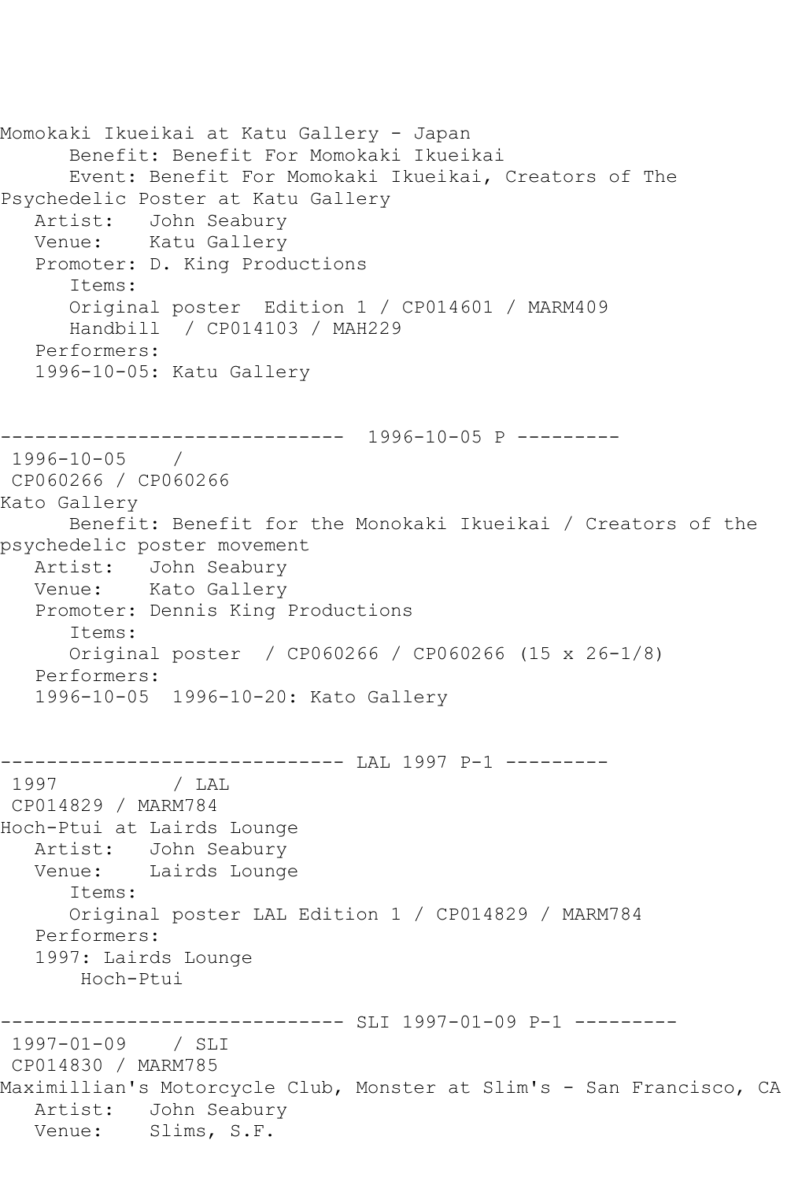Momokaki Ikueikai at Katu Gallery - Japan
      Benefit: Benefit For Momokaki Ikueikai
      Event: Benefit For Momokaki Ikueikai, Creators of The Psychedelic Poster at Katu Gallery
   Artist:   John Seabury
   Venue:    Katu Gallery
   Promoter: D. King Productions
      Items:
      Original poster  Edition 1 / CP014601 / MARM409
      Handbill  / CP014103 / MAH229
   Performers:
   1996-10-05: Katu Gallery

------------------------------  1996-10-05 P ---------
 1996-10-05    /
 CP060266 / CP060266
Kato Gallery
      Benefit: Benefit for the Monokaki Ikueikai / Creators of the psychedelic poster movement
   Artist:   John Seabury
   Venue:    Kato Gallery
   Promoter: Dennis King Productions
      Items:
      Original poster  / CP060266 / CP060266 (15 x 26-1/8)
   Performers:
   1996-10-05  1996-10-20: Kato Gallery

------------------------------ LAL 1997 P-1 ---------
 1997          / LAL
 CP014829 / MARM784
Hoch-Ptui at Lairds Lounge
   Artist:   John Seabury
   Venue:    Lairds Lounge
      Items:
      Original poster LAL Edition 1 / CP014829 / MARM784
   Performers:
   1997: Lairds Lounge
       Hoch-Ptui

------------------------------ SLI 1997-01-09 P-1 ---------
 1997-01-09    / SLI
 CP014830 / MARM785
Maximillian's Motorcycle Club, Monster at Slim's - San Francisco, CA
   Artist:   John Seabury
   Venue:    Slims, S.F.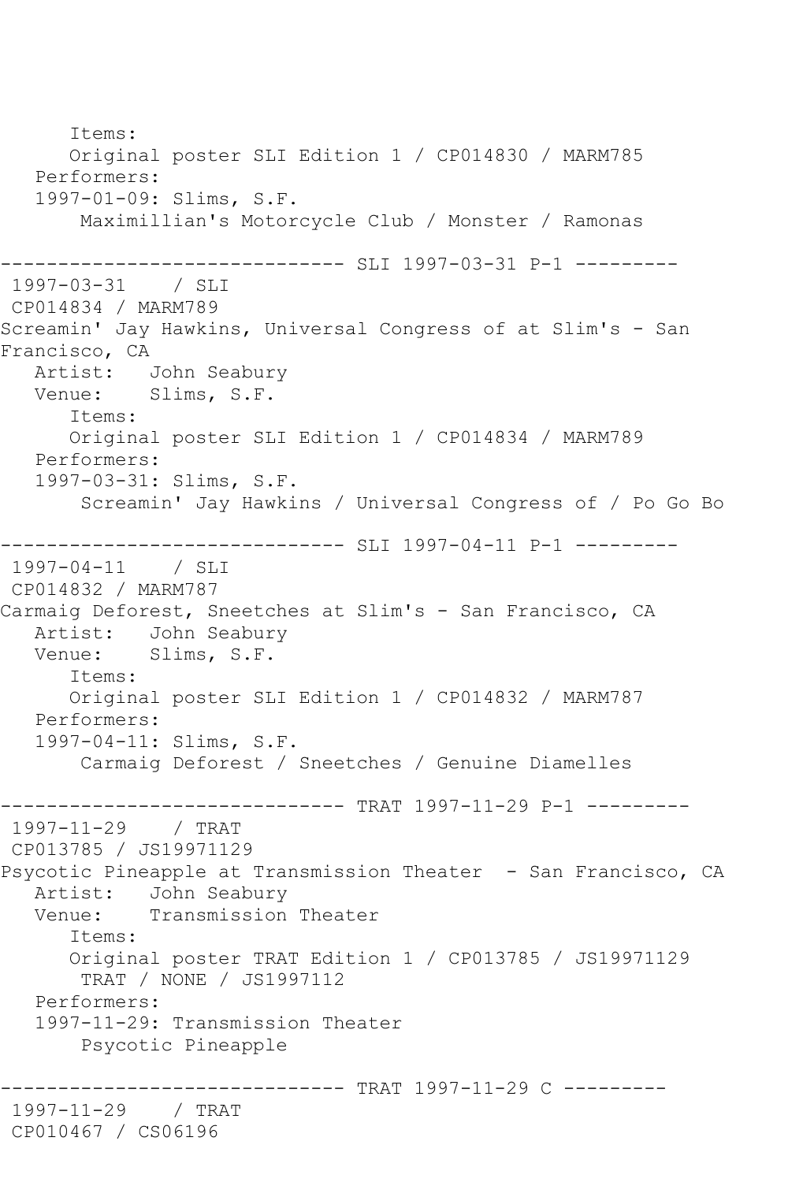```
      Items:
      Original poster SLI Edition 1 / CP014830 / MARM785
   Performers:
   1997-01-09: Slims, S.F.
       Maximillian's Motorcycle Club / Monster / Ramonas

------------------------------ SLI 1997-03-31 P-1 ---------
 1997-03-31    / SLI
 CP014834 / MARM789
Screamin' Jay Hawkins, Universal Congress of at Slim's - San
Francisco, CA
   Artist:   John Seabury
   Venue:    Slims, S.F.
      Items:
      Original poster SLI Edition 1 / CP014834 / MARM789
   Performers:
   1997-03-31: Slims, S.F.
       Screamin' Jay Hawkins / Universal Congress of / Po Go Bo

------------------------------ SLI 1997-04-11 P-1 ---------
 1997-04-11    / SLI
 CP014832 / MARM787
Carmaig Deforest, Sneetches at Slim's - San Francisco, CA
   Artist:   John Seabury
   Venue:    Slims, S.F.
      Items:
      Original poster SLI Edition 1 / CP014832 / MARM787
   Performers:
   1997-04-11: Slims, S.F.
       Carmaig Deforest / Sneetches / Genuine Diamelles

------------------------------ TRAT 1997-11-29 P-1 ---------
 1997-11-29    / TRAT
 CP013785 / JS19971129
Psycotic Pineapple at Transmission Theater  - San Francisco, CA
   Artist:   John Seabury
   Venue:    Transmission Theater
      Items:
      Original poster TRAT Edition 1 / CP013785 / JS19971129
       TRAT / NONE / JS1997112
   Performers:
   1997-11-29: Transmission Theater
       Psycotic Pineapple

------------------------------ TRAT 1997-11-29 C ---------
 1997-11-29    / TRAT
 CP010467 / CS06196
```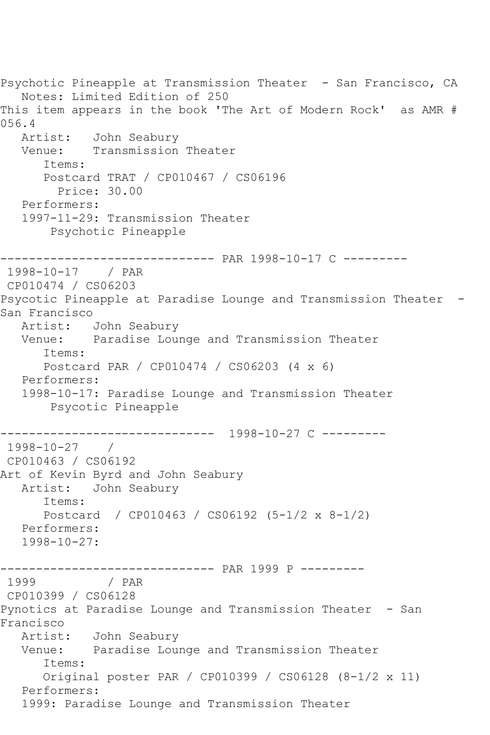Psychotic Pineapple at Transmission Theater - San Francisco, CA
   Notes: Limited Edition of 250
This item appears in the book 'The Art of Modern Rock' as AMR # 056.4
   Artist:   John Seabury
   Venue:    Transmission Theater
      Items:
      Postcard TRAT / CP010467 / CS06196
        Price: 30.00
   Performers:
   1997-11-29: Transmission Theater
       Psychotic Pineapple

------------------------------ PAR 1998-10-17 C ---------
 1998-10-17    / PAR
 CP010474 / CS06203
Psycotic Pineapple at Paradise Lounge and Transmission Theater - San Francisco
   Artist:   John Seabury
   Venue:    Paradise Lounge and Transmission Theater
      Items:
      Postcard PAR / CP010474 / CS06203 (4 x 6)
   Performers:
   1998-10-17: Paradise Lounge and Transmission Theater
       Psycotic Pineapple

------------------------------  1998-10-27 C ---------
 1998-10-27    /
 CP010463 / CS06192
Art of Kevin Byrd and John Seabury
   Artist:   John Seabury
      Items:
      Postcard  / CP010463 / CS06192 (5-1/2 x 8-1/2)
   Performers:
   1998-10-27:

------------------------------ PAR 1999 P ---------
 1999          / PAR
 CP010399 / CS06128
Pynotics at Paradise Lounge and Transmission Theater - San Francisco
   Artist:   John Seabury
   Venue:    Paradise Lounge and Transmission Theater
      Items:
      Original poster PAR / CP010399 / CS06128 (8-1/2 x 11)
   Performers:
   1999: Paradise Lounge and Transmission Theater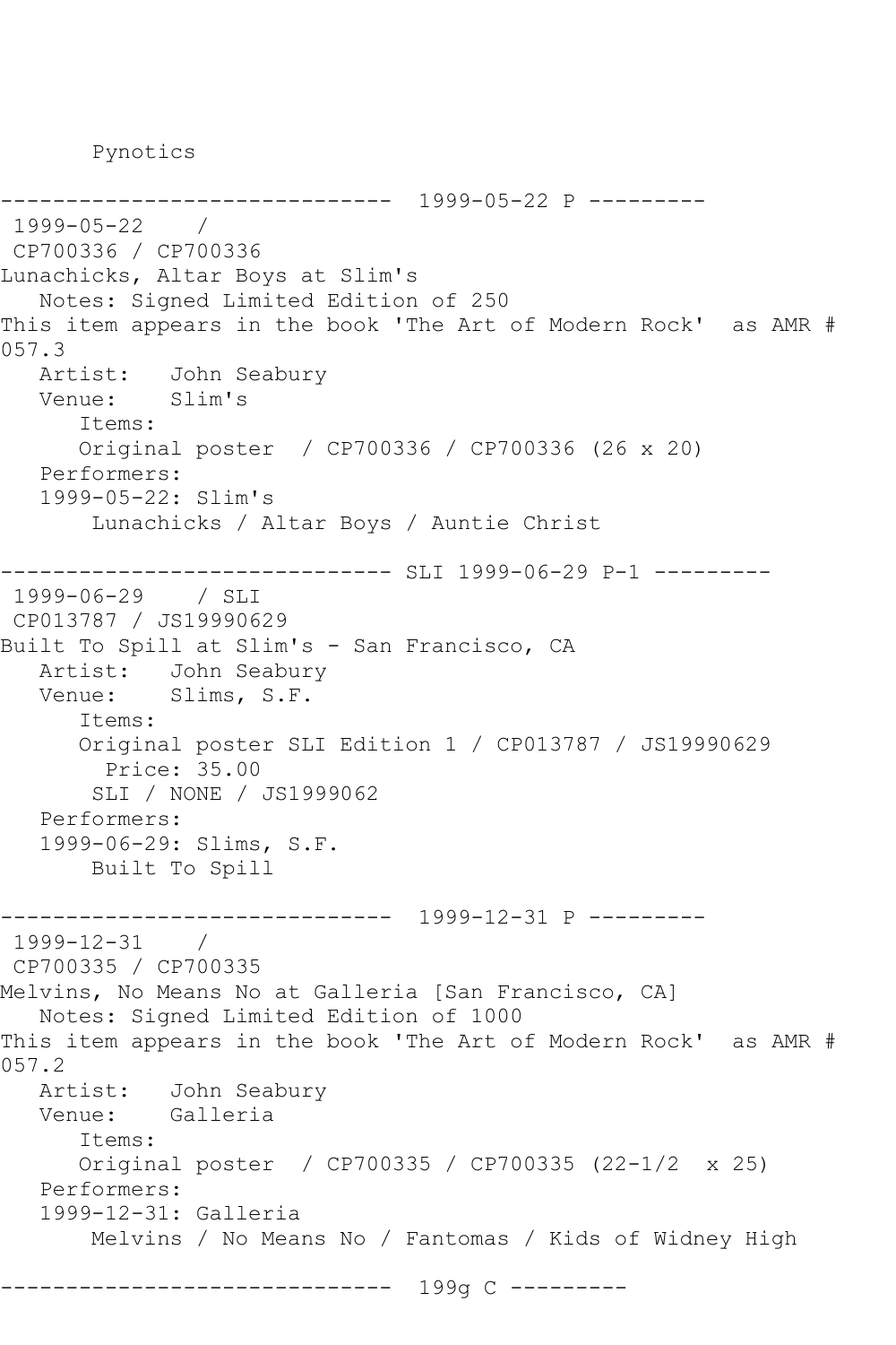Pynotics

------------------------------ 1999-05-22 P ---------

1999-05-22 /
CP700336 / CP700336
Lunachicks, Altar Boys at Slim's
Notes: Signed Limited Edition of 250
This item appears in the book 'The Art of Modern Rock' as AMR # 057.3
Artist: John Seabury
Venue: Slim's
Items:
Original poster / CP700336 / CP700336 (26 x 20)
Performers:
1999-05-22: Slim's
Lunachicks / Altar Boys / Auntie Christ

------------------------------ SLI 1999-06-29 P-1 ---------

1999-06-29 / SLI
CP013787 / JS19990629
Built To Spill at Slim's - San Francisco, CA
Artist: John Seabury
Venue: Slims, S.F.
Items:
Original poster SLI Edition 1 / CP013787 / JS19990629
Price: 35.00
SLI / NONE / JS1999062
Performers:
1999-06-29: Slims, S.F.
Built To Spill

------------------------------ 1999-12-31 P ---------

1999-12-31 /
CP700335 / CP700335
Melvins, No Means No at Galleria [San Francisco, CA]
Notes: Signed Limited Edition of 1000
This item appears in the book 'The Art of Modern Rock' as AMR # 057.2
Artist: John Seabury
Venue: Galleria
Items:
Original poster / CP700335 / CP700335 (22-1/2 x 25)
Performers:
1999-12-31: Galleria
Melvins / No Means No / Fantomas / Kids of Widney High

------------------------------ 199g C ---------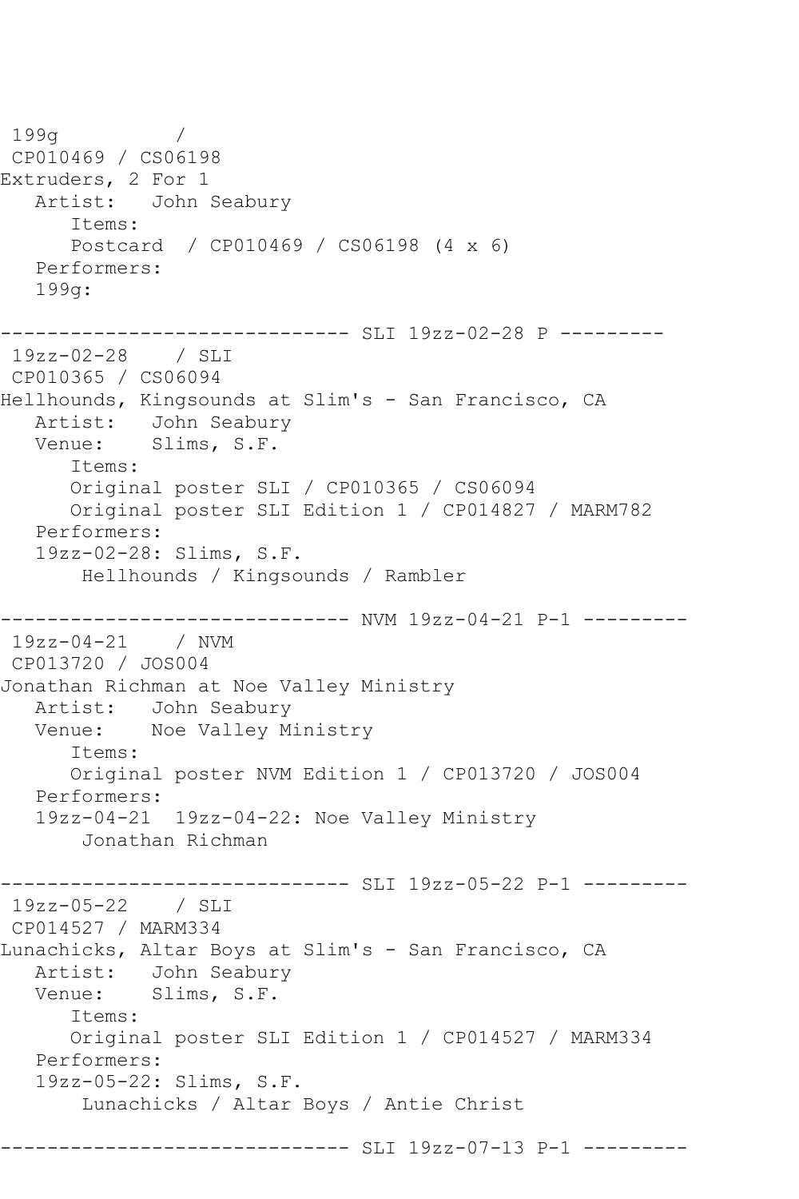```
 199g          / 
 CP010469 / CS06198
Extruders, 2 For 1
   Artist:   John Seabury
      Items:
      Postcard  / CP010469 / CS06198 (4 x 6)
   Performers:
   199g:

------------------------------ SLI 19zz-02-28 P ---------
 19zz-02-28    / SLI 
 CP010365 / CS06094
Hellhounds, Kingsounds at Slim's - San Francisco, CA
   Artist:   John Seabury
   Venue:    Slims, S.F.
      Items:
      Original poster SLI / CP010365 / CS06094
      Original poster SLI Edition 1 / CP014827 / MARM782
   Performers:
   19zz-02-28: Slims, S.F.
       Hellhounds / Kingsounds / Rambler

------------------------------ NVM 19zz-04-21 P-1 ---------
 19zz-04-21    / NVM 
 CP013720 / JOS004
Jonathan Richman at Noe Valley Ministry
   Artist:   John Seabury
   Venue:    Noe Valley Ministry
      Items:
      Original poster NVM Edition 1 / CP013720 / JOS004
   Performers:
   19zz-04-21  19zz-04-22: Noe Valley Ministry
       Jonathan Richman

------------------------------ SLI 19zz-05-22 P-1 ---------
 19zz-05-22    / SLI 
 CP014527 / MARM334
Lunachicks, Altar Boys at Slim's - San Francisco, CA
   Artist:   John Seabury
   Venue:    Slims, S.F.
      Items:
      Original poster SLI Edition 1 / CP014527 / MARM334
   Performers:
   19zz-05-22: Slims, S.F.
       Lunachicks / Altar Boys / Antie Christ

------------------------------ SLI 19zz-07-13 P-1 ---------
```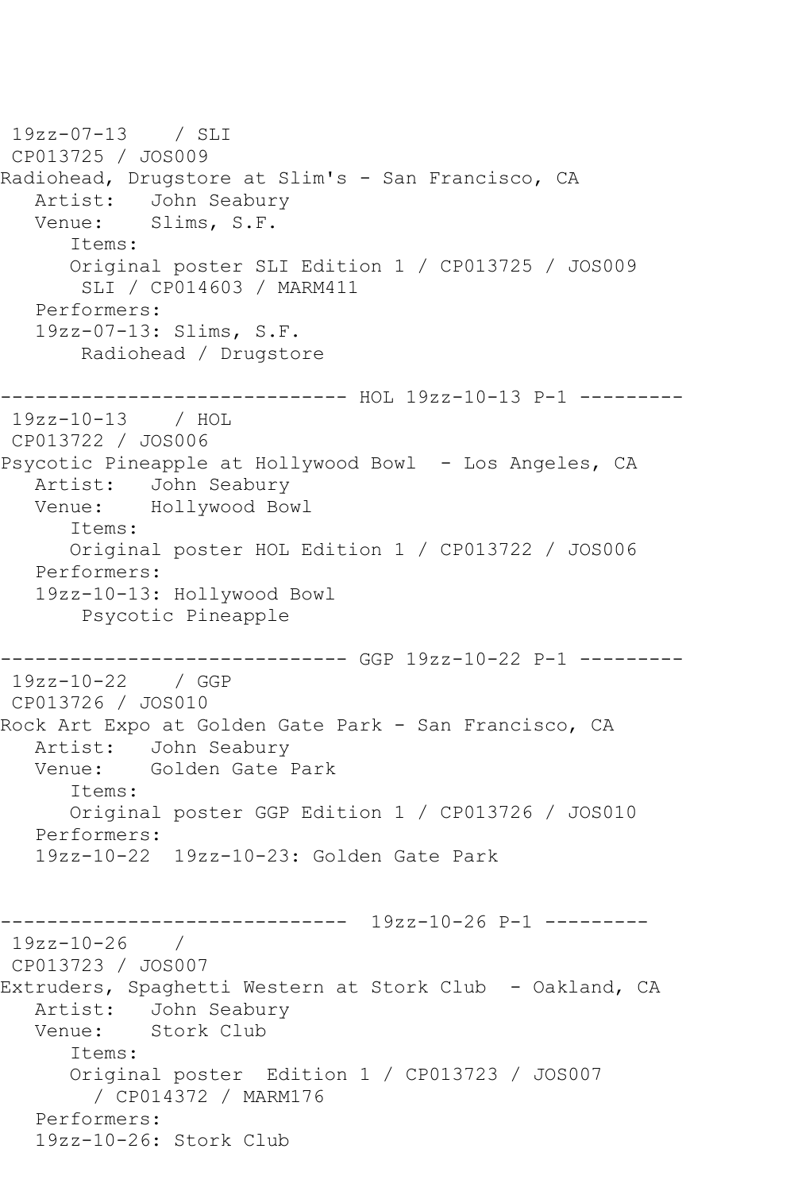19zz-07-13 / SLI
CP013725 / JOS009
Radiohead, Drugstore at Slim's - San Francisco, CA
Artist: John Seabury
Venue: Slims, S.F.
Items:
Original poster SLI Edition 1 / CP013725 / JOS009
SLI / CP014603 / MARM411
Performers:
19zz-07-13: Slims, S.F.
Radiohead / Drugstore

------------------------------ HOL 19zz-10-13 P-1 ---------

19zz-10-13 / HOL
CP013722 / JOS006
Psycotic Pineapple at Hollywood Bowl - Los Angeles, CA
Artist: John Seabury
Venue: Hollywood Bowl
Items:
Original poster HOL Edition 1 / CP013722 / JOS006
Performers:
19zz-10-13: Hollywood Bowl
Psycotic Pineapple

------------------------------ GGP 19zz-10-22 P-1 ---------

19zz-10-22 / GGP
CP013726 / JOS010
Rock Art Expo at Golden Gate Park - San Francisco, CA
Artist: John Seabury
Venue: Golden Gate Park
Items:
Original poster GGP Edition 1 / CP013726 / JOS010
Performers:
19zz-10-22 19zz-10-23: Golden Gate Park

------------------------------ 19zz-10-26 P-1 ---------

19zz-10-26 /
CP013723 / JOS007
Extruders, Spaghetti Western at Stork Club - Oakland, CA
Artist: John Seabury
Venue: Stork Club
Items:
Original poster Edition 1 / CP013723 / JOS007
/ CP014372 / MARM176
Performers:
19zz-10-26: Stork Club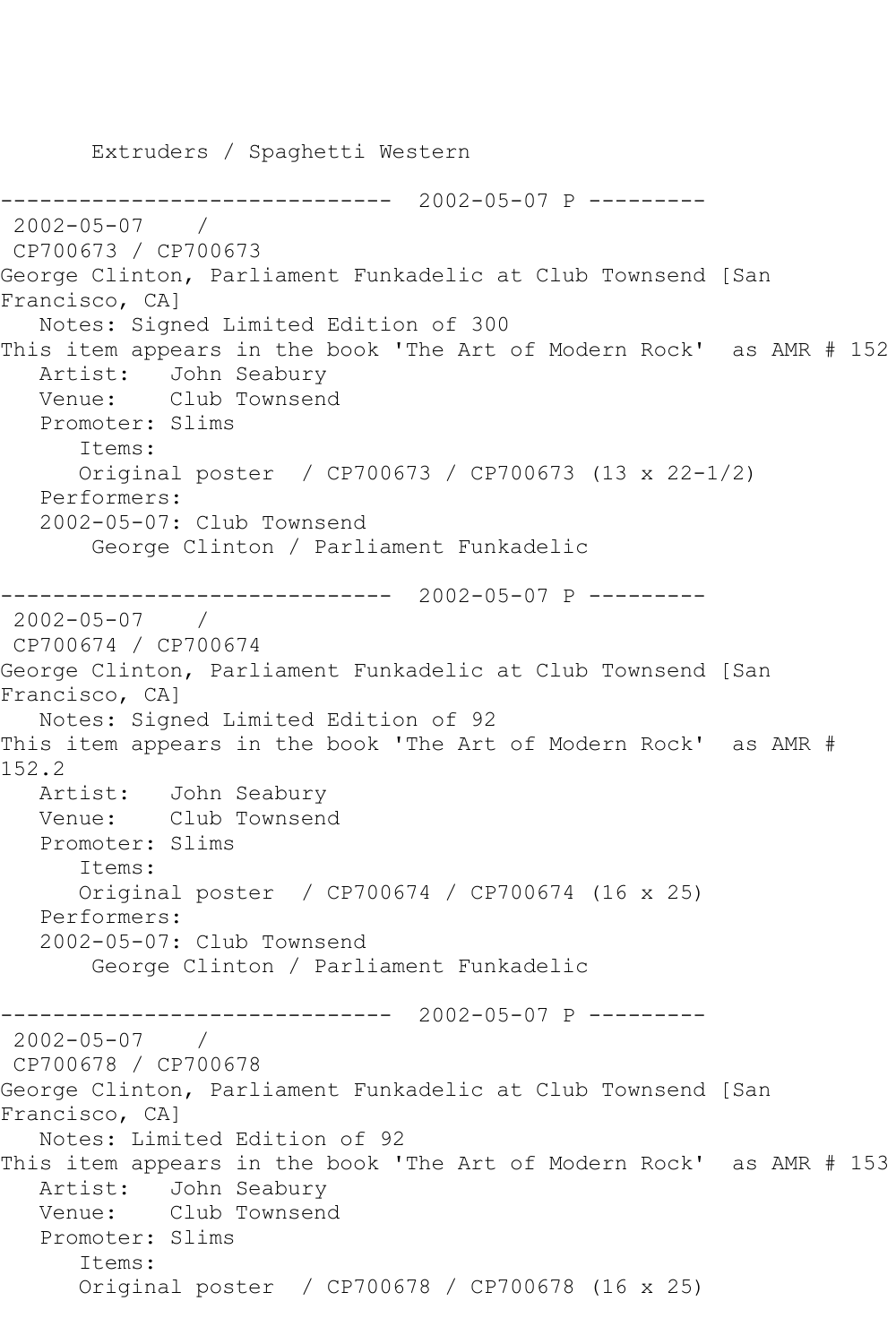Extruders / Spaghetti Western

------------------------------ 2002-05-07 P ---------

2002-05-07 /

CP700673 / CP700673

George Clinton, Parliament Funkadelic at Club Townsend [San Francisco, CA]

Notes: Signed Limited Edition of 300

This item appears in the book 'The Art of Modern Rock' as AMR # 152

Artist: John Seabury

Venue: Club Townsend

Promoter: Slims

Items:

Original poster / CP700673 / CP700673 (13 x 22-1/2)

Performers:

2002-05-07: Club Townsend

George Clinton / Parliament Funkadelic

------------------------------ 2002-05-07 P ---------

2002-05-07 /

CP700674 / CP700674

George Clinton, Parliament Funkadelic at Club Townsend [San Francisco, CA]

Notes: Signed Limited Edition of 92

This item appears in the book 'The Art of Modern Rock' as AMR # 152.2

Artist: John Seabury

Venue: Club Townsend

Promoter: Slims

Items:

Original poster / CP700674 / CP700674 (16 x 25)

Performers:

2002-05-07: Club Townsend

George Clinton / Parliament Funkadelic

------------------------------ 2002-05-07 P ---------

2002-05-07 /

CP700678 / CP700678

George Clinton, Parliament Funkadelic at Club Townsend [San Francisco, CA]

Notes: Limited Edition of 92

This item appears in the book 'The Art of Modern Rock' as AMR # 153

Artist: John Seabury

Venue: Club Townsend

Promoter: Slims

Items:

Original poster / CP700678 / CP700678 (16 x 25)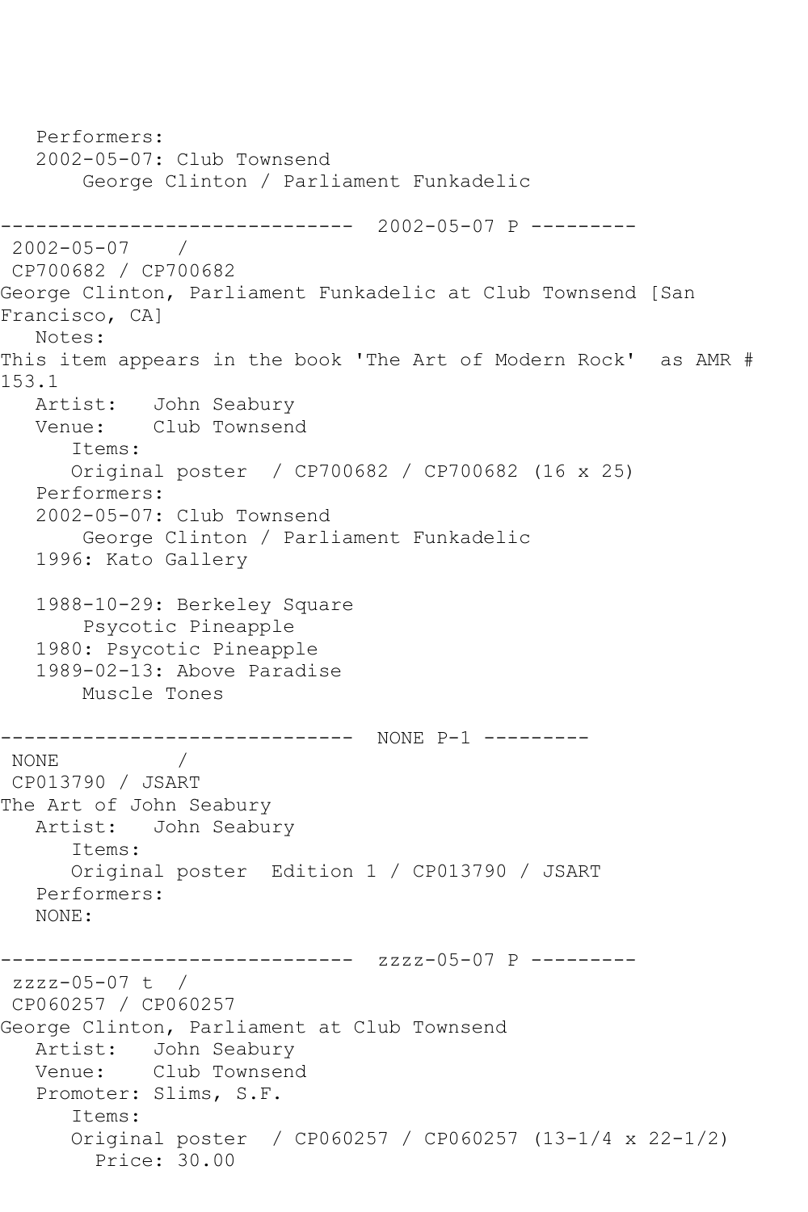Performers:
2002-05-07: Club Townsend
George Clinton / Parliament Funkadelic

------------------------------ 2002-05-07 P ---------

2002-05-07 /
CP700682 / CP700682
George Clinton, Parliament Funkadelic at Club Townsend [San Francisco, CA]
Notes:
This item appears in the book 'The Art of Modern Rock' as AMR # 153.1
Artist: John Seabury
Venue: Club Townsend
Items:
Original poster / CP700682 / CP700682 (16 x 25)
Performers:
2002-05-07: Club Townsend
George Clinton / Parliament Funkadelic
1996: Kato Gallery

1988-10-29: Berkeley Square
Psycotic Pineapple
1980: Psycotic Pineapple
1989-02-13: Above Paradise
Muscle Tones

------------------------------ NONE P-1 ---------

NONE /
CP013790 / JSART
The Art of John Seabury
Artist: John Seabury
Items:
Original poster Edition 1 / CP013790 / JSART
Performers:
NONE:

------------------------------ zzzz-05-07 P ---------

zzzz-05-07 t /
CP060257 / CP060257
George Clinton, Parliament at Club Townsend
Artist: John Seabury
Venue: Club Townsend
Promoter: Slims, S.F.
Items:
Original poster / CP060257 / CP060257 (13-1/4 x 22-1/2)
Price: 30.00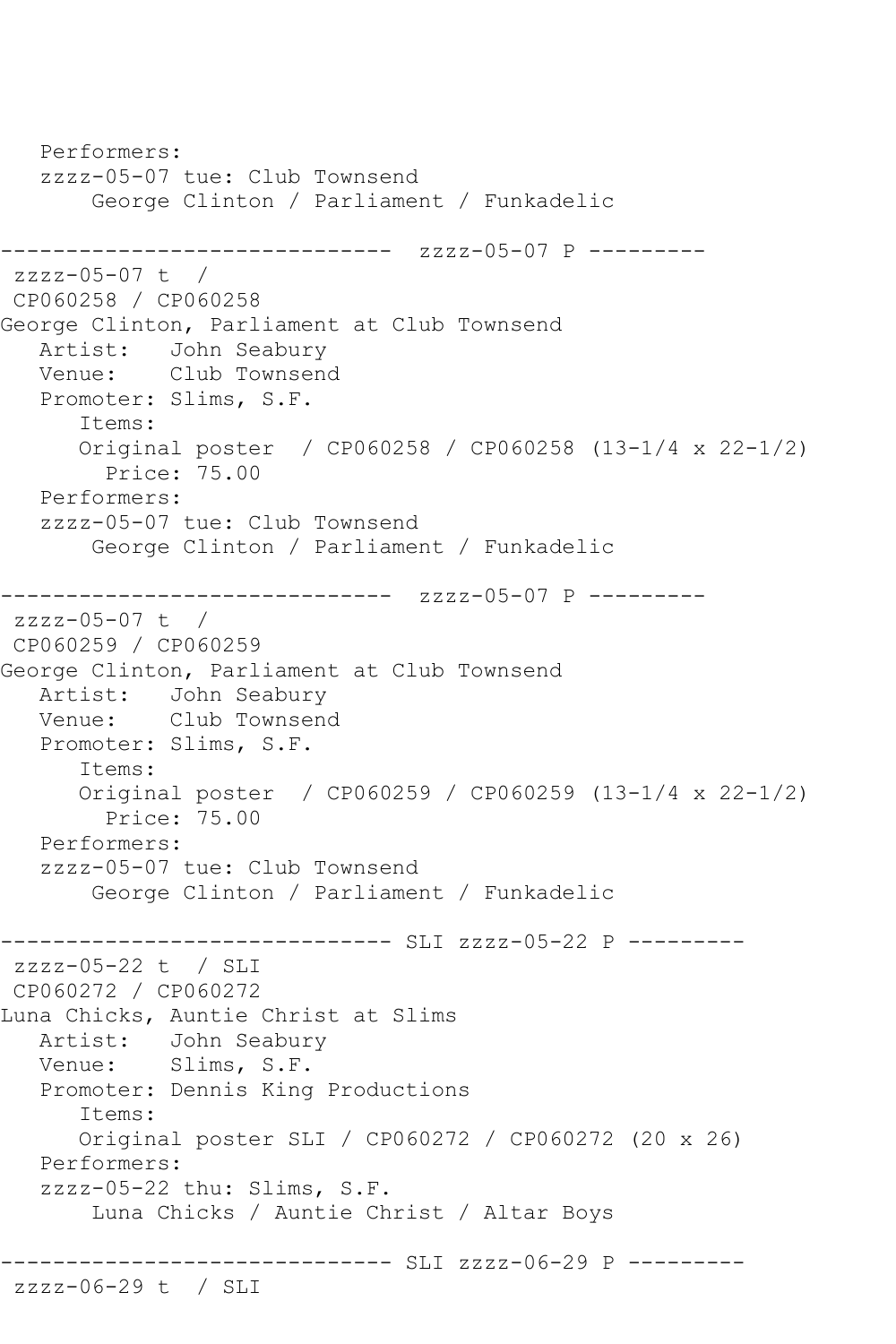```
   Performers:
   zzzz-05-07 tue: Club Townsend
       George Clinton / Parliament / Funkadelic

------------------------------  zzzz-05-07 P ---------
 zzzz-05-07 t  / 
 CP060258 / CP060258
George Clinton, Parliament at Club Townsend
   Artist:   John Seabury
   Venue:    Club Townsend
   Promoter: Slims, S.F.
      Items:
      Original poster  / CP060258 / CP060258 (13-1/4 x 22-1/2)
        Price: 75.00
   Performers:
   zzzz-05-07 tue: Club Townsend
       George Clinton / Parliament / Funkadelic

------------------------------  zzzz-05-07 P ---------
 zzzz-05-07 t  / 
 CP060259 / CP060259
George Clinton, Parliament at Club Townsend
   Artist:   John Seabury
   Venue:    Club Townsend
   Promoter: Slims, S.F.
      Items:
      Original poster  / CP060259 / CP060259 (13-1/4 x 22-1/2)
        Price: 75.00
   Performers:
   zzzz-05-07 tue: Club Townsend
       George Clinton / Parliament / Funkadelic

------------------------------ SLI zzzz-05-22 P ---------
 zzzz-05-22 t  / SLI
 CP060272 / CP060272
Luna Chicks, Auntie Christ at Slims
   Artist:   John Seabury
   Venue:    Slims, S.F.
   Promoter: Dennis King Productions
      Items:
      Original poster SLI / CP060272 / CP060272 (20 x 26)
   Performers:
   zzzz-05-22 thu: Slims, S.F.
       Luna Chicks / Auntie Christ / Altar Boys

------------------------------ SLI zzzz-06-29 P ---------
 zzzz-06-29 t  / SLI
```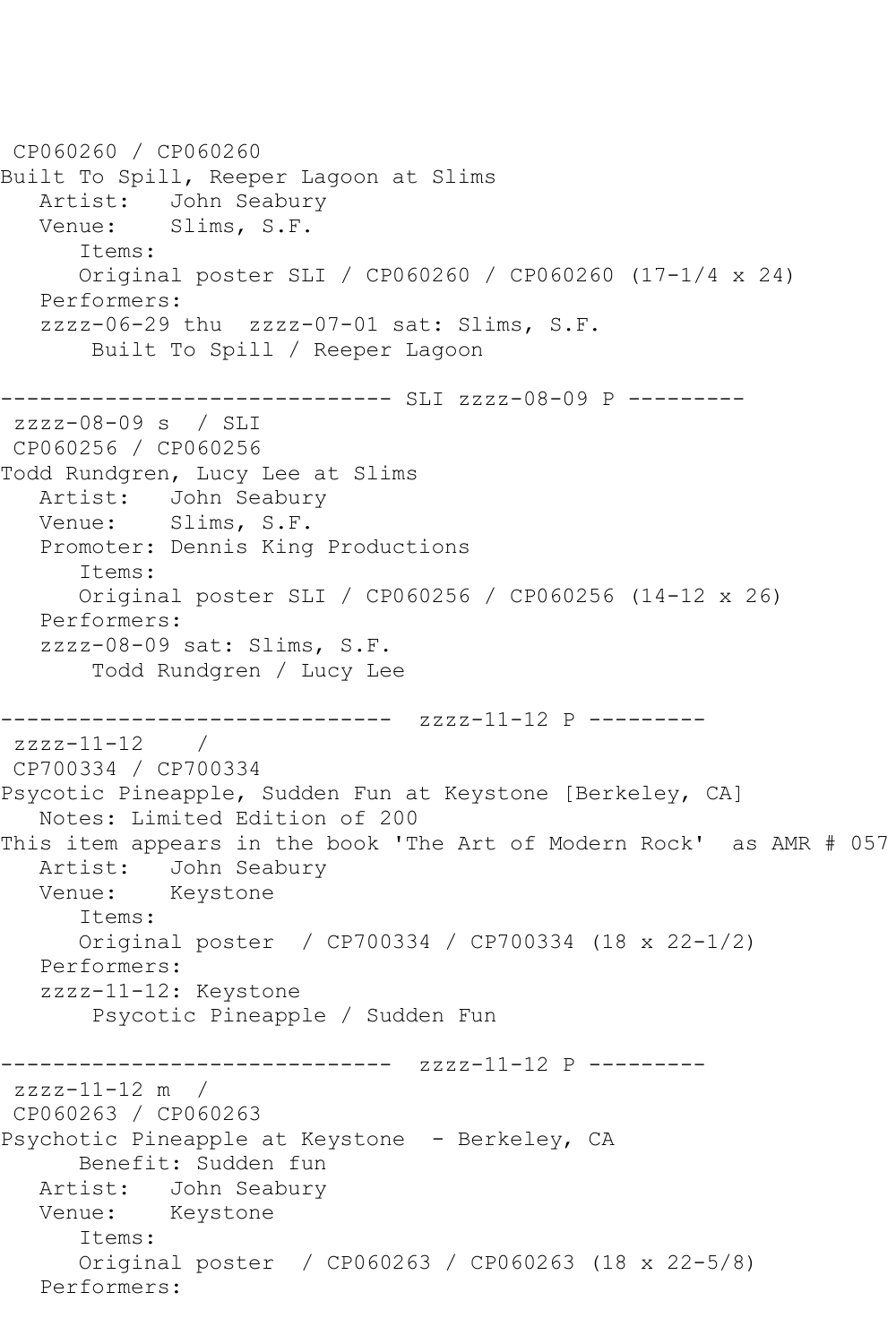CP060260 / CP060260
Built To Spill, Reeper Lagoon at Slims
   Artist:   John Seabury
   Venue:    Slims, S.F.
      Items:
      Original poster SLI / CP060260 / CP060260 (17-1/4 x 24)
   Performers:
   zzzz-06-29 thu  zzzz-07-01 sat: Slims, S.F.
       Built To Spill / Reeper Lagoon

------------------------------ SLI zzzz-08-09 P ---------
 zzzz-08-09 s  / SLI
 CP060256 / CP060256
Todd Rundgren, Lucy Lee at Slims
   Artist:   John Seabury
   Venue:    Slims, S.F.
   Promoter: Dennis King Productions
      Items:
      Original poster SLI / CP060256 / CP060256 (14-12 x 26)
   Performers:
   zzzz-08-09 sat: Slims, S.F.
       Todd Rundgren / Lucy Lee

------------------------------  zzzz-11-12 P ---------
 zzzz-11-12    /
 CP700334 / CP700334
Psycotic Pineapple, Sudden Fun at Keystone [Berkeley, CA]
   Notes: Limited Edition of 200
This item appears in the book 'The Art of Modern Rock'  as AMR # 057
   Artist:   John Seabury
   Venue:    Keystone
      Items:
      Original poster  / CP700334 / CP700334 (18 x 22-1/2)
   Performers:
   zzzz-11-12: Keystone
       Psycotic Pineapple / Sudden Fun

------------------------------  zzzz-11-12 P ---------
 zzzz-11-12 m  /
 CP060263 / CP060263
Psychotic Pineapple at Keystone  - Berkeley, CA
      Benefit: Sudden fun
   Artist:   John Seabury
   Venue:    Keystone
      Items:
      Original poster  / CP060263 / CP060263 (18 x 22-5/8)
   Performers: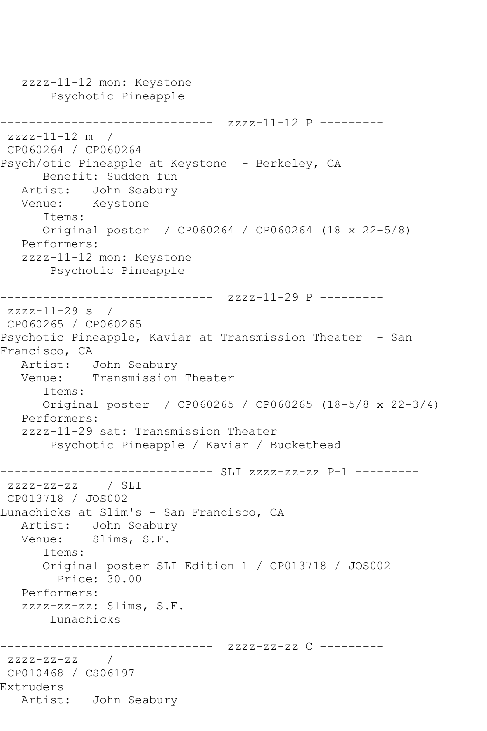zzzz-11-12 mon: Keystone
    Psychotic Pineapple

------------------------------ zzzz-11-12 P ---------

zzzz-11-12 m /
CP060264 / CP060264
Psych/otic Pineapple at Keystone - Berkeley, CA
   Benefit: Sudden fun
   Artist: John Seabury
   Venue: Keystone
   Items:
   Original poster / CP060264 / CP060264 (18 x 22-5/8)
   Performers:
   zzzz-11-12 mon: Keystone
    Psychotic Pineapple

------------------------------ zzzz-11-29 P ---------

zzzz-11-29 s /
CP060265 / CP060265
Psychotic Pineapple, Kaviar at Transmission Theater - San Francisco, CA
   Artist: John Seabury
   Venue: Transmission Theater
   Items:
   Original poster / CP060265 / CP060265 (18-5/8 x 22-3/4)
   Performers:
   zzzz-11-29 sat: Transmission Theater
    Psychotic Pineapple / Kaviar / Buckethead

------------------------------ SLI zzzz-zz-zz P-1 ---------

zzzz-zz-zz / SLI
CP013718 / JOS002
Lunachicks at Slim's - San Francisco, CA
   Artist: John Seabury
   Venue: Slims, S.F.
   Items:
   Original poster SLI Edition 1 / CP013718 / JOS002
    Price: 30.00
   Performers:
   zzzz-zz-zz: Slims, S.F.
    Lunachicks

------------------------------ zzzz-zz-zz C ---------

zzzz-zz-zz /
CP010468 / CS06197
Extruders
   Artist: John Seabury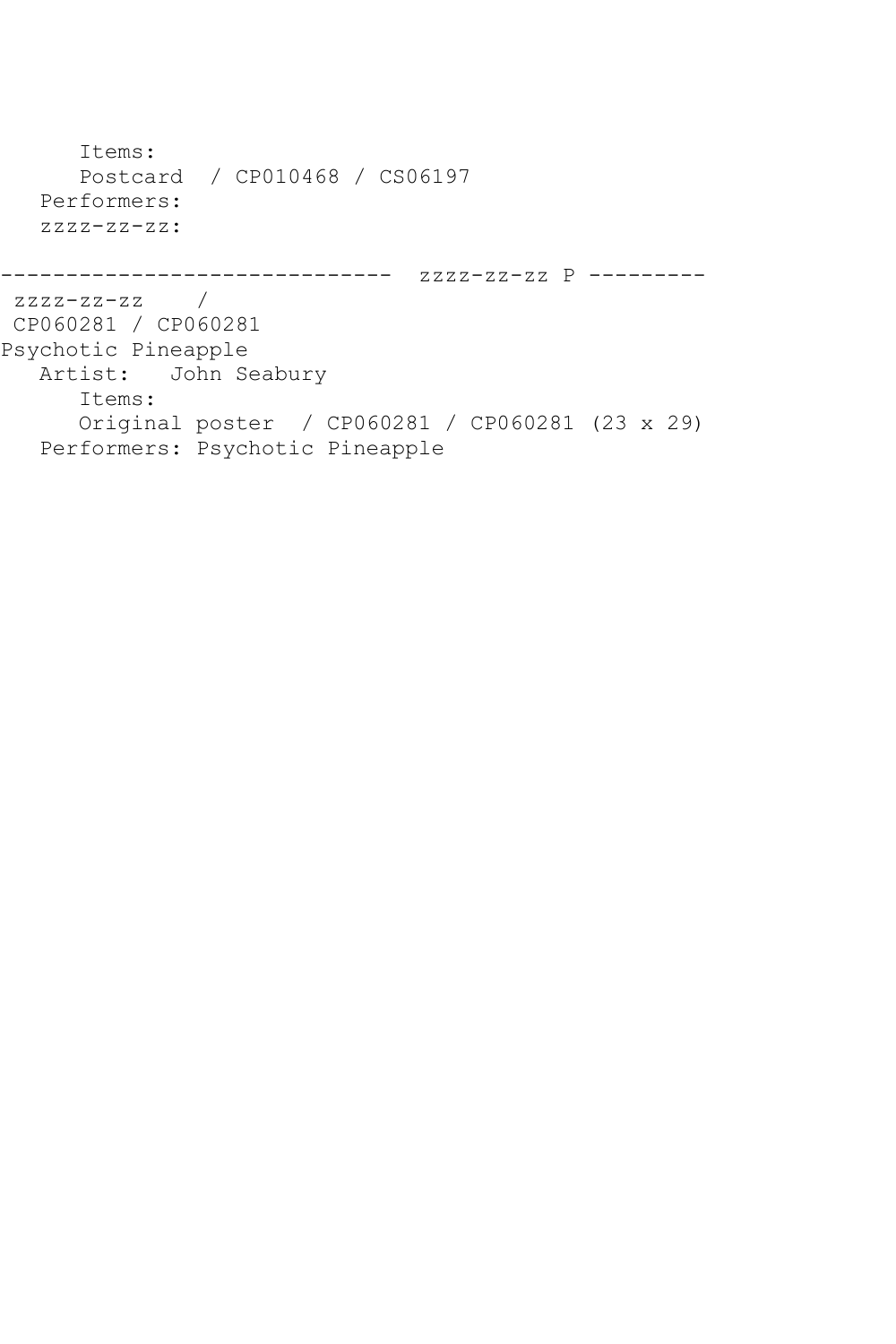Items:
      Postcard  / CP010468 / CS06197
   Performers:
   zzzz-zz-zz:

------------------------------  zzzz-zz-zz P ---------
 zzzz-zz-zz    /
 CP060281 / CP060281
Psychotic Pineapple
   Artist:   John Seabury
      Items:
      Original poster  / CP060281 / CP060281 (23 x 29)
   Performers: Psychotic Pineapple